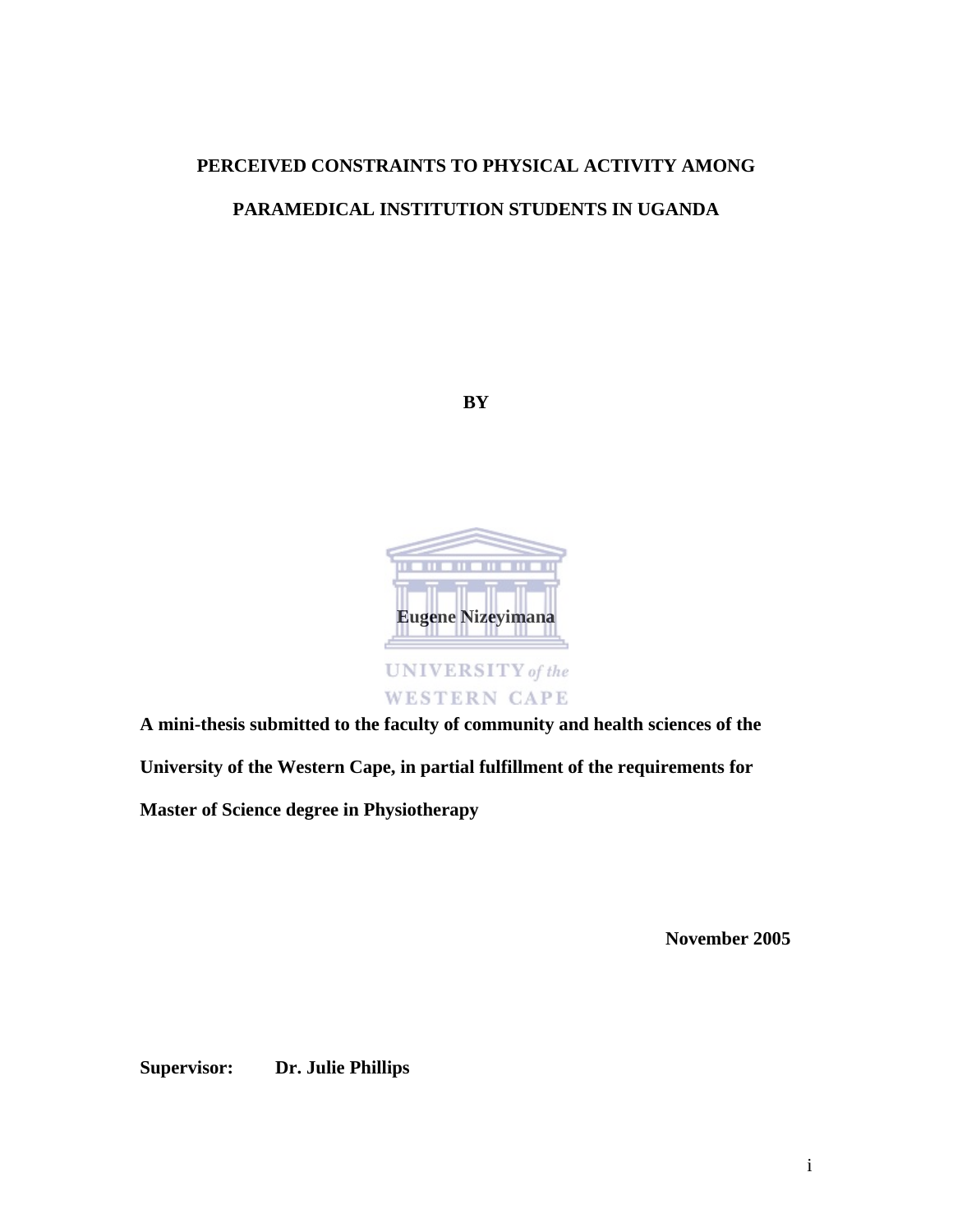# PERCEIVED CONSTRAINTS TO PHYSICAL ACTIVITY AMONG PARAMEDICAL INSTITUTION STUDENTS IN UGANDA

**BY**

**Eugene Nizeyimana**

**A mini-thesis submitted to the faculty of community and health sciences of the University of the Western Cape, in partial fulfillment of the requirements for Master of Science degree in Physiotherapy**

**November 2005**

**Supervisor: Dr. Julie Phillips**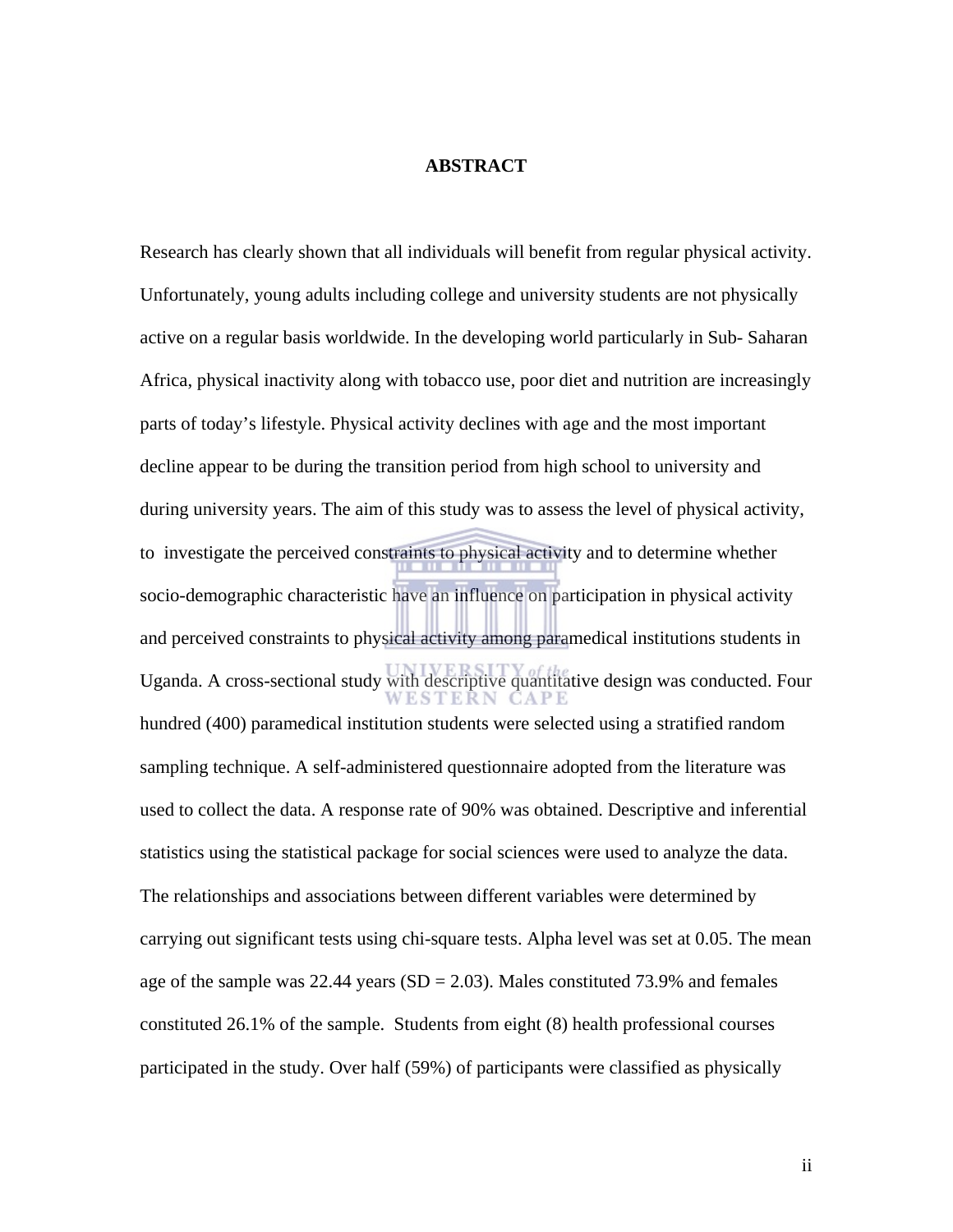# ABSTRACT

Research has clearly shown that all individuals will benefit from regular physical activity. Unfortunately, young adults including college and university students are not physically active on a regular basis worldwide. In the developing world particularly in Sub- Saharan Africa, physical inactivity along with tobacco use, poor diet and nutrition are increasingly parts of today's lifestyle. Physical activity declines with age and the most important decline appear to be during the transition period from high school to university and during university years. The aim of this study was to assess the level of physical activity, to investigate the perceived constraints to physical activity and to determine whether socio-demographic characteristic have an influence on participation in physical activity and perceived constraints to physical activity among paramedical institutions students in Uganda. A cross-sectional study with descriptive quantitative design was conducted. Four hundred (400) paramedical institution students were selected using a stratified random sampling technique. A self-administered questionnaire adopted from the literature was used to collect the data. A response rate of 90% was obtained. Descriptive and inferential statistics using the statistical package for social sciences were used to analyze the data. The relationships and associations between different variables were determined by carrying out significant tests using chi-square tests. Alpha level was set at 0.05. The mean age of the sample was 22.44 years (SD = 2.03). Males constituted 73.9% and females constituted 26.1% of the sample. Students from eight (8) health professional courses participated in the study. Over half (59%) of participants were classified as physically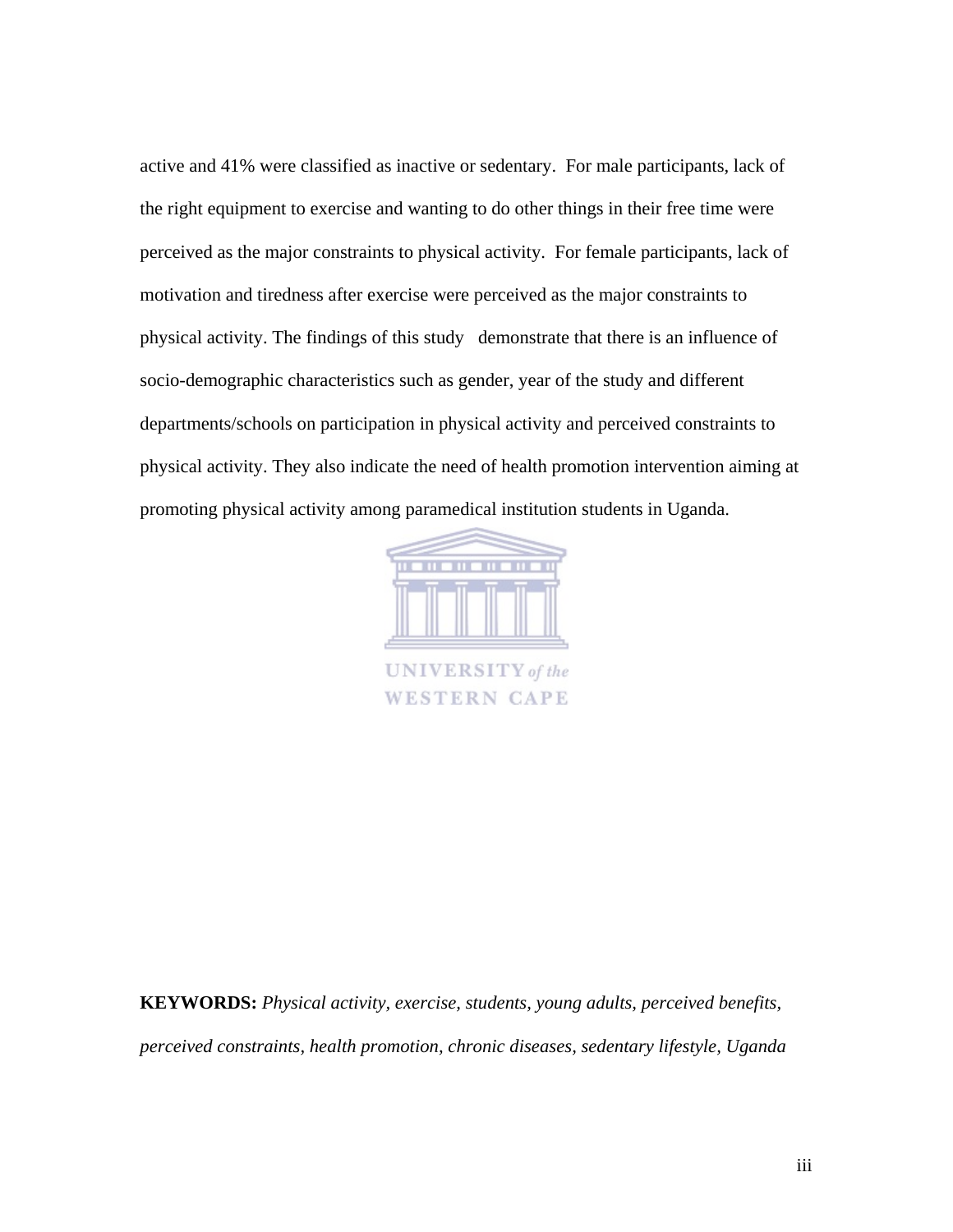active and 41% were classified as inactive or sedentary. For male participants, lack of the right equipment to exercise and wanting to do other things in their free time were perceived as the major constraints to physical activity. For female participants, lack of motivation and tiredness after exercise were perceived as the major constraints to physical activity. The findings of this study demonstrate that there is an influence of socio-demographic characteristics such as gender, year of the study and different departments/schools on participation in physical activity and perceived constraints to physical activity. They also indicate the need of health promotion intervention aiming at promoting physical activity among paramedical institution students in Uganda.

**KEYWORDS:** *Physical activity, exercise, students, young adults, perceived benefits, perceived constraints, health promotion, chronic diseases, sedentary lifestyle, Uganda*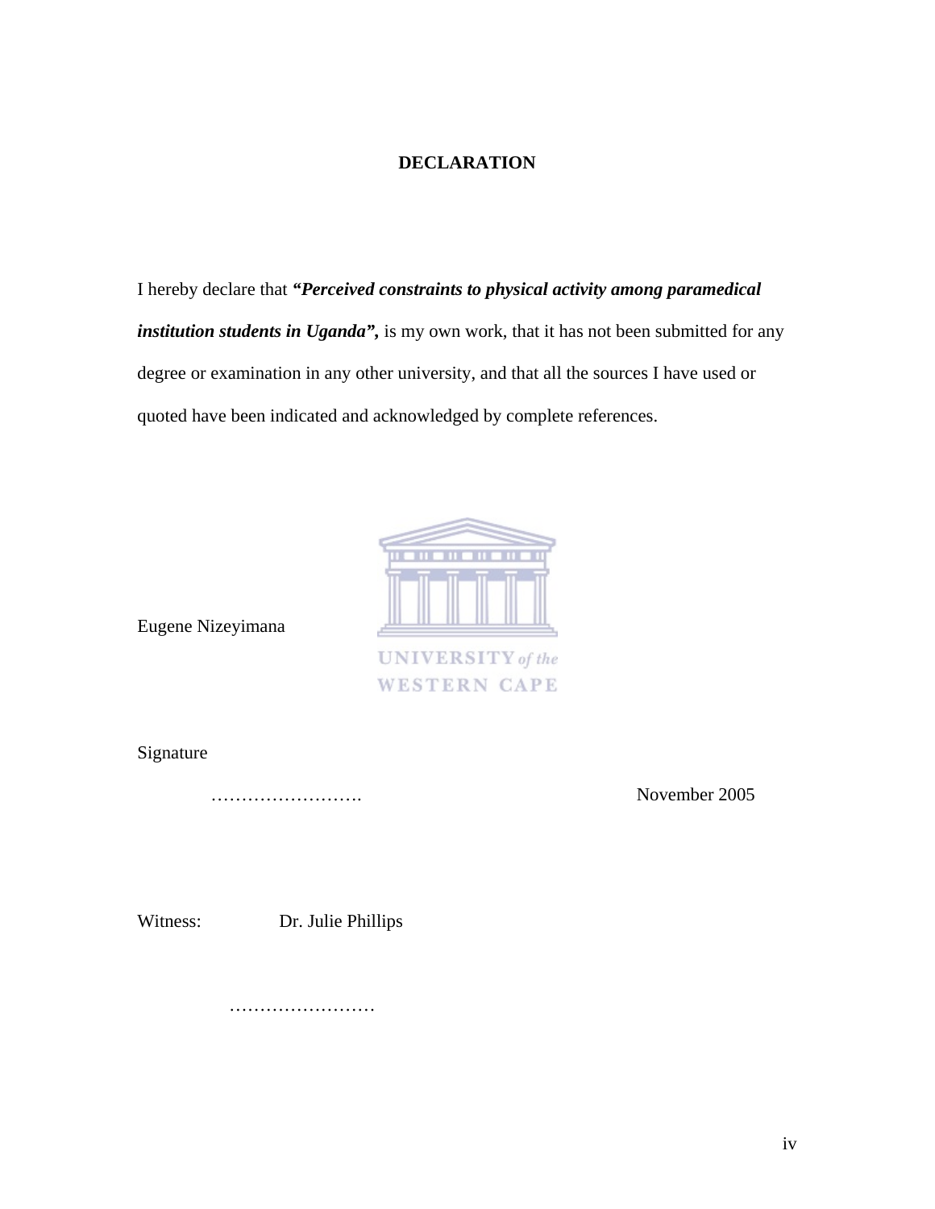# DECLARATION

I hereby declare that ***"Perceived constraints to physical activity among paramedical institution students in Uganda",*** is my own work, that it has not been submitted for any degree or examination in any other university, and that all the sources I have used or quoted have been indicated and acknowledged by complete references.

Eugene Nizeyimana

Signature

……………………. November 2005

Witness: Dr. Julie Phillips

……………………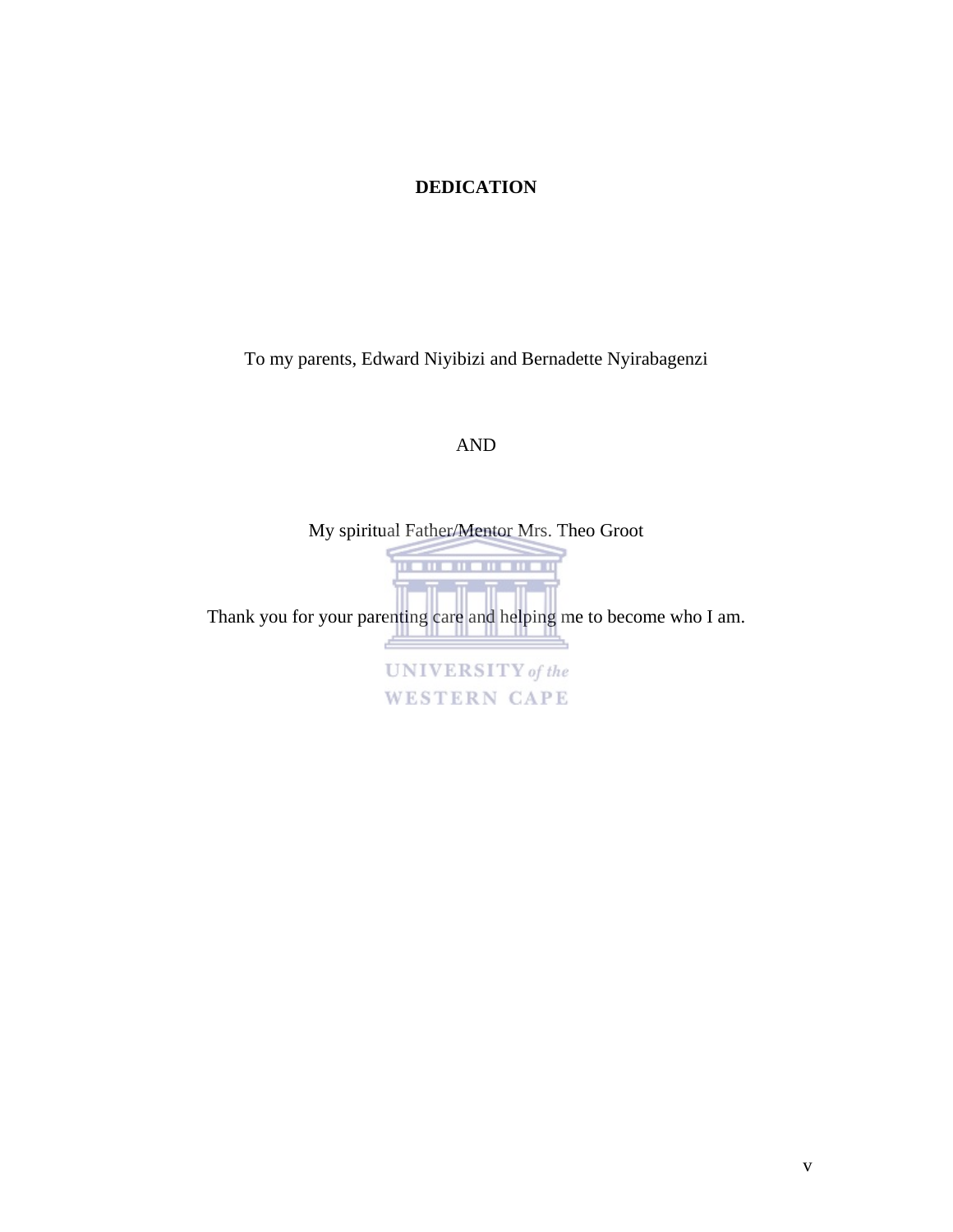# DEDICATION

To my parents, Edward Niyibizi and Bernadette Nyirabagenzi

AND

My spiritual Father/Mentor Mrs. Theo Groot

Thank you for your parenting care and helping me to become who I am.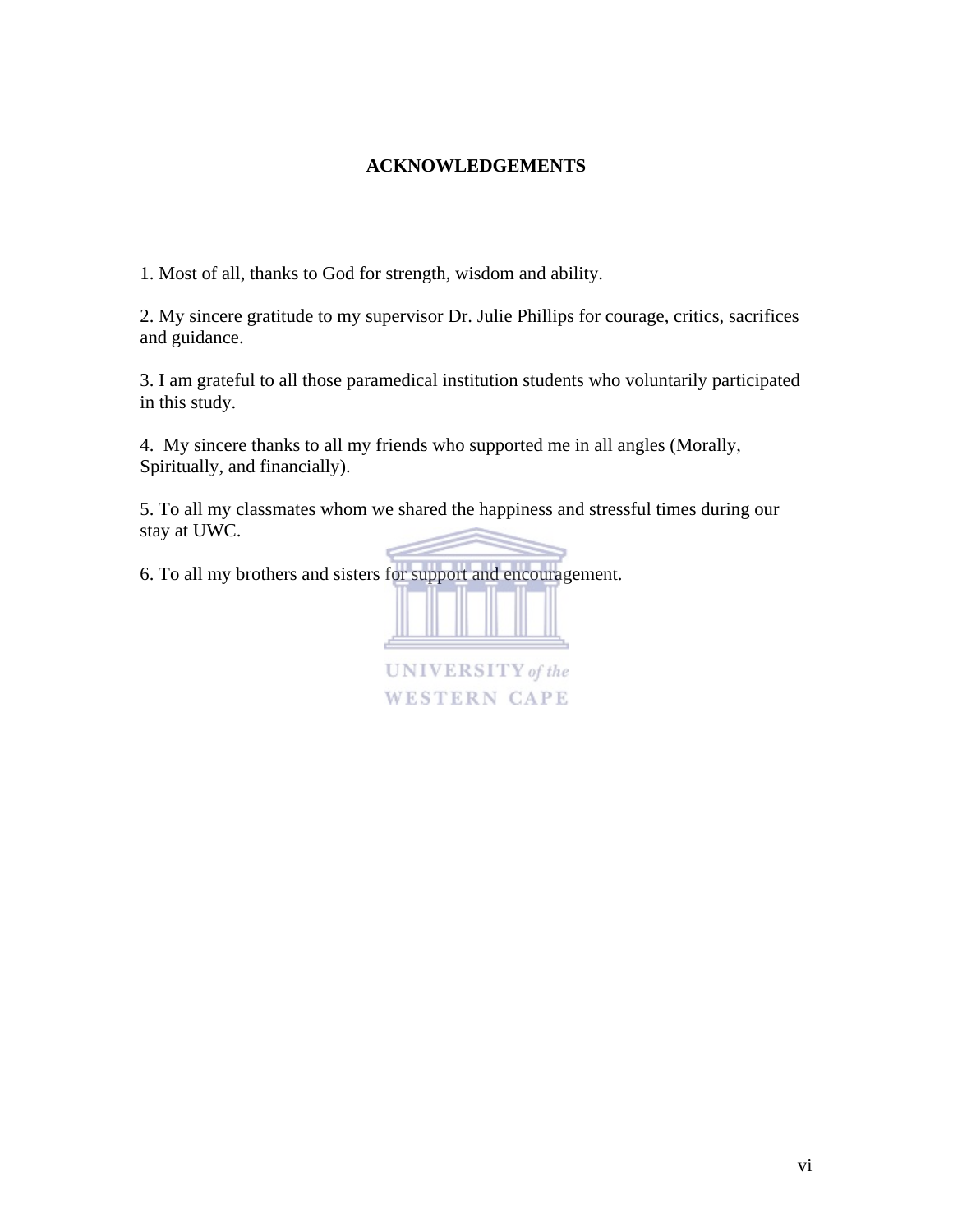# ACKNOWLEDGEMENTS

1. Most of all, thanks to God for strength, wisdom and ability.

2. My sincere gratitude to my supervisor Dr. Julie Phillips for courage, critics, sacrifices and guidance.

3. I am grateful to all those paramedical institution students who voluntarily participated in this study.

4. My sincere thanks to all my friends who supported me in all angles (Morally, Spiritually, and financially).

5. To all my classmates whom we shared the happiness and stressful times during our stay at UWC.

6. To all my brothers and sisters for support and encouragement.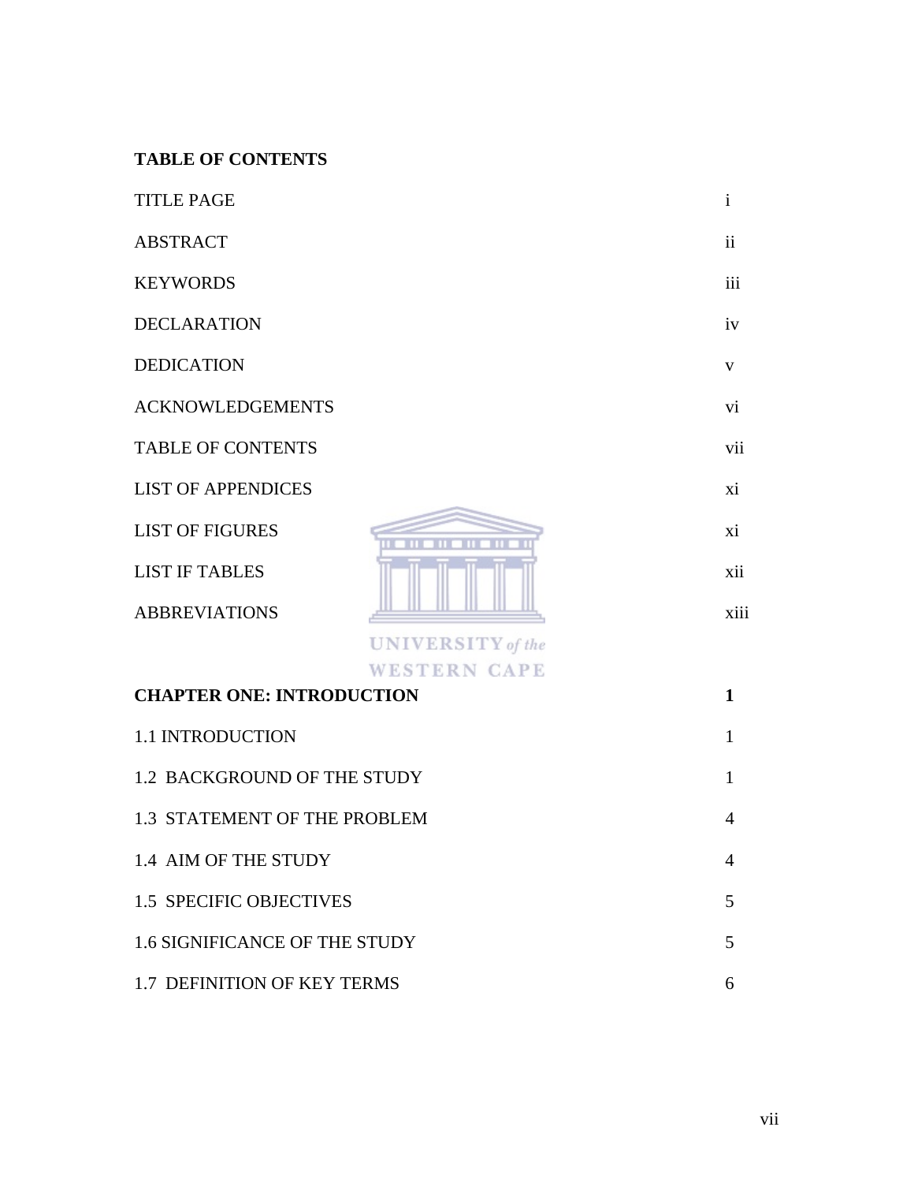**TABLE OF CONTENTS**

| | |
|---|---|
| TITLE PAGE | i |
| ABSTRACT | ii |
| KEYWORDS | iii |
| DECLARATION | iv |
| DEDICATION | v |
| ACKNOWLEDGEMENTS | vi |
| TABLE OF CONTENTS | vii |
| LIST OF APPENDICES | xi |
| LIST OF FIGURES | xi |
| LIST IF TABLES | xii |
| ABBREVIATIONS | xiii |
| **CHAPTER ONE: INTRODUCTION** | **1** |
| 1.1 INTRODUCTION | 1 |
| 1.2 BACKGROUND OF THE STUDY | 1 |
| 1.3 STATEMENT OF THE PROBLEM | 4 |
| 1.4 AIM OF THE STUDY | 4 |
| 1.5 SPECIFIC OBJECTIVES | 5 |
| 1.6 SIGNIFICANCE OF THE STUDY | 5 |
| 1.7 DEFINITION OF KEY TERMS | 6 |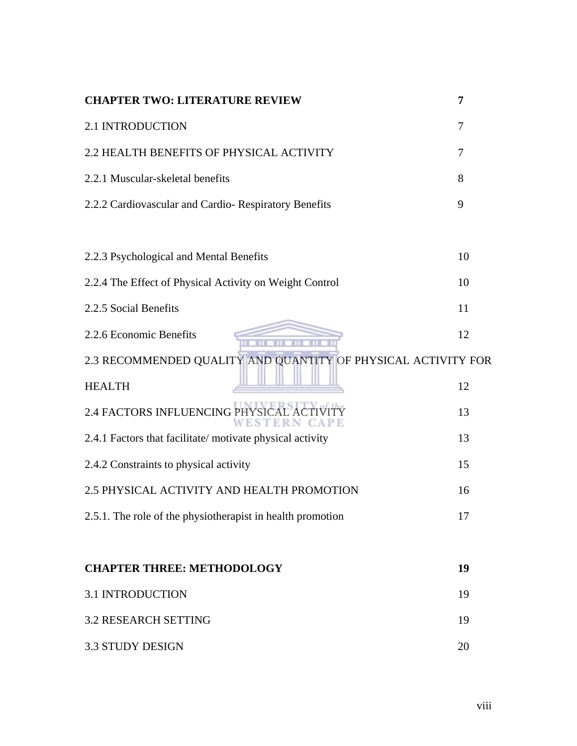| | |
|---|---|
| **CHAPTER TWO: LITERATURE REVIEW** | **7** |
| 2.1 INTRODUCTION | 7 |
| 2.2 HEALTH BENEFITS OF PHYSICAL ACTIVITY | 7 |
| 2.2.1 Muscular-skeletal benefits | 8 |
| 2.2.2 Cardiovascular and Cardio- Respiratory Benefits | 9 |
| 2.2.3 Psychological and Mental Benefits | 10 |
| 2.2.4 The Effect of Physical Activity on Weight Control | 10 |
| 2.2.5 Social Benefits | 11 |
| 2.2.6 Economic Benefits | 12 |
| 2.3 RECOMMENDED QUALITY AND QUANTITY OF PHYSICAL ACTIVITY FOR HEALTH | 12 |
| 2.4 FACTORS INFLUENCING PHYSICAL ACTIVITY | 13 |
| 2.4.1 Factors that facilitate/ motivate physical activity | 13 |
| 2.4.2 Constraints to physical activity | 15 |
| 2.5 PHYSICAL ACTIVITY AND HEALTH PROMOTION | 16 |
| 2.5.1. The role of the physiotherapist in health promotion | 17 |
| **CHAPTER THREE: METHODOLOGY** | **19** |
| 3.1 INTRODUCTION | 19 |
| 3.2 RESEARCH SETTING | 19 |
| 3.3 STUDY DESIGN | 20 |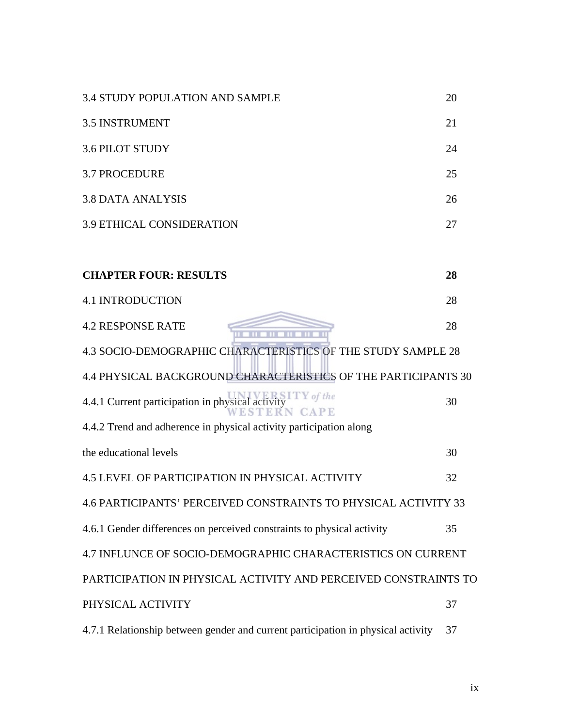3.4 STUDY POPULATION AND SAMPLE 20

3.5 INSTRUMENT 21

3.6 PILOT STUDY 24

3.7 PROCEDURE 25

3.8 DATA ANALYSIS 26

3.9 ETHICAL CONSIDERATION 27

**CHAPTER FOUR: RESULTS 28**

4.1 INTRODUCTION 28

4.2 RESPONSE RATE 28

4.3 SOCIO-DEMOGRAPHIC CHARACTERISTICS OF THE STUDY SAMPLE 28

4.4 PHYSICAL BACKGROUND CHARACTERISTICS OF THE PARTICIPANTS 30

4.4.1 Current participation in physical activity 30

4.4.2 Trend and adherence in physical activity participation along the educational levels 30

4.5 LEVEL OF PARTICIPATION IN PHYSICAL ACTIVITY 32

4.6 PARTICIPANTS' PERCEIVED CONSTRAINTS TO PHYSICAL ACTIVITY 33

4.6.1 Gender differences on perceived constraints to physical activity 35

4.7 INFLUNCE OF SOCIO-DEMOGRAPHIC CHARACTERISTICS ON CURRENT PARTICIPATION IN PHYSICAL ACTIVITY AND PERCEIVED CONSTRAINTS TO PHYSICAL ACTIVITY 37

4.7.1 Relationship between gender and current participation in physical activity 37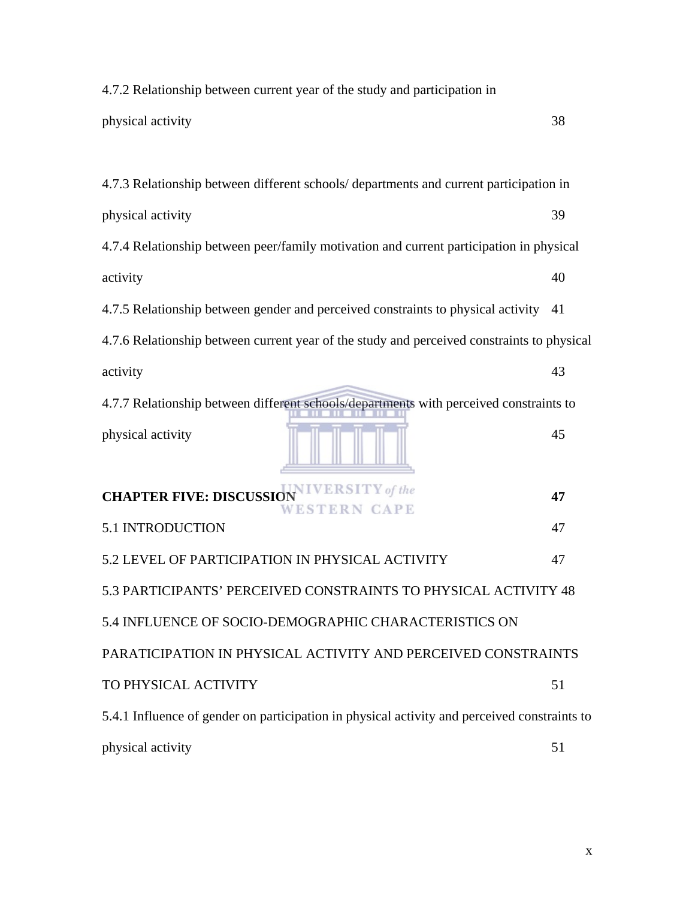4.7.2 Relationship between current year of the study and participation in physical activity 38

4.7.3 Relationship between different schools/ departments and current participation in physical activity 39

4.7.4 Relationship between peer/family motivation and current participation in physical activity 40

4.7.5 Relationship between gender and perceived constraints to physical activity 41

4.7.6 Relationship between current year of the study and perceived constraints to physical activity 43

4.7.7 Relationship between different schools/departments with perceived constraints to physical activity 45

**CHAPTER FIVE: DISCUSSION 47**

5.1 INTRODUCTION 47

5.2 LEVEL OF PARTICIPATION IN PHYSICAL ACTIVITY 47

5.3 PARTICIPANTS' PERCEIVED CONSTRAINTS TO PHYSICAL ACTIVITY 48

5.4 INFLUENCE OF SOCIO-DEMOGRAPHIC CHARACTERISTICS ON PARATICIPATION IN PHYSICAL ACTIVITY AND PERCEIVED CONSTRAINTS TO PHYSICAL ACTIVITY 51

5.4.1 Influence of gender on participation in physical activity and perceived constraints to physical activity 51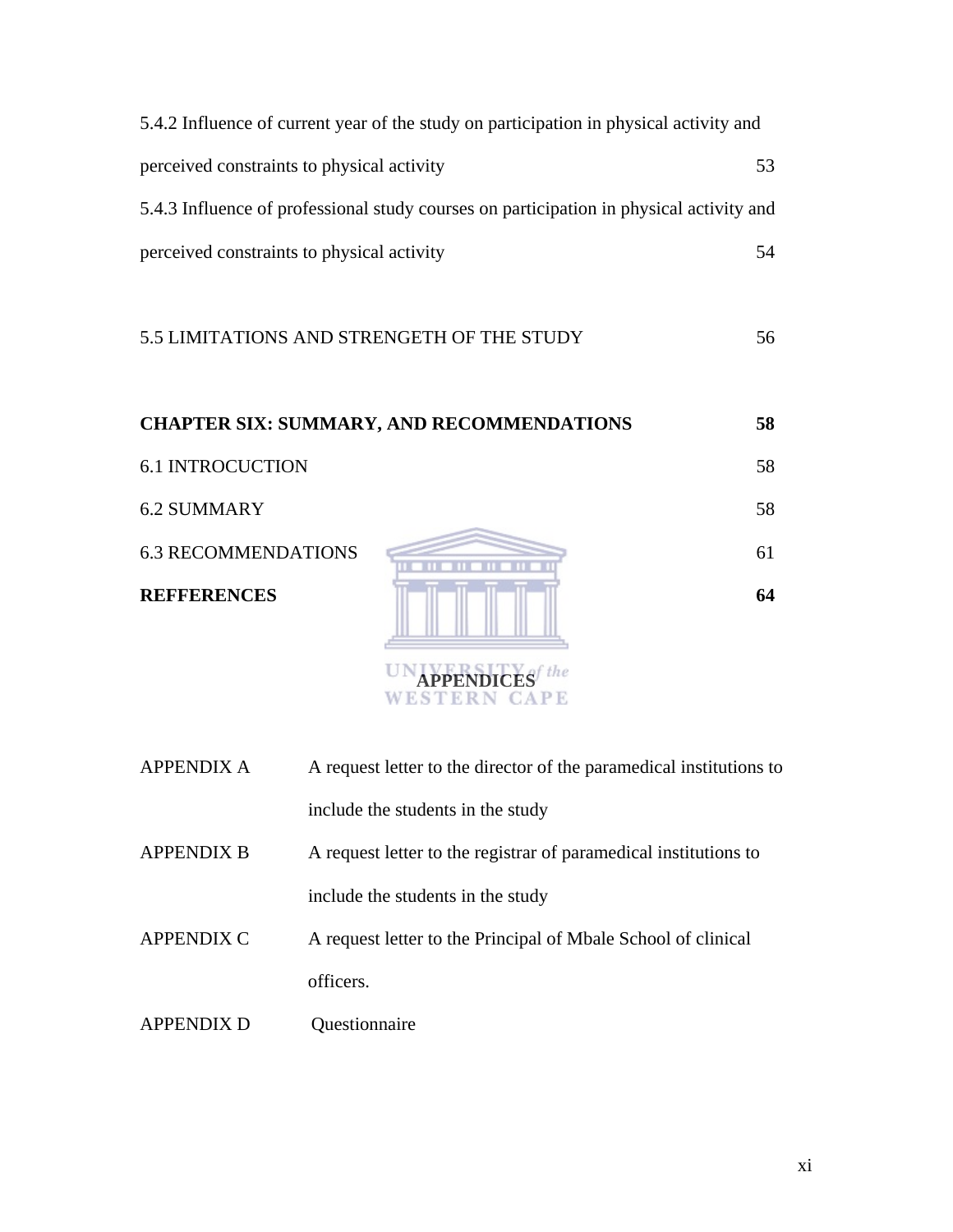5.4.2 Influence of current year of the study on participation in physical activity and perceived constraints to physical activity 53

5.4.3 Influence of professional study courses on participation in physical activity and perceived constraints to physical activity 54

5.5 LIMITATIONS AND STRENGETH OF THE STUDY 56

**CHAPTER SIX: SUMMARY, AND RECOMMENDATIONS 58**

6.1 INTROCUCTION 58

6.2 SUMMARY 58

6.3 RECOMMENDATIONS 61

**REFFERENCES 64**

**APPENDICES**

| | |
|---|---|
| APPENDIX A | A request letter to the director of the paramedical institutions to include the students in the study |
| APPENDIX B | A request letter to the registrar of paramedical institutions to include the students in the study |
| APPENDIX C | A request letter to the Principal of Mbale School of clinical officers. |
| APPENDIX D | Questionnaire |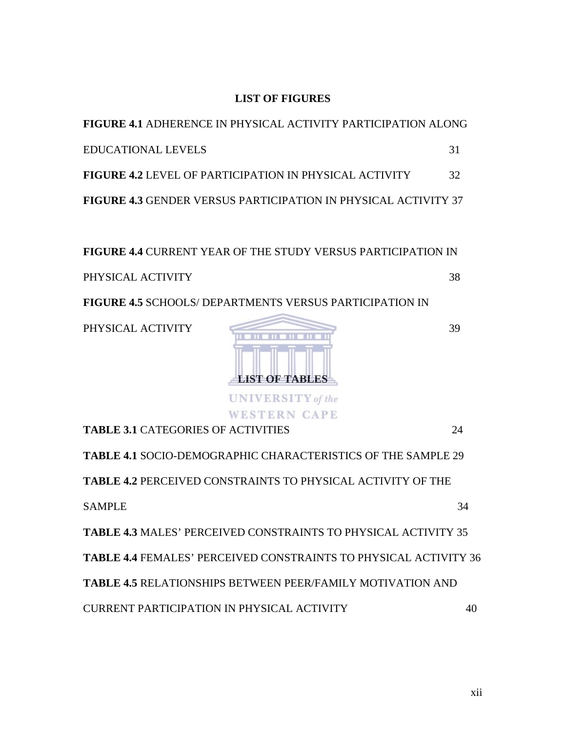## LIST OF FIGURES

**FIGURE 4.1** ADHERENCE IN PHYSICAL ACTIVITY PARTICIPATION ALONG EDUCATIONAL LEVELS 31

**FIGURE 4.2** LEVEL OF PARTICIPATION IN PHYSICAL ACTIVITY 32

**FIGURE 4.3** GENDER VERSUS PARTICIPATION IN PHYSICAL ACTIVITY 37

**FIGURE 4.4** CURRENT YEAR OF THE STUDY VERSUS PARTICIPATION IN PHYSICAL ACTIVITY 38

**FIGURE 4.5** SCHOOLS/ DEPARTMENTS VERSUS PARTICIPATION IN PHYSICAL ACTIVITY 39

## LIST OF TABLES

**TABLE 3.1** CATEGORIES OF ACTIVITIES 24

**TABLE 4.1** SOCIO-DEMOGRAPHIC CHARACTERISTICS OF THE SAMPLE 29

**TABLE 4.2** PERCEIVED CONSTRAINTS TO PHYSICAL ACTIVITY OF THE SAMPLE 34

**TABLE 4.3** MALES' PERCEIVED CONSTRAINTS TO PHYSICAL ACTIVITY 35

**TABLE 4.4** FEMALES' PERCEIVED CONSTRAINTS TO PHYSICAL ACTIVITY 36

**TABLE 4.5** RELATIONSHIPS BETWEEN PEER/FAMILY MOTIVATION AND CURRENT PARTICIPATION IN PHYSICAL ACTIVITY 40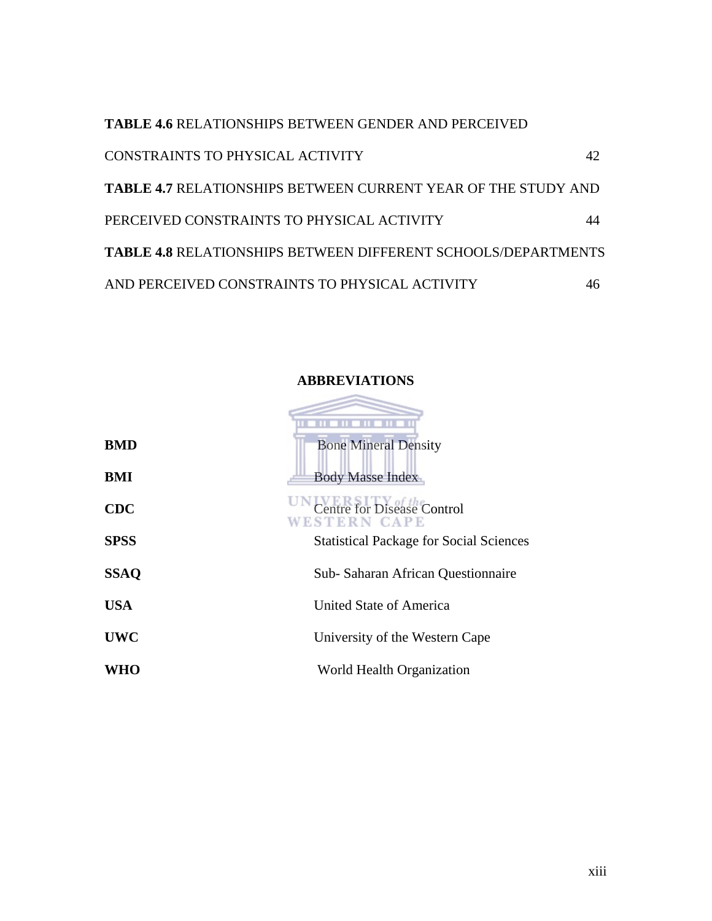**TABLE 4.6** RELATIONSHIPS BETWEEN GENDER AND PERCEIVED CONSTRAINTS TO PHYSICAL ACTIVITY 42

**TABLE 4.7** RELATIONSHIPS BETWEEN CURRENT YEAR OF THE STUDY AND PERCEIVED CONSTRAINTS TO PHYSICAL ACTIVITY 44

**TABLE 4.8** RELATIONSHIPS BETWEEN DIFFERENT SCHOOLS/DEPARTMENTS AND PERCEIVED CONSTRAINTS TO PHYSICAL ACTIVITY 46

## ABBREVIATIONS

| | |
|---|---|
| **BMD** | Bone Mineral Density |
| **BMI** | Body Masse Index |
| **CDC** | Centre for Disease Control |
| **SPSS** | Statistical Package for Social Sciences |
| **SSAQ** | Sub- Saharan African Questionnaire |
| **USA** | United State of America |
| **UWC** | University of the Western Cape |
| **WHO** | World Health Organization |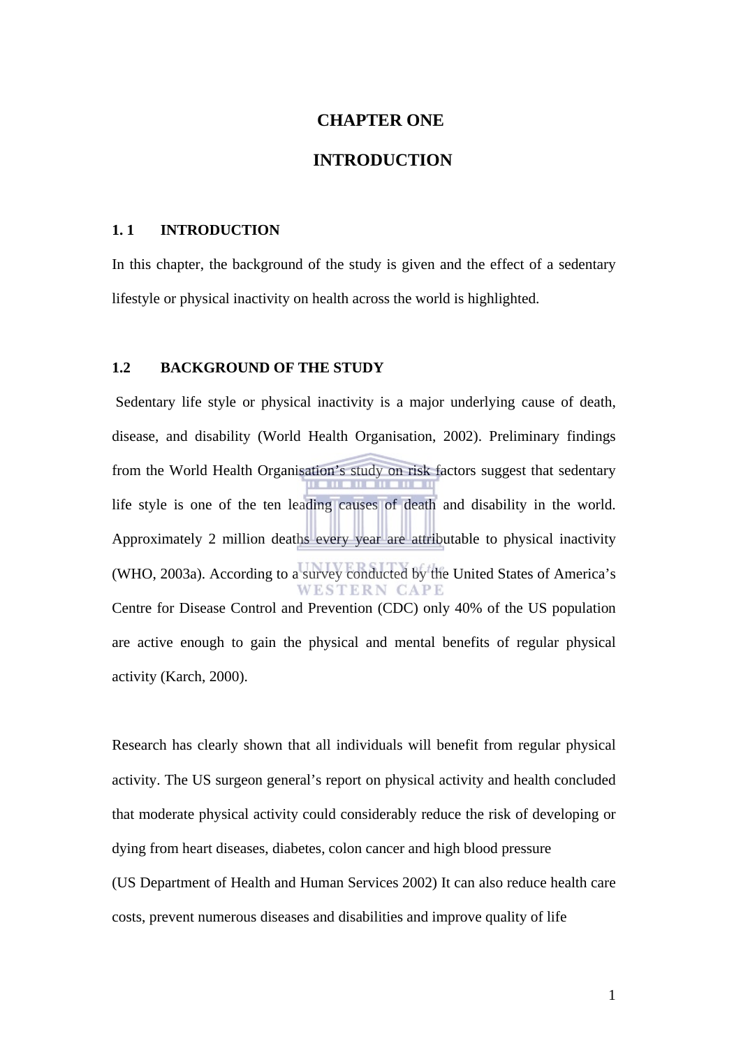# CHAPTER ONE

# INTRODUCTION

## 1. 1 INTRODUCTION

In this chapter, the background of the study is given and the effect of a sedentary lifestyle or physical inactivity on health across the world is highlighted.

## 1.2 BACKGROUND OF THE STUDY

Sedentary life style or physical inactivity is a major underlying cause of death, disease, and disability (World Health Organisation, 2002). Preliminary findings from the World Health Organisation's study on risk factors suggest that sedentary life style is one of the ten leading causes of death and disability in the world. Approximately 2 million deaths every year are attributable to physical inactivity (WHO, 2003a). According to a survey conducted by the United States of America's Centre for Disease Control and Prevention (CDC) only 40% of the US population are active enough to gain the physical and mental benefits of regular physical activity (Karch, 2000).

Research has clearly shown that all individuals will benefit from regular physical activity. The US surgeon general's report on physical activity and health concluded that moderate physical activity could considerably reduce the risk of developing or dying from heart diseases, diabetes, colon cancer and high blood pressure (US Department of Health and Human Services 2002) It can also reduce health care costs, prevent numerous diseases and disabilities and improve quality of life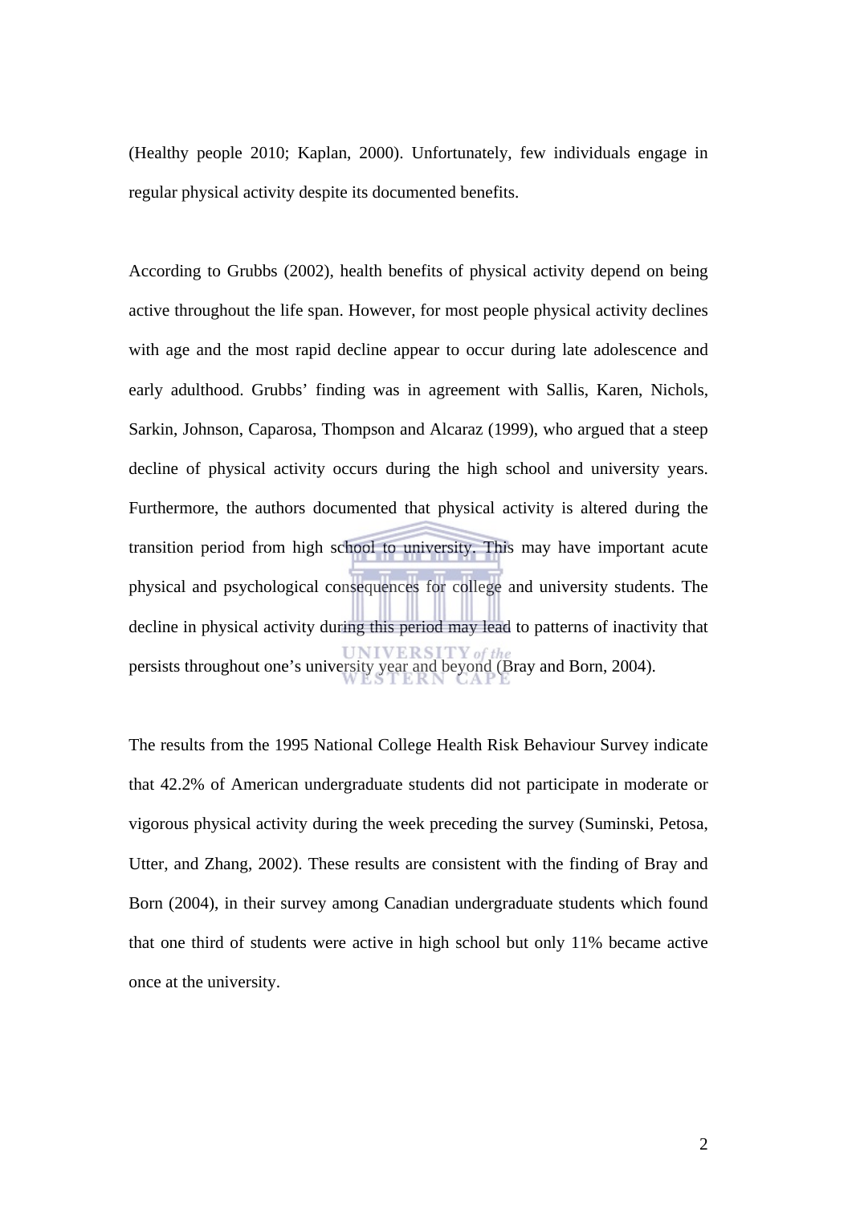(Healthy people 2010; Kaplan, 2000). Unfortunately, few individuals engage in regular physical activity despite its documented benefits.

According to Grubbs (2002), health benefits of physical activity depend on being active throughout the life span. However, for most people physical activity declines with age and the most rapid decline appear to occur during late adolescence and early adulthood. Grubbs' finding was in agreement with Sallis, Karen, Nichols, Sarkin, Johnson, Caparosa, Thompson and Alcaraz (1999), who argued that a steep decline of physical activity occurs during the high school and university years. Furthermore, the authors documented that physical activity is altered during the transition period from high school to university. This may have important acute physical and psychological consequences for college and university students. The decline in physical activity during this period may lead to patterns of inactivity that persists throughout one's university year and beyond (Bray and Born, 2004).

The results from the 1995 National College Health Risk Behaviour Survey indicate that 42.2% of American undergraduate students did not participate in moderate or vigorous physical activity during the week preceding the survey (Suminski, Petosa, Utter, and Zhang, 2002). These results are consistent with the finding of Bray and Born (2004), in their survey among Canadian undergraduate students which found that one third of students were active in high school but only 11% became active once at the university.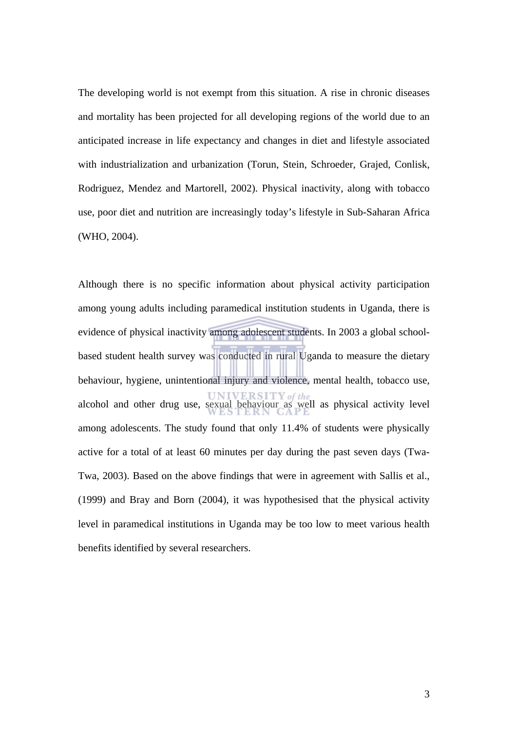The developing world is not exempt from this situation. A rise in chronic diseases and mortality has been projected for all developing regions of the world due to an anticipated increase in life expectancy and changes in diet and lifestyle associated with industrialization and urbanization (Torun, Stein, Schroeder, Grajed, Conlisk, Rodriguez, Mendez and Martorell, 2002). Physical inactivity, along with tobacco use, poor diet and nutrition are increasingly today's lifestyle in Sub-Saharan Africa (WHO, 2004).

Although there is no specific information about physical activity participation among young adults including paramedical institution students in Uganda, there is evidence of physical inactivity among adolescent students. In 2003 a global school-based student health survey was conducted in rural Uganda to measure the dietary behaviour, hygiene, unintentional injury and violence, mental health, tobacco use, alcohol and other drug use, sexual behaviour as well as physical activity level among adolescents. The study found that only 11.4% of students were physically active for a total of at least 60 minutes per day during the past seven days (Twa-Twa, 2003). Based on the above findings that were in agreement with Sallis et al., (1999) and Bray and Born (2004), it was hypothesised that the physical activity level in paramedical institutions in Uganda may be too low to meet various health benefits identified by several researchers.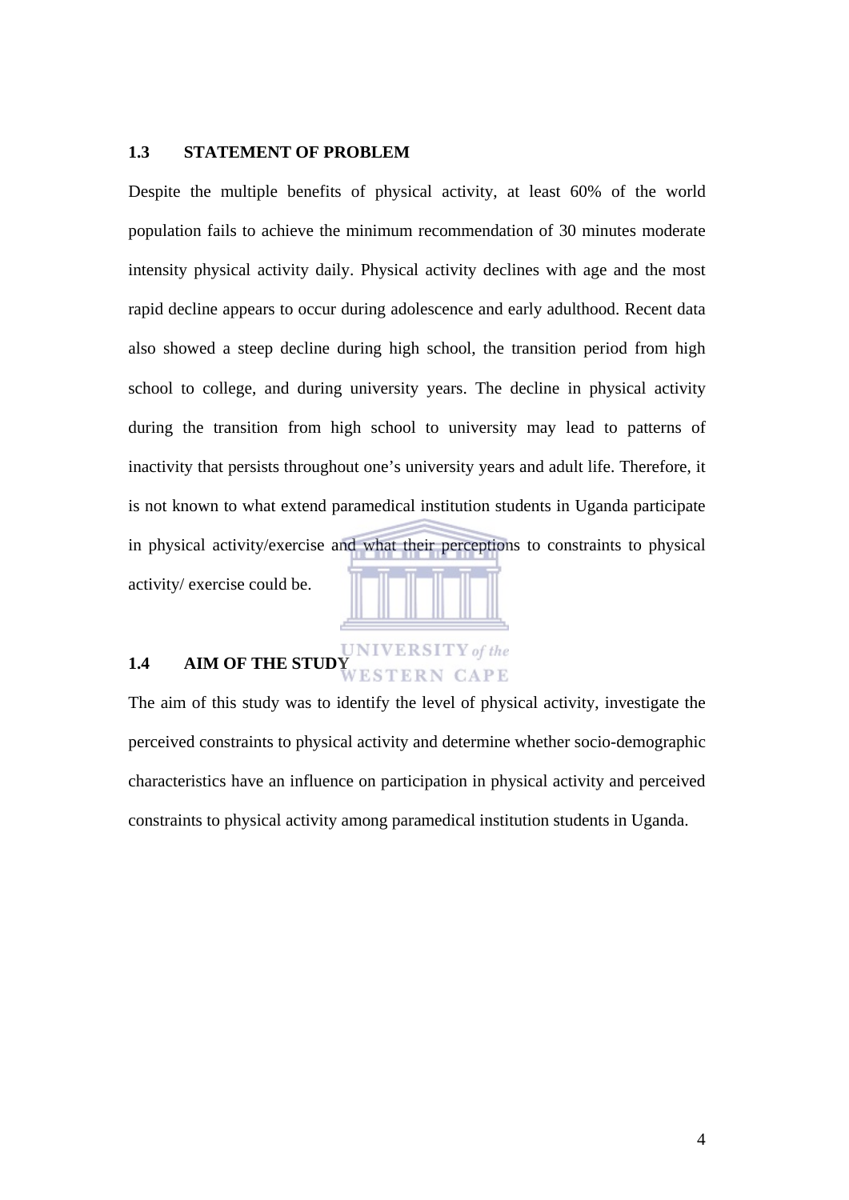## 1.3 STATEMENT OF PROBLEM

Despite the multiple benefits of physical activity, at least 60% of the world population fails to achieve the minimum recommendation of 30 minutes moderate intensity physical activity daily. Physical activity declines with age and the most rapid decline appears to occur during adolescence and early adulthood. Recent data also showed a steep decline during high school, the transition period from high school to college, and during university years. The decline in physical activity during the transition from high school to university may lead to patterns of inactivity that persists throughout one's university years and adult life. Therefore, it is not known to what extend paramedical institution students in Uganda participate in physical activity/exercise and what their perceptions to constraints to physical activity/ exercise could be.

## 1.4 AIM OF THE STUDY

The aim of this study was to identify the level of physical activity, investigate the perceived constraints to physical activity and determine whether socio-demographic characteristics have an influence on participation in physical activity and perceived constraints to physical activity among paramedical institution students in Uganda.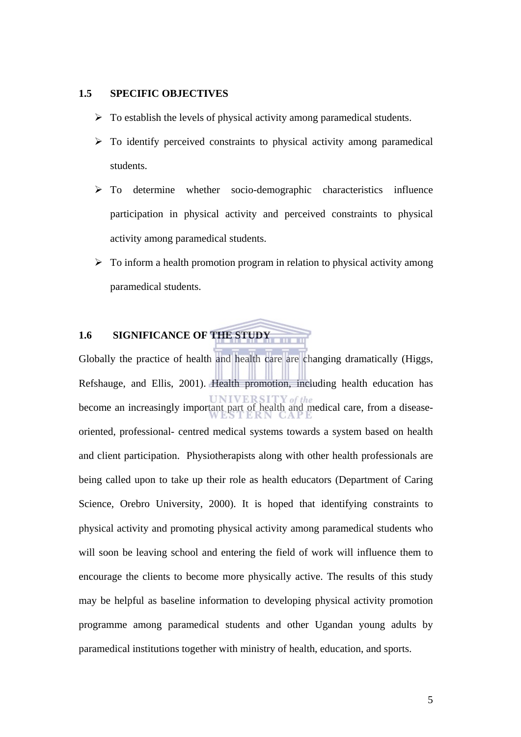## 1.5 SPECIFIC OBJECTIVES

- To establish the levels of physical activity among paramedical students.
- To identify perceived constraints to physical activity among paramedical students.
- To determine whether socio-demographic characteristics influence participation in physical activity and perceived constraints to physical activity among paramedical students.
- To inform a health promotion program in relation to physical activity among paramedical students.

## 1.6 SIGNIFICANCE OF THE STUDY

Globally the practice of health and health care are changing dramatically (Higgs, Refshauge, and Ellis, 2001). Health promotion, including health education has become an increasingly important part of health and medical care, from a disease-oriented, professional- centred medical systems towards a system based on health and client participation. Physiotherapists along with other health professionals are being called upon to take up their role as health educators (Department of Caring Science, Orebro University, 2000). It is hoped that identifying constraints to physical activity and promoting physical activity among paramedical students who will soon be leaving school and entering the field of work will influence them to encourage the clients to become more physically active. The results of this study may be helpful as baseline information to developing physical activity promotion programme among paramedical students and other Ugandan young adults by paramedical institutions together with ministry of health, education, and sports.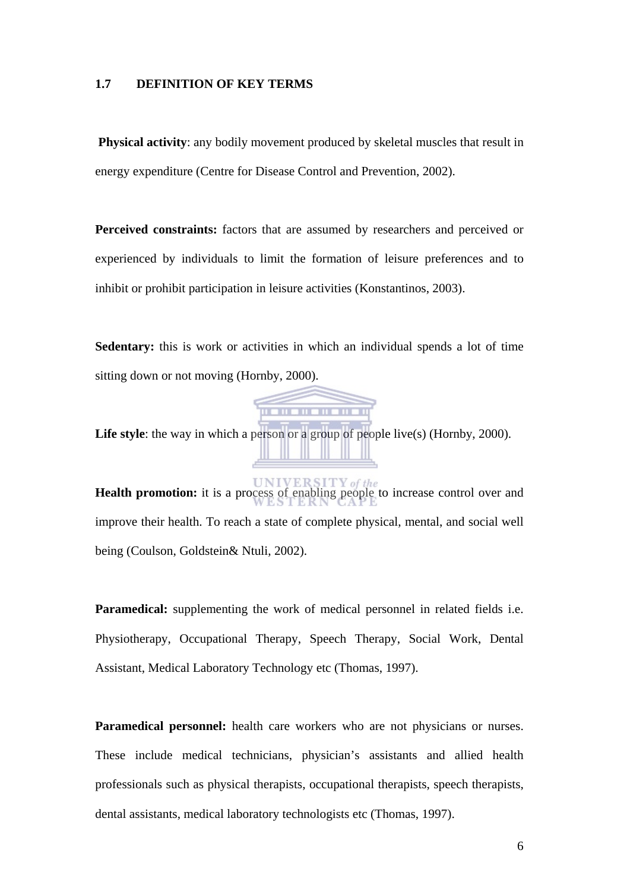## 1.7 DEFINITION OF KEY TERMS

**Physical activity**: any bodily movement produced by skeletal muscles that result in energy expenditure (Centre for Disease Control and Prevention, 2002).

**Perceived constraints:** factors that are assumed by researchers and perceived or experienced by individuals to limit the formation of leisure preferences and to inhibit or prohibit participation in leisure activities (Konstantinos, 2003).

**Sedentary:** this is work or activities in which an individual spends a lot of time sitting down or not moving (Hornby, 2000).

**Life style**: the way in which a person or a group of people live(s) (Hornby, 2000).

**Health promotion:** it is a process of enabling people to increase control over and improve their health. To reach a state of complete physical, mental, and social well being (Coulson, Goldstein& Ntuli, 2002).

**Paramedical:** supplementing the work of medical personnel in related fields i.e. Physiotherapy, Occupational Therapy, Speech Therapy, Social Work, Dental Assistant, Medical Laboratory Technology etc (Thomas, 1997).

**Paramedical personnel:** health care workers who are not physicians or nurses. These include medical technicians, physician's assistants and allied health professionals such as physical therapists, occupational therapists, speech therapists, dental assistants, medical laboratory technologists etc (Thomas, 1997).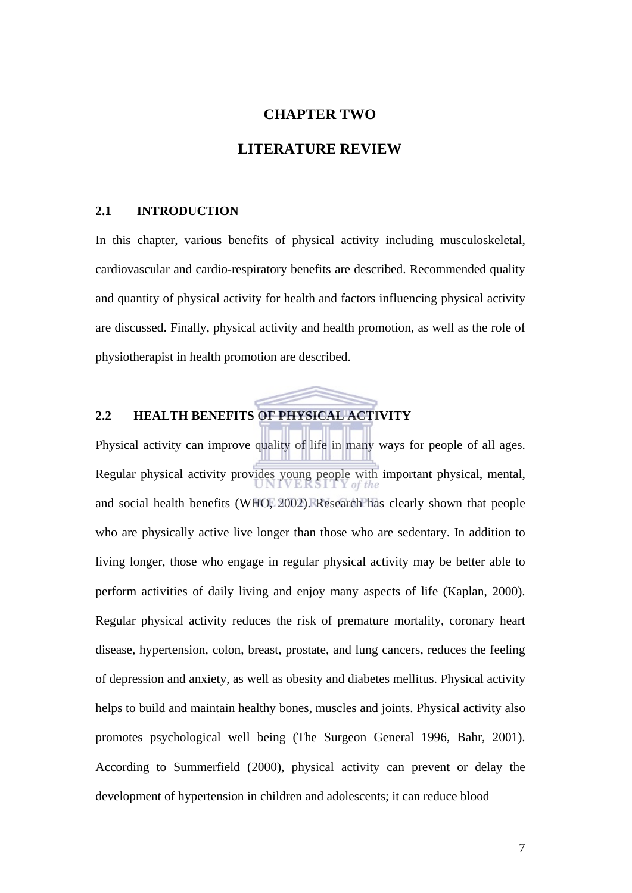# CHAPTER TWO

# LITERATURE REVIEW

## 2.1 INTRODUCTION

In this chapter, various benefits of physical activity including musculoskeletal, cardiovascular and cardio-respiratory benefits are described. Recommended quality and quantity of physical activity for health and factors influencing physical activity are discussed. Finally, physical activity and health promotion, as well as the role of physiotherapist in health promotion are described.

## 2.2 HEALTH BENEFITS OF PHYSICAL ACTIVITY

Physical activity can improve quality of life in many ways for people of all ages. Regular physical activity provides young people with important physical, mental, and social health benefits (WHO, 2002). Research has clearly shown that people who are physically active live longer than those who are sedentary. In addition to living longer, those who engage in regular physical activity may be better able to perform activities of daily living and enjoy many aspects of life (Kaplan, 2000). Regular physical activity reduces the risk of premature mortality, coronary heart disease, hypertension, colon, breast, prostate, and lung cancers, reduces the feeling of depression and anxiety, as well as obesity and diabetes mellitus. Physical activity helps to build and maintain healthy bones, muscles and joints. Physical activity also promotes psychological well being (The Surgeon General 1996, Bahr, 2001). According to Summerfield (2000), physical activity can prevent or delay the development of hypertension in children and adolescents; it can reduce blood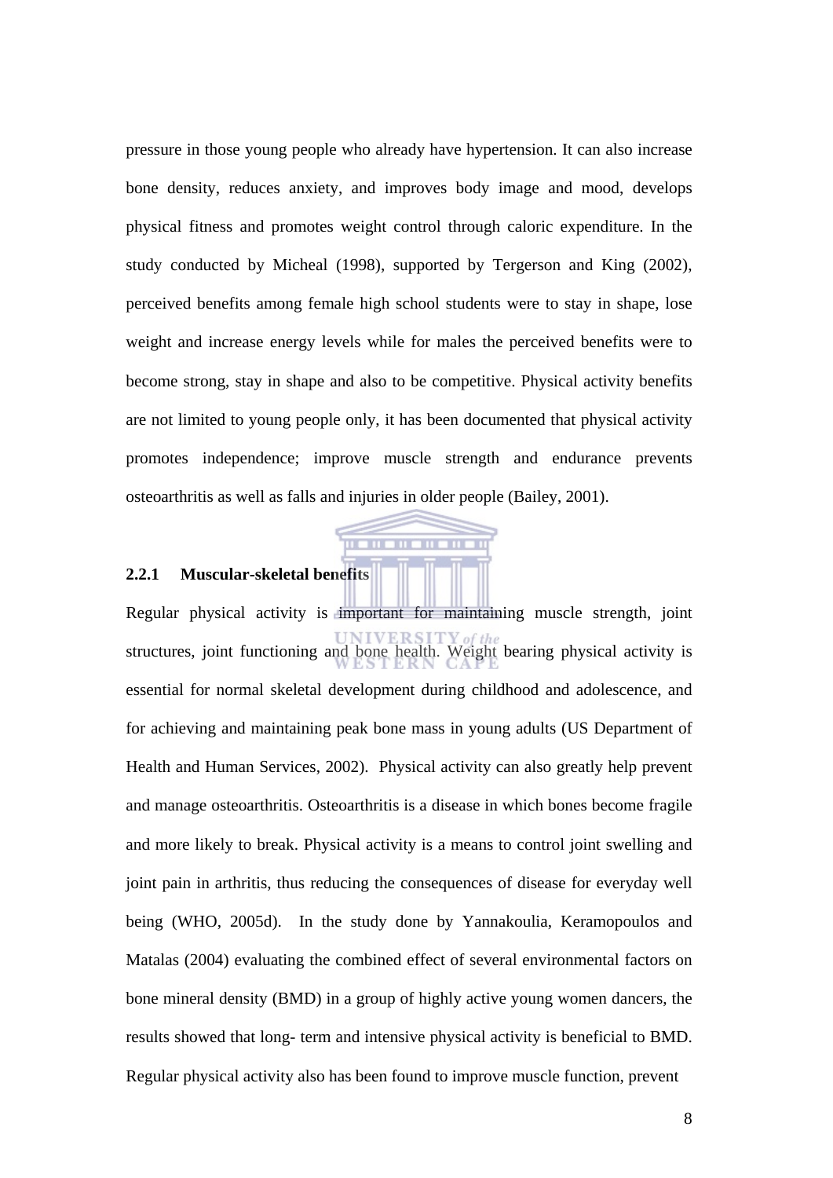pressure in those young people who already have hypertension. It can also increase bone density, reduces anxiety, and improves body image and mood, develops physical fitness and promotes weight control through caloric expenditure. In the study conducted by Micheal (1998), supported by Tergerson and King (2002), perceived benefits among female high school students were to stay in shape, lose weight and increase energy levels while for males the perceived benefits were to become strong, stay in shape and also to be competitive. Physical activity benefits are not limited to young people only, it has been documented that physical activity promotes independence; improve muscle strength and endurance prevents osteoarthritis as well as falls and injuries in older people (Bailey, 2001).

### 2.2.1 Muscular-skeletal benefits

Regular physical activity is important for maintaining muscle strength, joint structures, joint functioning and bone health. Weight bearing physical activity is essential for normal skeletal development during childhood and adolescence, and for achieving and maintaining peak bone mass in young adults (US Department of Health and Human Services, 2002). Physical activity can also greatly help prevent and manage osteoarthritis. Osteoarthritis is a disease in which bones become fragile and more likely to break. Physical activity is a means to control joint swelling and joint pain in arthritis, thus reducing the consequences of disease for everyday well being (WHO, 2005d). In the study done by Yannakoulia, Keramopoulos and Matalas (2004) evaluating the combined effect of several environmental factors on bone mineral density (BMD) in a group of highly active young women dancers, the results showed that long- term and intensive physical activity is beneficial to BMD. Regular physical activity also has been found to improve muscle function, prevent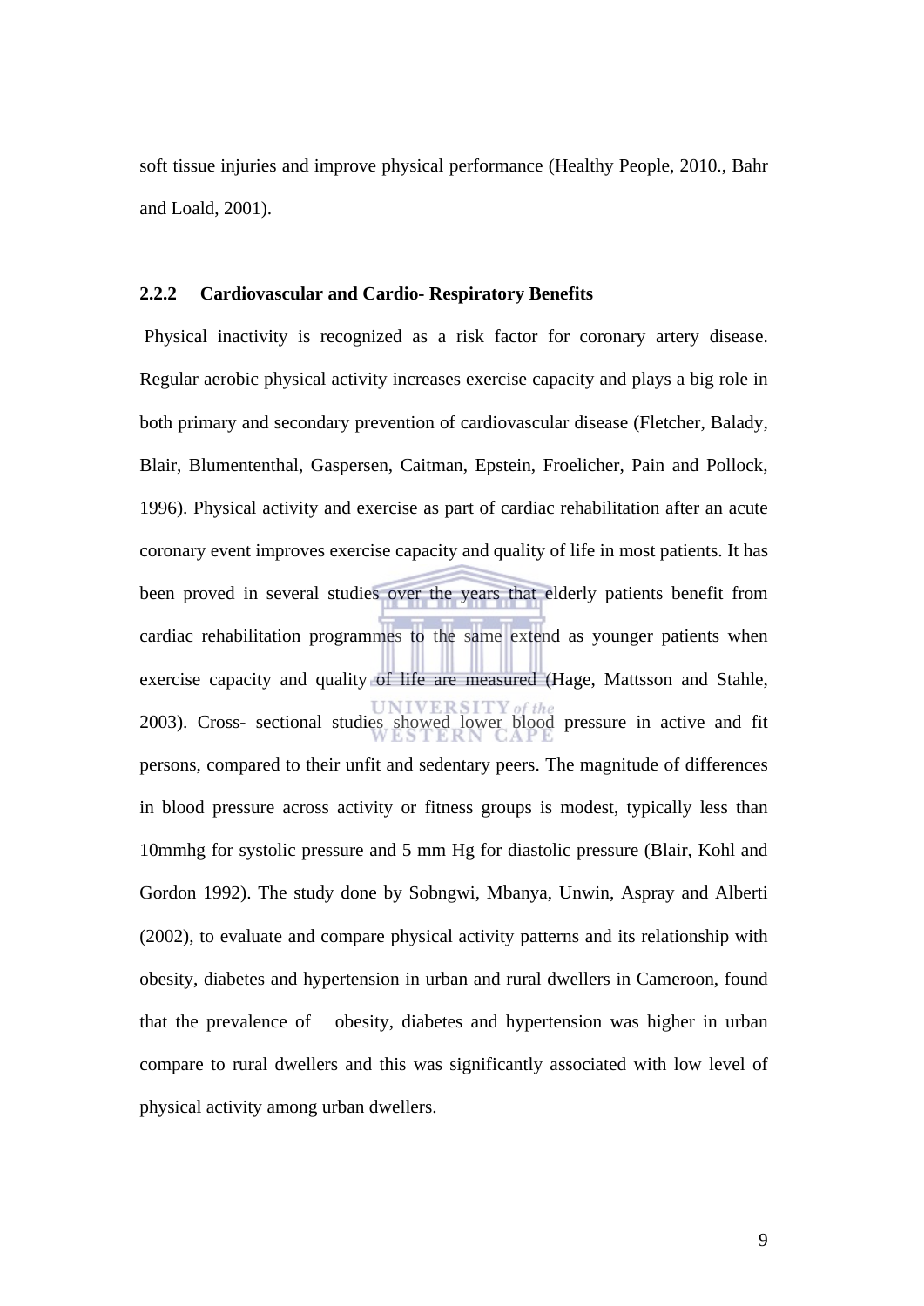soft tissue injuries and improve physical performance (Healthy People, 2010., Bahr and Loald, 2001).

### 2.2.2 Cardiovascular and Cardio- Respiratory Benefits

Physical inactivity is recognized as a risk factor for coronary artery disease. Regular aerobic physical activity increases exercise capacity and plays a big role in both primary and secondary prevention of cardiovascular disease (Fletcher, Balady, Blair, Blumententhal, Gaspersen, Caitman, Epstein, Froelicher, Pain and Pollock, 1996). Physical activity and exercise as part of cardiac rehabilitation after an acute coronary event improves exercise capacity and quality of life in most patients. It has been proved in several studies over the years that elderly patients benefit from cardiac rehabilitation programmes to the same extend as younger patients when exercise capacity and quality of life are measured (Hage, Mattsson and Stahle, 2003). Cross- sectional studies showed lower blood pressure in active and fit persons, compared to their unfit and sedentary peers. The magnitude of differences in blood pressure across activity or fitness groups is modest, typically less than 10mmhg for systolic pressure and 5 mm Hg for diastolic pressure (Blair, Kohl and Gordon 1992). The study done by Sobngwi, Mbanya, Unwin, Aspray and Alberti (2002), to evaluate and compare physical activity patterns and its relationship with obesity, diabetes and hypertension in urban and rural dwellers in Cameroon, found that the prevalence of obesity, diabetes and hypertension was higher in urban compare to rural dwellers and this was significantly associated with low level of physical activity among urban dwellers.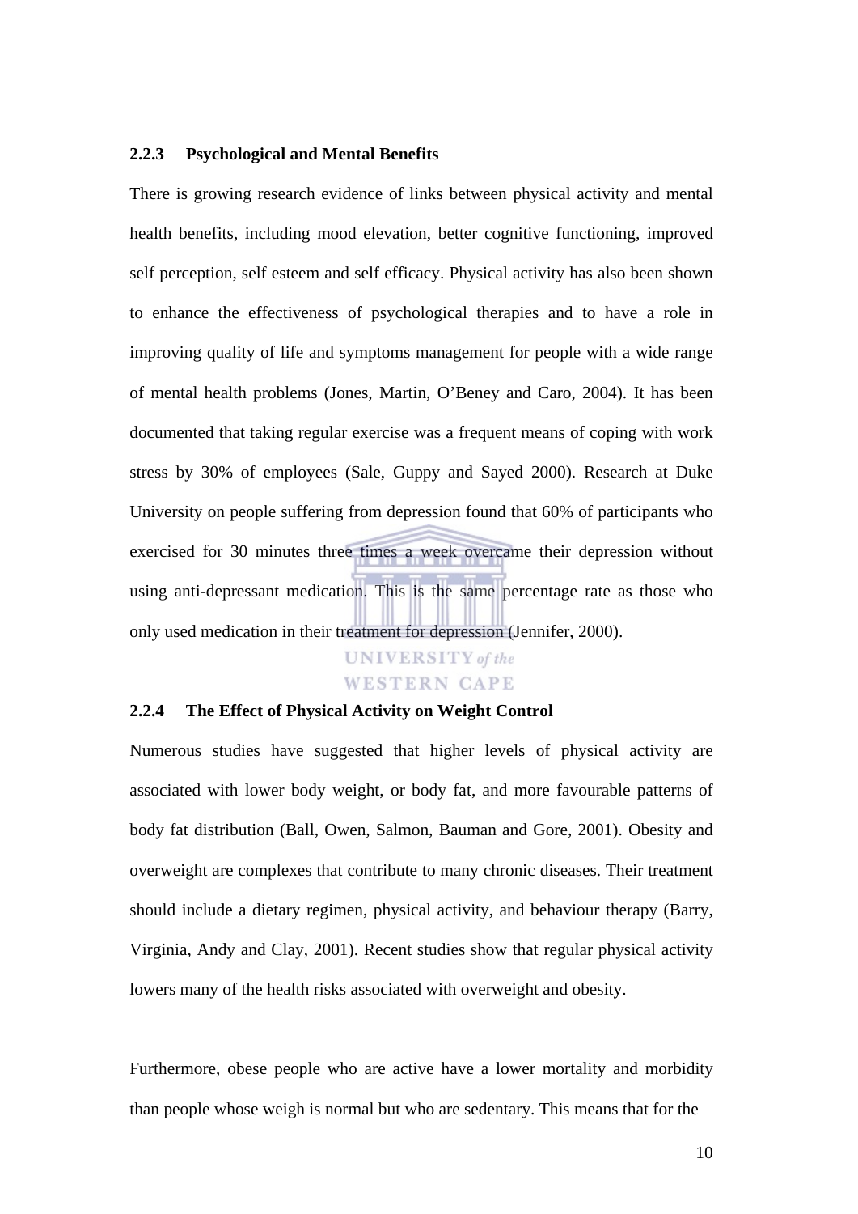### 2.2.3 Psychological and Mental Benefits

There is growing research evidence of links between physical activity and mental health benefits, including mood elevation, better cognitive functioning, improved self perception, self esteem and self efficacy. Physical activity has also been shown to enhance the effectiveness of psychological therapies and to have a role in improving quality of life and symptoms management for people with a wide range of mental health problems (Jones, Martin, O'Beney and Caro, 2004). It has been documented that taking regular exercise was a frequent means of coping with work stress by 30% of employees (Sale, Guppy and Sayed 2000). Research at Duke University on people suffering from depression found that 60% of participants who exercised for 30 minutes three times a week overcame their depression without using anti-depressant medication. This is the same percentage rate as those who only used medication in their treatment for depression (Jennifer, 2000).

### 2.2.4 The Effect of Physical Activity on Weight Control

Numerous studies have suggested that higher levels of physical activity are associated with lower body weight, or body fat, and more favourable patterns of body fat distribution (Ball, Owen, Salmon, Bauman and Gore, 2001). Obesity and overweight are complexes that contribute to many chronic diseases. Their treatment should include a dietary regimen, physical activity, and behaviour therapy (Barry, Virginia, Andy and Clay, 2001). Recent studies show that regular physical activity lowers many of the health risks associated with overweight and obesity.

Furthermore, obese people who are active have a lower mortality and morbidity than people whose weigh is normal but who are sedentary. This means that for the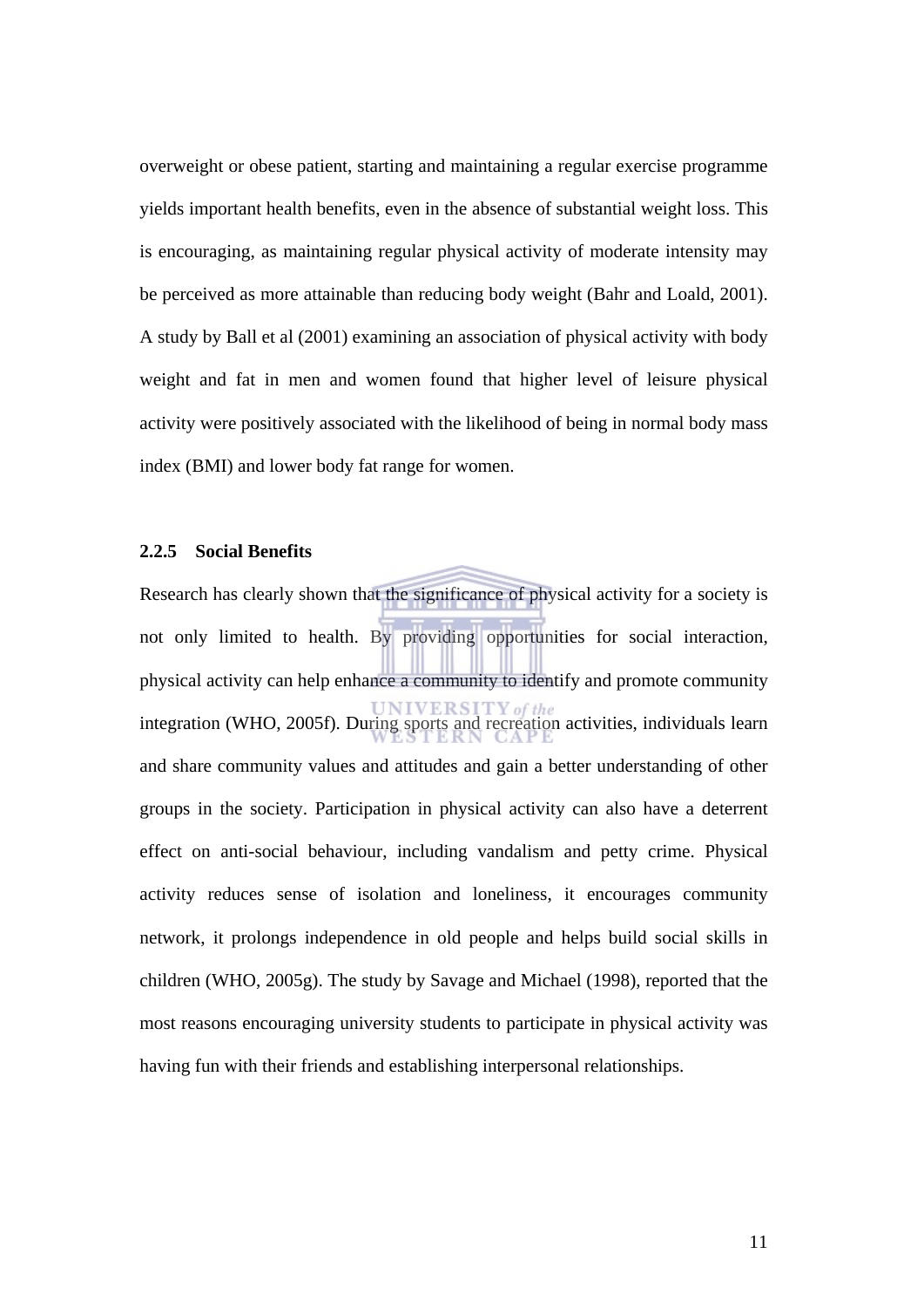overweight or obese patient, starting and maintaining a regular exercise programme yields important health benefits, even in the absence of substantial weight loss. This is encouraging, as maintaining regular physical activity of moderate intensity may be perceived as more attainable than reducing body weight (Bahr and Loald, 2001). A study by Ball et al (2001) examining an association of physical activity with body weight and fat in men and women found that higher level of leisure physical activity were positively associated with the likelihood of being in normal body mass index (BMI) and lower body fat range for women.

### 2.2.5 Social Benefits

Research has clearly shown that the significance of physical activity for a society is not only limited to health. By providing opportunities for social interaction, physical activity can help enhance a community to identify and promote community integration (WHO, 2005f). During sports and recreation activities, individuals learn and share community values and attitudes and gain a better understanding of other groups in the society. Participation in physical activity can also have a deterrent effect on anti-social behaviour, including vandalism and petty crime. Physical activity reduces sense of isolation and loneliness, it encourages community network, it prolongs independence in old people and helps build social skills in children (WHO, 2005g). The study by Savage and Michael (1998), reported that the most reasons encouraging university students to participate in physical activity was having fun with their friends and establishing interpersonal relationships.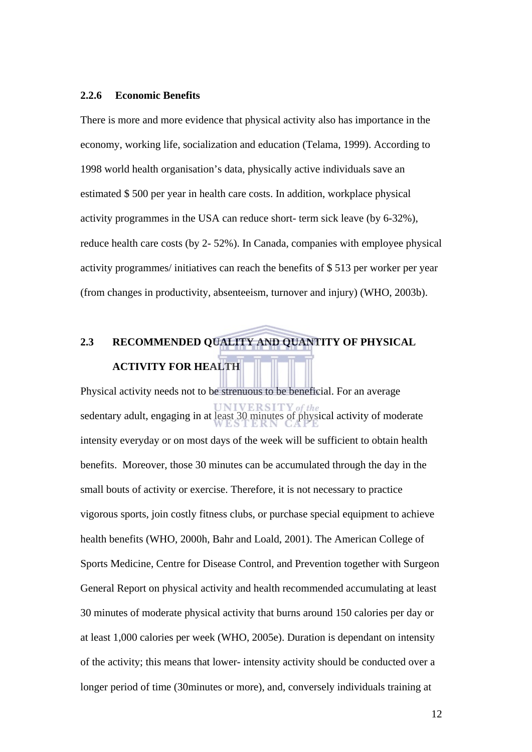### 2.2.6 Economic Benefits

There is more and more evidence that physical activity also has importance in the economy, working life, socialization and education (Telama, 1999). According to 1998 world health organisation's data, physically active individuals save an estimated $ 500 per year in health care costs. In addition, workplace physical activity programmes in the USA can reduce short- term sick leave (by 6-32%), reduce health care costs (by 2- 52%). In Canada, companies with employee physical activity programmes/ initiatives can reach the benefits of $ 513 per worker per year (from changes in productivity, absenteeism, turnover and injury) (WHO, 2003b).

## 2.3 RECOMMENDED QUALITY AND QUANTITY OF PHYSICAL ACTIVITY FOR HEALTH

Physical activity needs not to be strenuous to be beneficial. For an average sedentary adult, engaging in at least 30 minutes of physical activity of moderate intensity everyday or on most days of the week will be sufficient to obtain health benefits. Moreover, those 30 minutes can be accumulated through the day in the small bouts of activity or exercise. Therefore, it is not necessary to practice vigorous sports, join costly fitness clubs, or purchase special equipment to achieve health benefits (WHO, 2000h, Bahr and Loald, 2001). The American College of Sports Medicine, Centre for Disease Control, and Prevention together with Surgeon General Report on physical activity and health recommended accumulating at least 30 minutes of moderate physical activity that burns around 150 calories per day or at least 1,000 calories per week (WHO, 2005e). Duration is dependant on intensity of the activity; this means that lower- intensity activity should be conducted over a longer period of time (30minutes or more), and, conversely individuals training at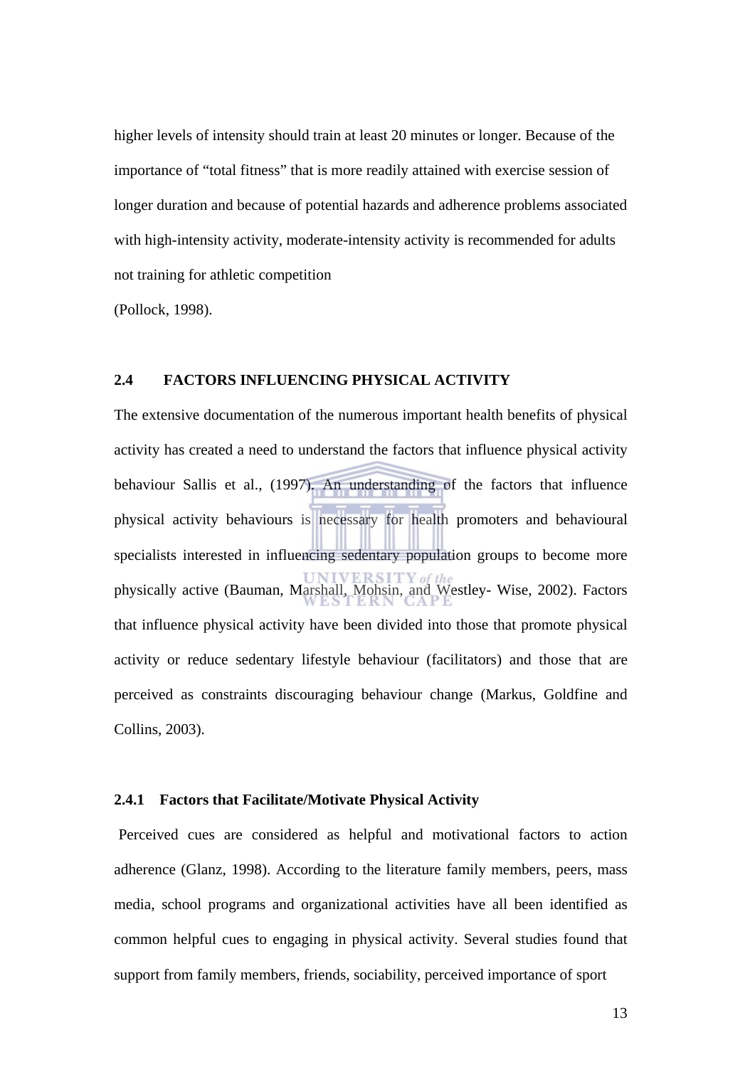higher levels of intensity should train at least 20 minutes or longer. Because of the importance of "total fitness" that is more readily attained with exercise session of longer duration and because of potential hazards and adherence problems associated with high-intensity activity, moderate-intensity activity is recommended for adults not training for athletic competition
(Pollock, 1998).

## 2.4 FACTORS INFLUENCING PHYSICAL ACTIVITY

The extensive documentation of the numerous important health benefits of physical activity has created a need to understand the factors that influence physical activity behaviour Sallis et al., (1997). An understanding of the factors that influence physical activity behaviours is necessary for health promoters and behavioural specialists interested in influencing sedentary population groups to become more physically active (Bauman, Marshall, Mohsin, and Westley- Wise, 2002). Factors that influence physical activity have been divided into those that promote physical activity or reduce sedentary lifestyle behaviour (facilitators) and those that are perceived as constraints discouraging behaviour change (Markus, Goldfine and Collins, 2003).

### 2.4.1 Factors that Facilitate/Motivate Physical Activity

Perceived cues are considered as helpful and motivational factors to action adherence (Glanz, 1998). According to the literature family members, peers, mass media, school programs and organizational activities have all been identified as common helpful cues to engaging in physical activity. Several studies found that support from family members, friends, sociability, perceived importance of sport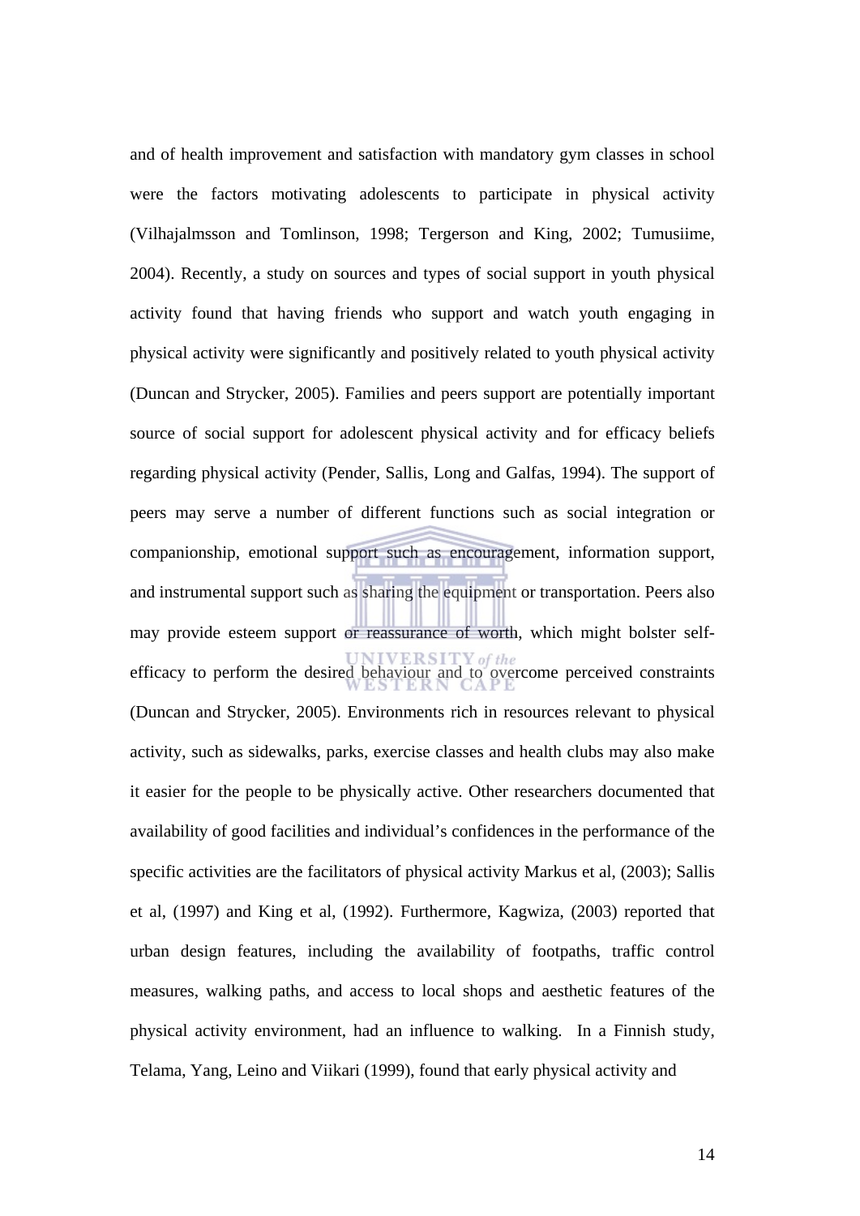and of health improvement and satisfaction with mandatory gym classes in school were the factors motivating adolescents to participate in physical activity (Vilhajalmsson and Tomlinson, 1998; Tergerson and King, 2002; Tumusiime, 2004). Recently, a study on sources and types of social support in youth physical activity found that having friends who support and watch youth engaging in physical activity were significantly and positively related to youth physical activity (Duncan and Strycker, 2005). Families and peers support are potentially important source of social support for adolescent physical activity and for efficacy beliefs regarding physical activity (Pender, Sallis, Long and Galfas, 1994). The support of peers may serve a number of different functions such as social integration or companionship, emotional support such as encouragement, information support, and instrumental support such as sharing the equipment or transportation. Peers also may provide esteem support or reassurance of worth, which might bolster self-efficacy to perform the desired behaviour and to overcome perceived constraints (Duncan and Strycker, 2005). Environments rich in resources relevant to physical activity, such as sidewalks, parks, exercise classes and health clubs may also make it easier for the people to be physically active. Other researchers documented that availability of good facilities and individual's confidences in the performance of the specific activities are the facilitators of physical activity Markus et al, (2003); Sallis et al, (1997) and King et al, (1992). Furthermore, Kagwiza, (2003) reported that urban design features, including the availability of footpaths, traffic control measures, walking paths, and access to local shops and aesthetic features of the physical activity environment, had an influence to walking. In a Finnish study, Telama, Yang, Leino and Viikari (1999), found that early physical activity and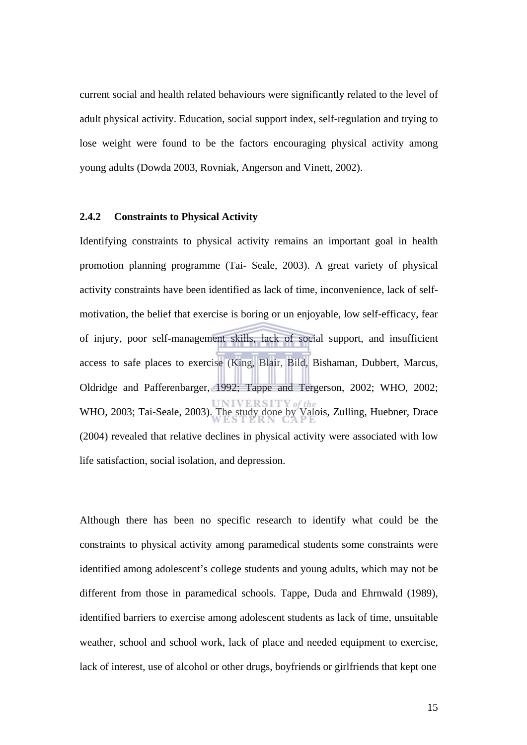current social and health related behaviours were significantly related to the level of adult physical activity. Education, social support index, self-regulation and trying to lose weight were found to be the factors encouraging physical activity among young adults (Dowda 2003, Rovniak, Angerson and Vinett, 2002).

### 2.4.2 Constraints to Physical Activity

Identifying constraints to physical activity remains an important goal in health promotion planning programme (Tai- Seale, 2003). A great variety of physical activity constraints have been identified as lack of time, inconvenience, lack of self-motivation, the belief that exercise is boring or un enjoyable, low self-efficacy, fear of injury, poor self-management skills, lack of social support, and insufficient access to safe places to exercise (King, Blair, Bild, Bishaman, Dubbert, Marcus, Oldridge and Pafferenbarger, 1992; Tappe and Tergerson, 2002; WHO, 2002; WHO, 2003; Tai-Seale, 2003). The study done by Valois, Zulling, Huebner, Drace (2004) revealed that relative declines in physical activity were associated with low life satisfaction, social isolation, and depression.

Although there has been no specific research to identify what could be the constraints to physical activity among paramedical students some constraints were identified among adolescent's college students and young adults, which may not be different from those in paramedical schools. Tappe, Duda and Ehrnwald (1989), identified barriers to exercise among adolescent students as lack of time, unsuitable weather, school and school work, lack of place and needed equipment to exercise, lack of interest, use of alcohol or other drugs, boyfriends or girlfriends that kept one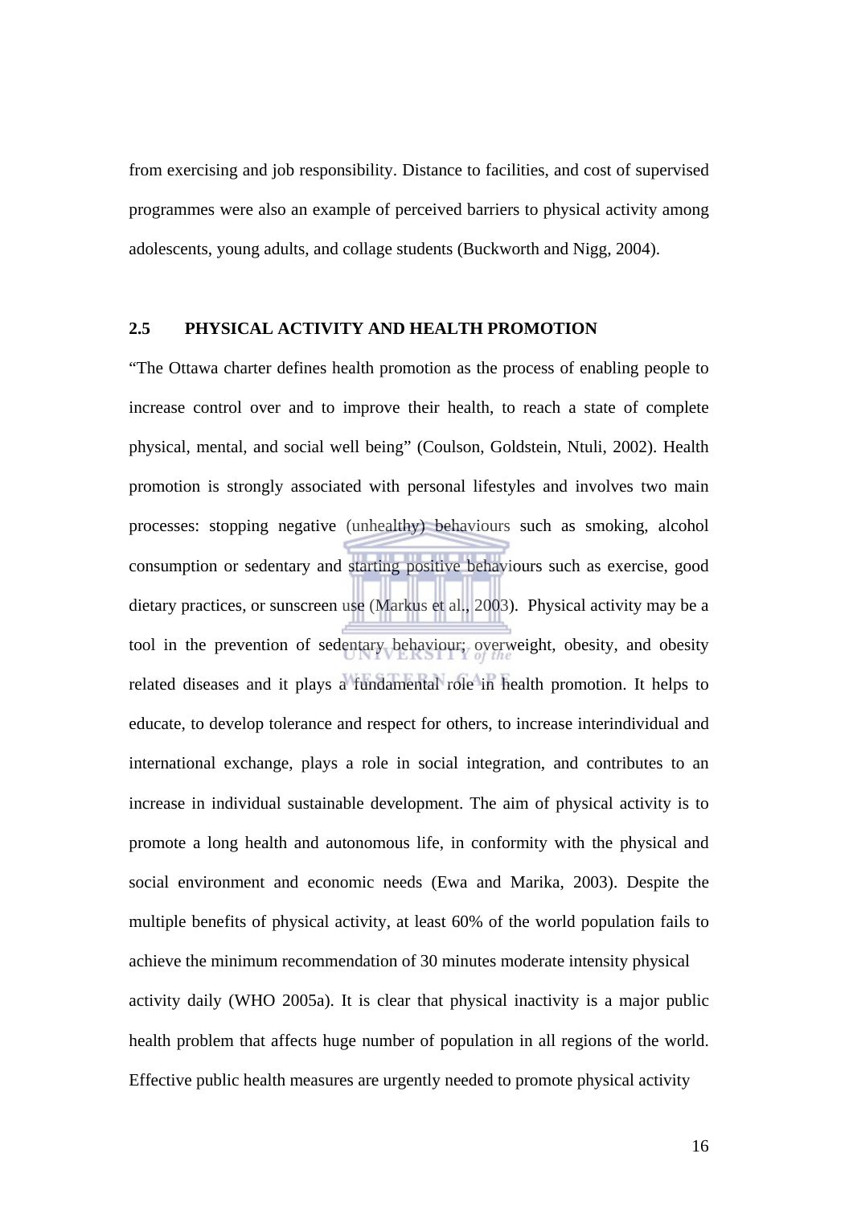from exercising and job responsibility. Distance to facilities, and cost of supervised programmes were also an example of perceived barriers to physical activity among adolescents, young adults, and collage students (Buckworth and Nigg, 2004).

## 2.5 PHYSICAL ACTIVITY AND HEALTH PROMOTION

"The Ottawa charter defines health promotion as the process of enabling people to increase control over and to improve their health, to reach a state of complete physical, mental, and social well being" (Coulson, Goldstein, Ntuli, 2002). Health promotion is strongly associated with personal lifestyles and involves two main processes: stopping negative (unhealthy) behaviours such as smoking, alcohol consumption or sedentary and starting positive behaviours such as exercise, good dietary practices, or sunscreen use (Markus et al., 2003). Physical activity may be a tool in the prevention of sedentary behaviour; overweight, obesity, and obesity related diseases and it plays a fundamental role in health promotion. It helps to educate, to develop tolerance and respect for others, to increase interindividual and international exchange, plays a role in social integration, and contributes to an increase in individual sustainable development. The aim of physical activity is to promote a long health and autonomous life, in conformity with the physical and social environment and economic needs (Ewa and Marika, 2003). Despite the multiple benefits of physical activity, at least 60% of the world population fails to achieve the minimum recommendation of 30 minutes moderate intensity physical activity daily (WHO 2005a). It is clear that physical inactivity is a major public health problem that affects huge number of population in all regions of the world. Effective public health measures are urgently needed to promote physical activity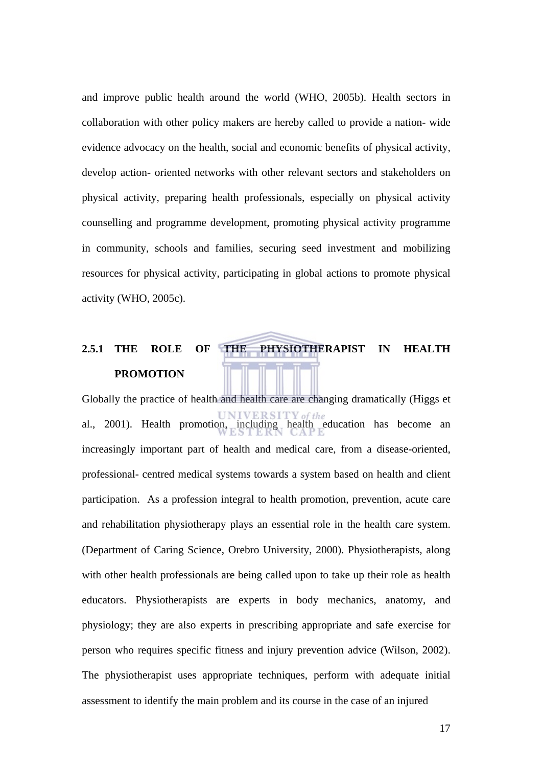and improve public health around the world (WHO, 2005b). Health sectors in collaboration with other policy makers are hereby called to provide a nation- wide evidence advocacy on the health, social and economic benefits of physical activity, develop action- oriented networks with other relevant sectors and stakeholders on physical activity, preparing health professionals, especially on physical activity counselling and programme development, promoting physical activity programme in community, schools and families, securing seed investment and mobilizing resources for physical activity, participating in global actions to promote physical activity (WHO, 2005c).

### 2.5.1 THE ROLE OF THE PHYSIOTHERAPIST IN HEALTH PROMOTION

Globally the practice of health and health care are changing dramatically (Higgs et al., 2001). Health promotion, including health education has become an increasingly important part of health and medical care, from a disease-oriented, professional- centred medical systems towards a system based on health and client participation. As a profession integral to health promotion, prevention, acute care and rehabilitation physiotherapy plays an essential role in the health care system. (Department of Caring Science, Orebro University, 2000). Physiotherapists, along with other health professionals are being called upon to take up their role as health educators. Physiotherapists are experts in body mechanics, anatomy, and physiology; they are also experts in prescribing appropriate and safe exercise for person who requires specific fitness and injury prevention advice (Wilson, 2002). The physiotherapist uses appropriate techniques, perform with adequate initial assessment to identify the main problem and its course in the case of an injured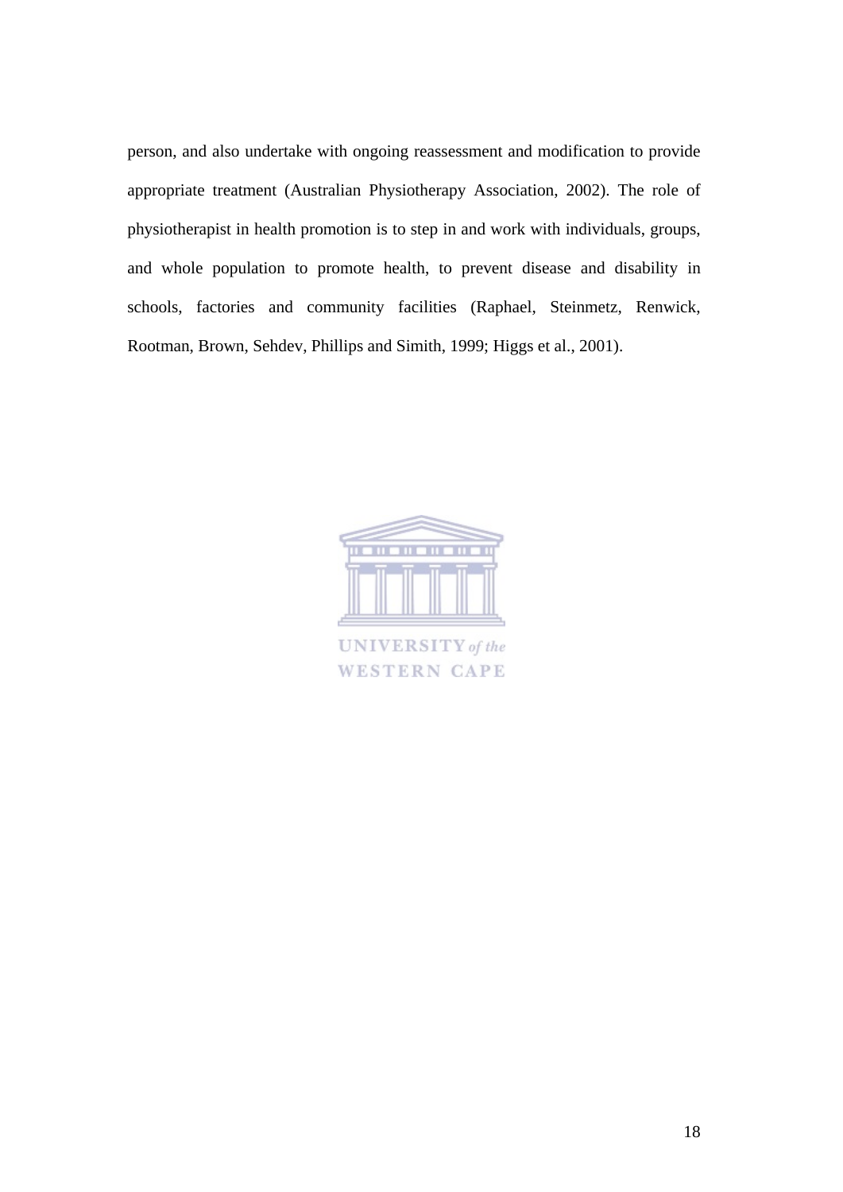person, and also undertake with ongoing reassessment and modification to provide appropriate treatment (Australian Physiotherapy Association, 2002). The role of physiotherapist in health promotion is to step in and work with individuals, groups, and whole population to promote health, to prevent disease and disability in schools, factories and community facilities (Raphael, Steinmetz, Renwick, Rootman, Brown, Sehdev, Phillips and Simith, 1999; Higgs et al., 2001).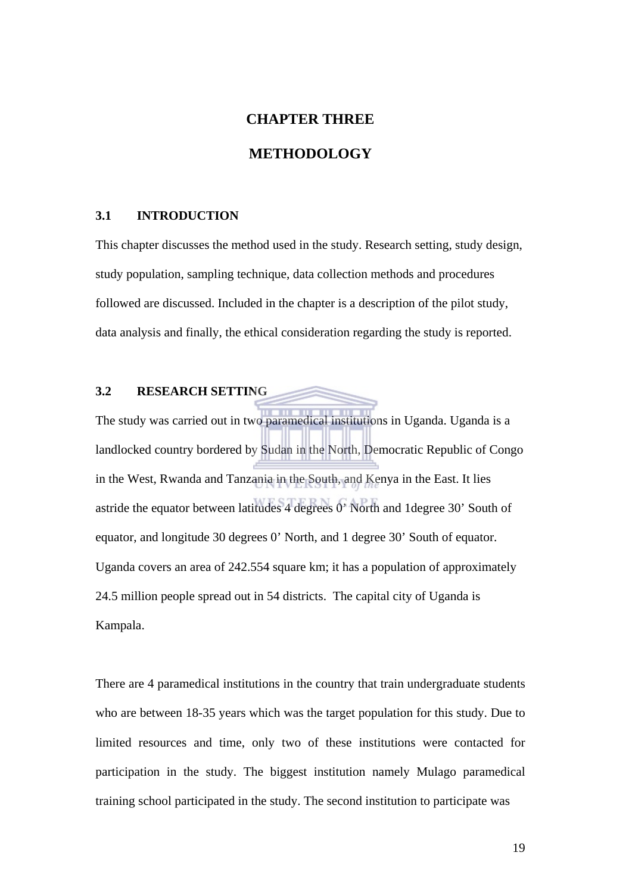# CHAPTER THREE

# METHODOLOGY

## 3.1 INTRODUCTION

This chapter discusses the method used in the study. Research setting, study design, study population, sampling technique, data collection methods and procedures followed are discussed. Included in the chapter is a description of the pilot study, data analysis and finally, the ethical consideration regarding the study is reported.

## 3.2 RESEARCH SETTING

The study was carried out in two paramedical institutions in Uganda. Uganda is a landlocked country bordered by Sudan in the North, Democratic Republic of Congo in the West, Rwanda and Tanzania in the South, and Kenya in the East. It lies astride the equator between latitudes 4 degrees 0' North and 1degree 30' South of equator, and longitude 30 degrees 0' North, and 1 degree 30' South of equator. Uganda covers an area of 242.554 square km; it has a population of approximately 24.5 million people spread out in 54 districts. The capital city of Uganda is Kampala.

There are 4 paramedical institutions in the country that train undergraduate students who are between 18-35 years which was the target population for this study. Due to limited resources and time, only two of these institutions were contacted for participation in the study. The biggest institution namely Mulago paramedical training school participated in the study. The second institution to participate was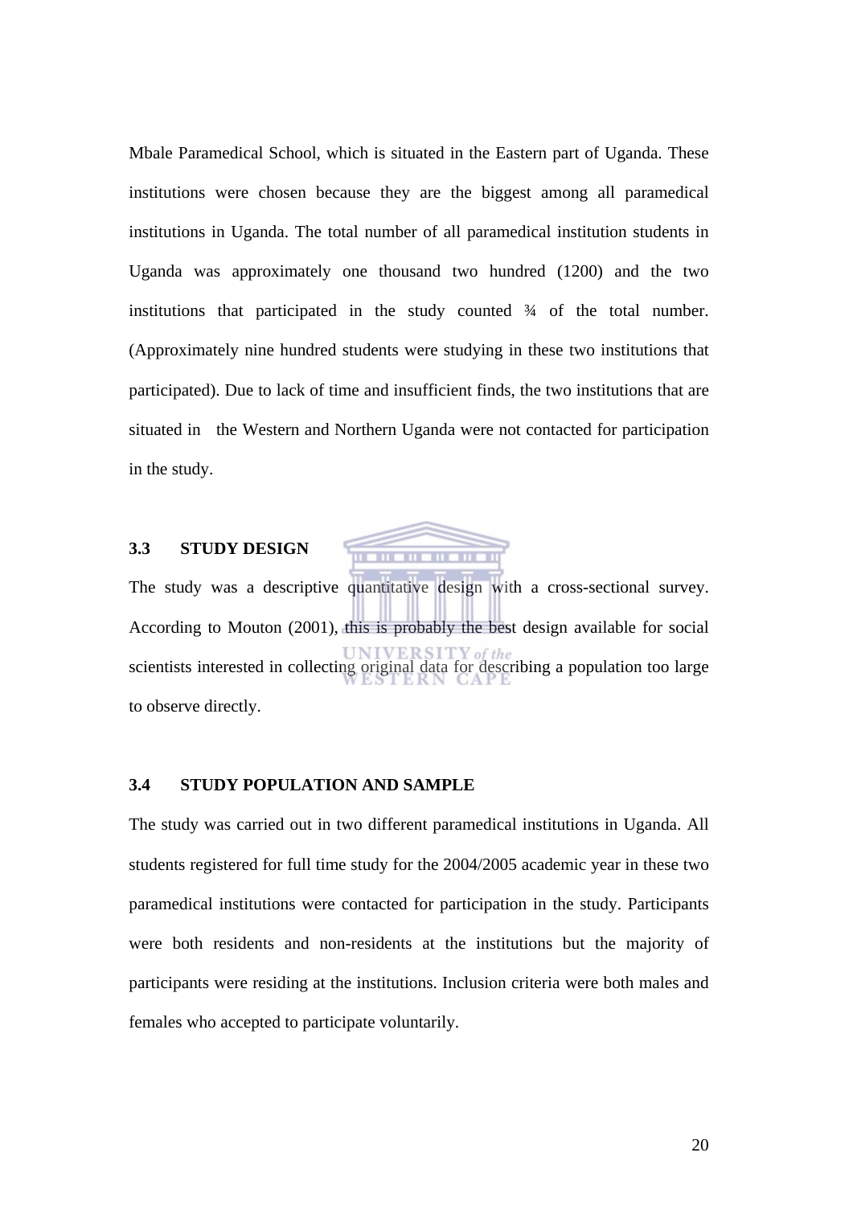Mbale Paramedical School, which is situated in the Eastern part of Uganda. These institutions were chosen because they are the biggest among all paramedical institutions in Uganda. The total number of all paramedical institution students in Uganda was approximately one thousand two hundred (1200) and the two institutions that participated in the study counted ¾ of the total number. (Approximately nine hundred students were studying in these two institutions that participated). Due to lack of time and insufficient finds, the two institutions that are situated in  the Western and Northern Uganda were not contacted for participation in the study.

### 3.3 STUDY DESIGN

The study was a descriptive quantitative design with a cross-sectional survey. According to Mouton (2001), this is probably the best design available for social scientists interested in collecting original data for describing a population too large to observe directly.

### 3.4 STUDY POPULATION AND SAMPLE

The study was carried out in two different paramedical institutions in Uganda. All students registered for full time study for the 2004/2005 academic year in these two paramedical institutions were contacted for participation in the study. Participants were both residents and non-residents at the institutions but the majority of participants were residing at the institutions. Inclusion criteria were both males and females who accepted to participate voluntarily.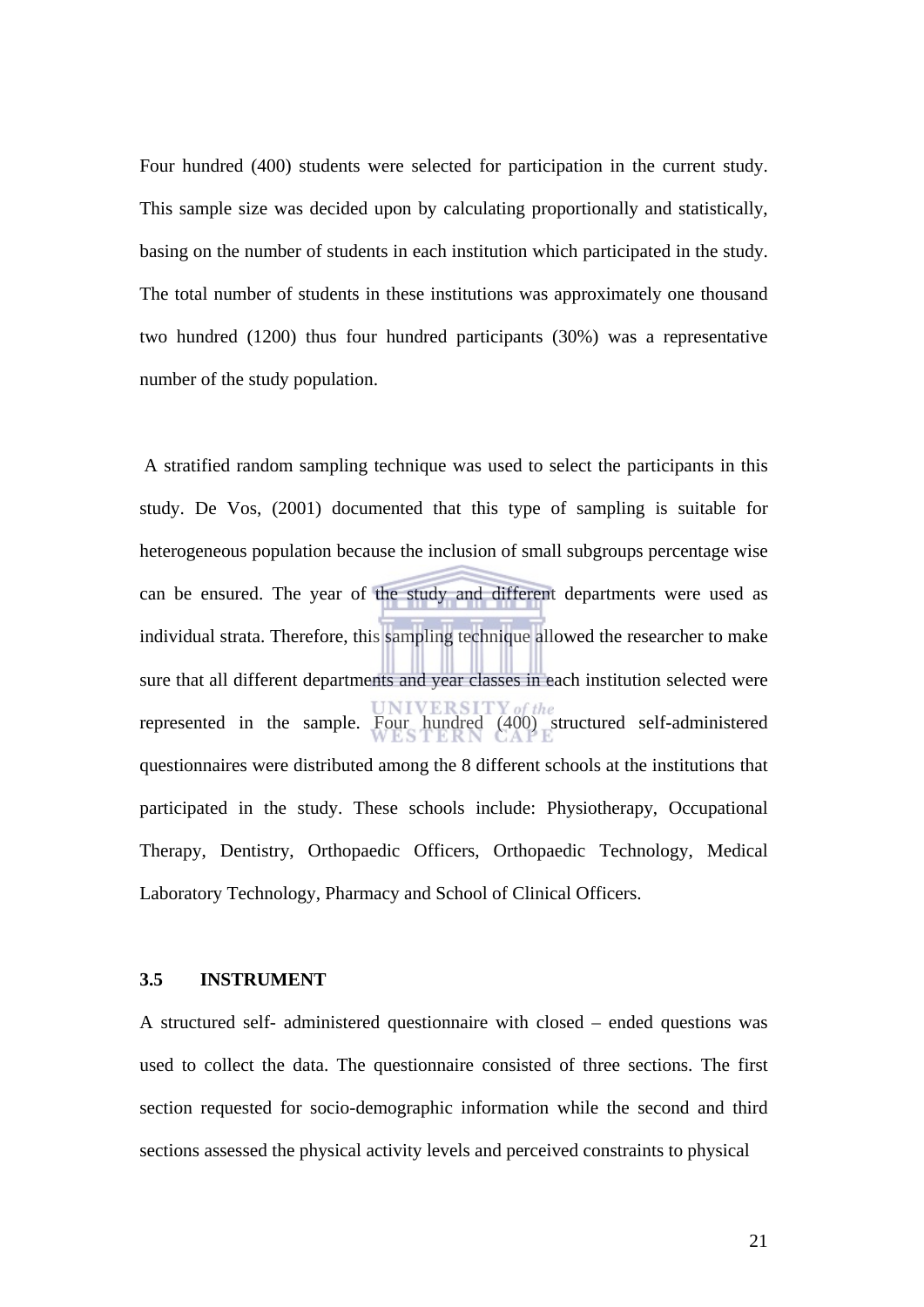Four hundred (400) students were selected for participation in the current study. This sample size was decided upon by calculating proportionally and statistically, basing on the number of students in each institution which participated in the study. The total number of students in these institutions was approximately one thousand two hundred (1200) thus four hundred participants (30%) was a representative number of the study population.

A stratified random sampling technique was used to select the participants in this study. De Vos, (2001) documented that this type of sampling is suitable for heterogeneous population because the inclusion of small subgroups percentage wise can be ensured. The year of the study and different departments were used as individual strata. Therefore, this sampling technique allowed the researcher to make sure that all different departments and year classes in each institution selected were represented in the sample. Four hundred (400) structured self-administered questionnaires were distributed among the 8 different schools at the institutions that participated in the study. These schools include: Physiotherapy, Occupational Therapy, Dentistry, Orthopaedic Officers, Orthopaedic Technology, Medical Laboratory Technology, Pharmacy and School of Clinical Officers.

### 3.5 INSTRUMENT

A structured self- administered questionnaire with closed – ended questions was used to collect the data. The questionnaire consisted of three sections. The first section requested for socio-demographic information while the second and third sections assessed the physical activity levels and perceived constraints to physical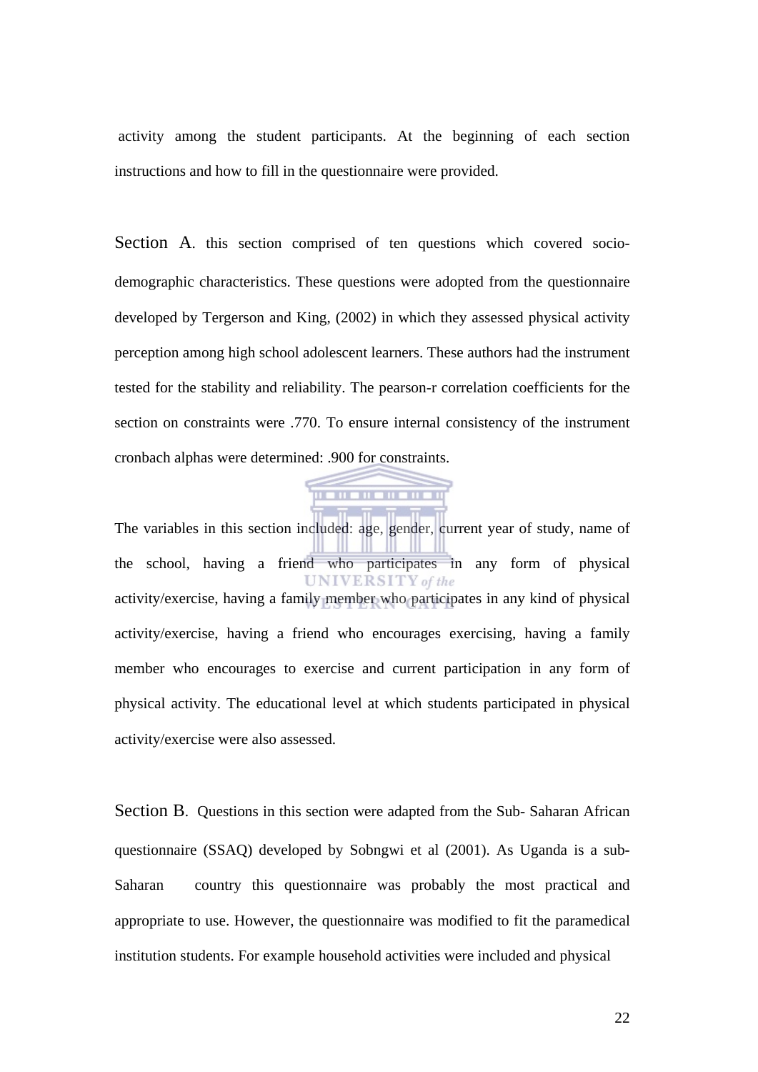activity among the student participants. At the beginning of each section instructions and how to fill in the questionnaire were provided.

Section A. this section comprised of ten questions which covered socio-demographic characteristics. These questions were adopted from the questionnaire developed by Tergerson and King, (2002) in which they assessed physical activity perception among high school adolescent learners. These authors had the instrument tested for the stability and reliability. The pearson-r correlation coefficients for the section on constraints were .770. To ensure internal consistency of the instrument cronbach alphas were determined: .900 for constraints.

The variables in this section included: age, gender, current year of study, name of the school, having a friend who participates in any form of physical activity/exercise, having a family member who participates in any kind of physical activity/exercise, having a friend who encourages exercising, having a family member who encourages to exercise and current participation in any form of physical activity. The educational level at which students participated in physical activity/exercise were also assessed.

Section B. Questions in this section were adapted from the Sub- Saharan African questionnaire (SSAQ) developed by Sobngwi et al (2001). As Uganda is a sub-Saharan country this questionnaire was probably the most practical and appropriate to use. However, the questionnaire was modified to fit the paramedical institution students. For example household activities were included and physical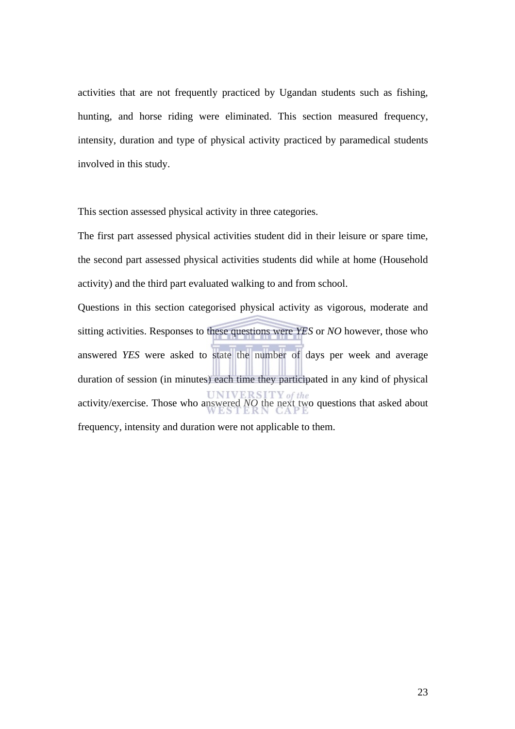activities that are not frequently practiced by Ugandan students such as fishing, hunting, and horse riding were eliminated. This section measured frequency, intensity, duration and type of physical activity practiced by paramedical students involved in this study.

This section assessed physical activity in three categories.

The first part assessed physical activities student did in their leisure or spare time, the second part assessed physical activities students did while at home (Household activity) and the third part evaluated walking to and from school.

Questions in this section categorised physical activity as vigorous, moderate and sitting activities. Responses to these questions were *YES* or *NO* however, those who answered *YES* were asked to state the number of days per week and average duration of session (in minutes) each time they participated in any kind of physical activity/exercise. Those who answered *NO* the next two questions that asked about frequency, intensity and duration were not applicable to them.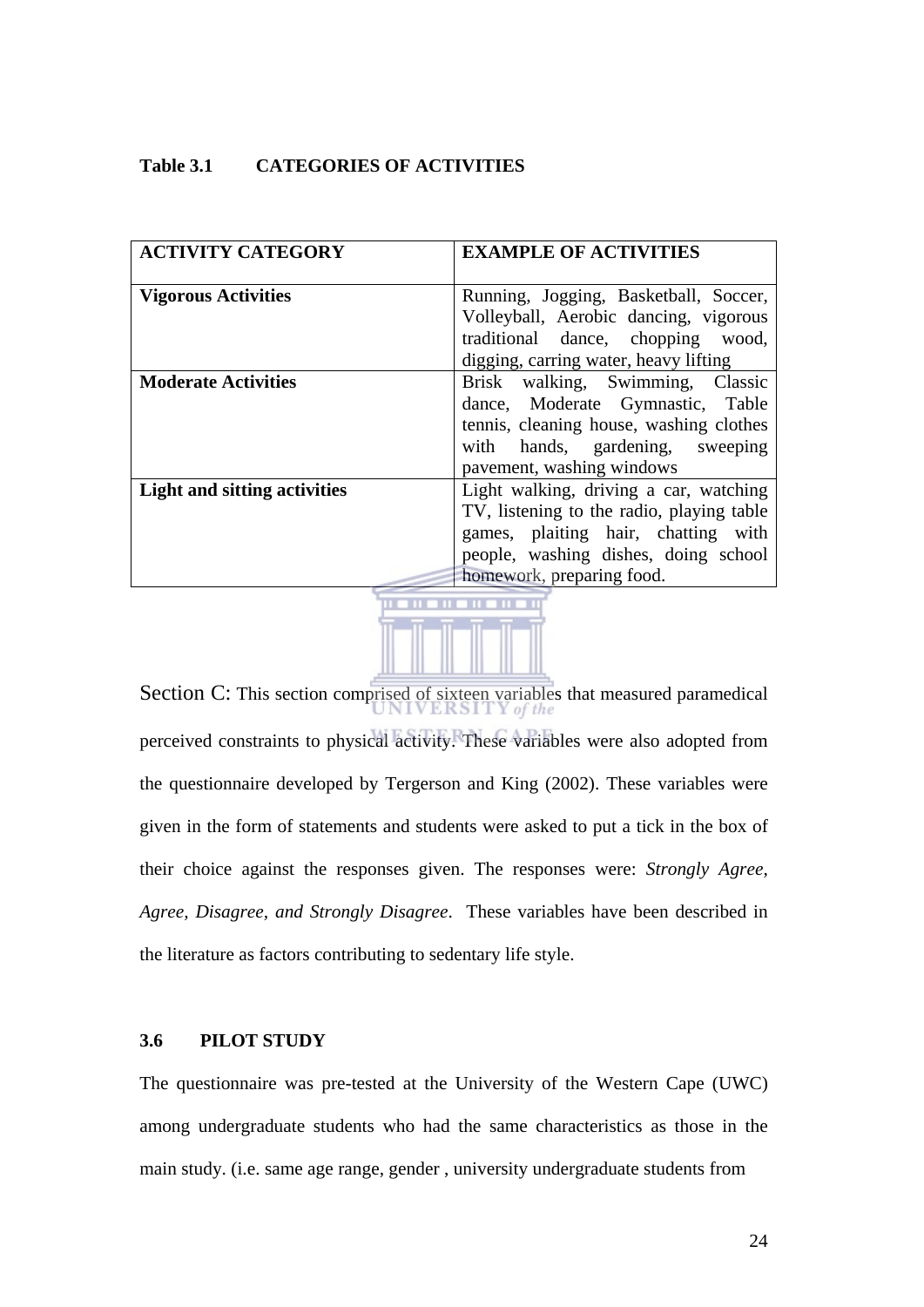**Table 3.1 CATEGORIES OF ACTIVITIES**

| ACTIVITY CATEGORY | EXAMPLE OF ACTIVITIES |
|---|---|
| **Vigorous Activities** | Running, Jogging, Basketball, Soccer, Volleyball, Aerobic dancing, vigorous traditional dance, chopping wood, digging, carring water, heavy lifting |
| **Moderate Activities** | Brisk walking, Swimming, Classic dance, Moderate Gymnastic, Table tennis, cleaning house, washing clothes with hands, gardening, sweeping pavement, washing windows |
| **Light and sitting activities** | Light walking, driving a car, watching TV, listening to the radio, playing table games, plaiting hair, chatting with people, washing dishes, doing school homework, preparing food. |

Section C: This section comprised of sixteen variables that measured paramedical perceived constraints to physical activity. These variables were also adopted from the questionnaire developed by Tergerson and King (2002). These variables were given in the form of statements and students were asked to put a tick in the box of their choice against the responses given. The responses were: *Strongly Agree, Agree, Disagree, and Strongly Disagree*. These variables have been described in the literature as factors contributing to sedentary life style.

### 3.6 PILOT STUDY

The questionnaire was pre-tested at the University of the Western Cape (UWC) among undergraduate students who had the same characteristics as those in the main study. (i.e. same age range, gender , university undergraduate students from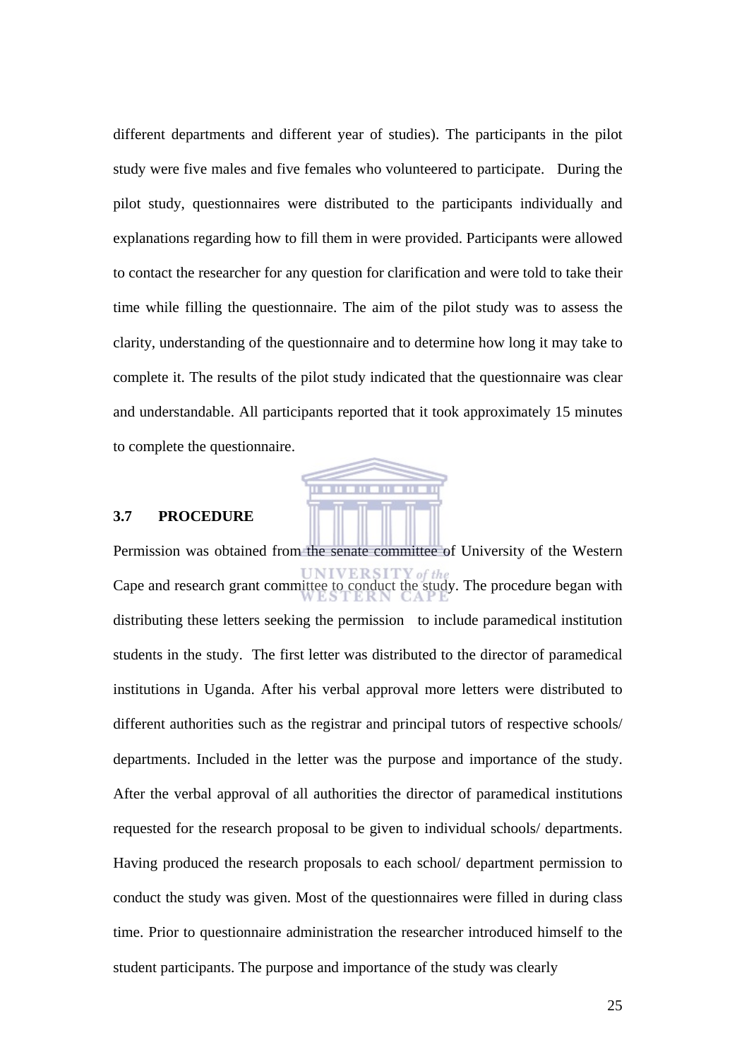different departments and different year of studies). The participants in the pilot study were five males and five females who volunteered to participate.  During the pilot study, questionnaires were distributed to the participants individually and explanations regarding how to fill them in were provided. Participants were allowed to contact the researcher for any question for clarification and were told to take their time while filling the questionnaire. The aim of the pilot study was to assess the clarity, understanding of the questionnaire and to determine how long it may take to complete it. The results of the pilot study indicated that the questionnaire was clear and understandable. All participants reported that it took approximately 15 minutes to complete the questionnaire.

### 3.7 PROCEDURE

Permission was obtained from the senate committee of University of the Western Cape and research grant committee to conduct the study. The procedure began with distributing these letters seeking the permission  to include paramedical institution students in the study.  The first letter was distributed to the director of paramedical institutions in Uganda. After his verbal approval more letters were distributed to different authorities such as the registrar and principal tutors of respective schools/ departments. Included in the letter was the purpose and importance of the study. After the verbal approval of all authorities the director of paramedical institutions requested for the research proposal to be given to individual schools/ departments. Having produced the research proposals to each school/ department permission to conduct the study was given. Most of the questionnaires were filled in during class time. Prior to questionnaire administration the researcher introduced himself to the student participants. The purpose and importance of the study was clearly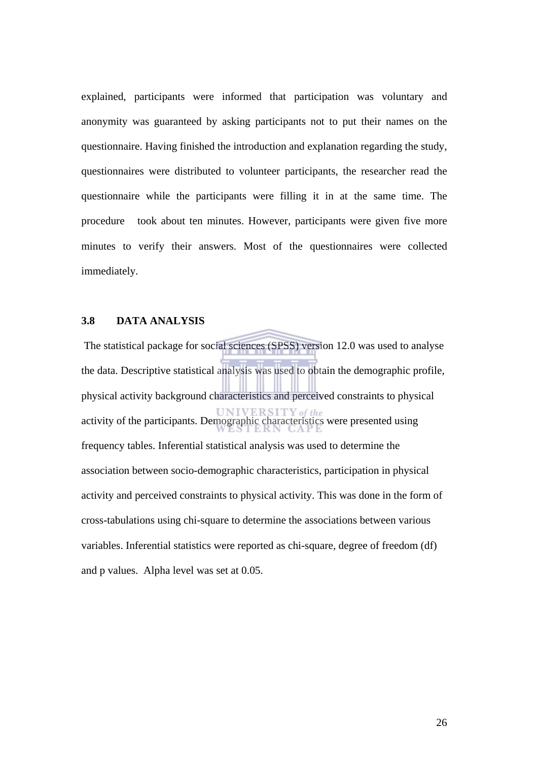explained, participants were informed that participation was voluntary and anonymity was guaranteed by asking participants not to put their names on the questionnaire. Having finished the introduction and explanation regarding the study, questionnaires were distributed to volunteer participants, the researcher read the questionnaire while the participants were filling it in at the same time. The procedure took about ten minutes. However, participants were given five more minutes to verify their answers. Most of the questionnaires were collected immediately.

### 3.8 DATA ANALYSIS

The statistical package for social sciences (SPSS) version 12.0 was used to analyse the data. Descriptive statistical analysis was used to obtain the demographic profile, physical activity background characteristics and perceived constraints to physical activity of the participants. Demographic characteristics were presented using frequency tables. Inferential statistical analysis was used to determine the association between socio-demographic characteristics, participation in physical activity and perceived constraints to physical activity. This was done in the form of cross-tabulations using chi-square to determine the associations between various variables. Inferential statistics were reported as chi-square, degree of freedom (df) and p values. Alpha level was set at 0.05.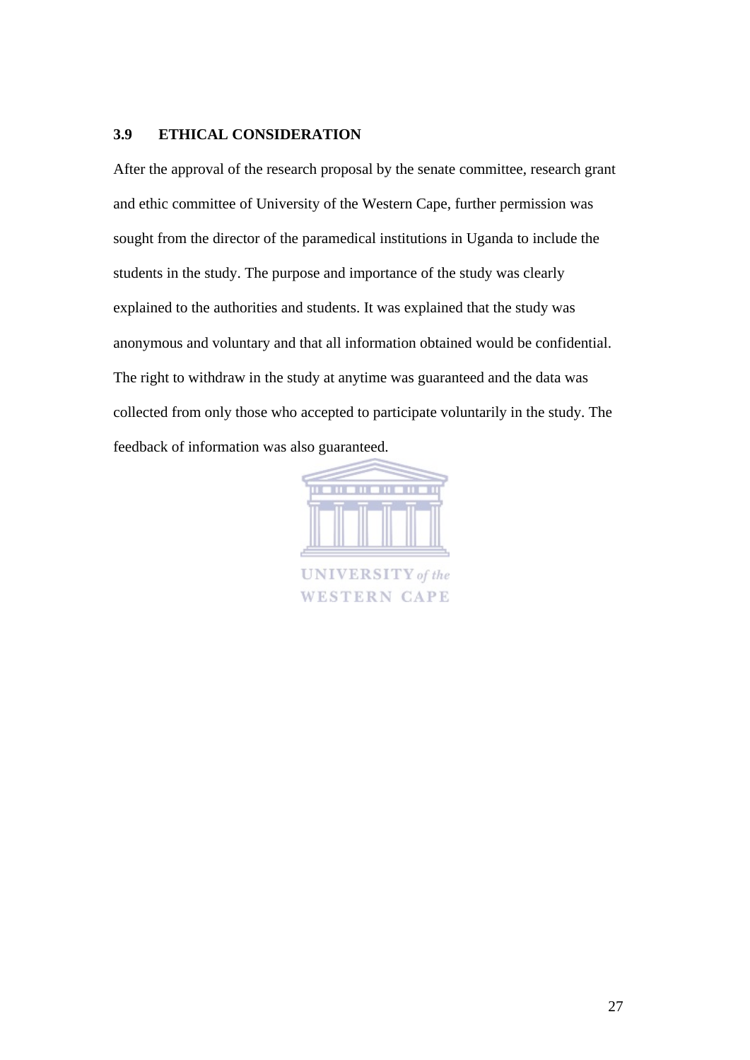### 3.9 ETHICAL CONSIDERATION

After the approval of the research proposal by the senate committee, research grant and ethic committee of University of the Western Cape, further permission was sought from the director of the paramedical institutions in Uganda to include the students in the study. The purpose and importance of the study was clearly explained to the authorities and students. It was explained that the study was anonymous and voluntary and that all information obtained would be confidential. The right to withdraw in the study at anytime was guaranteed and the data was collected from only those who accepted to participate voluntarily in the study. The feedback of information was also guaranteed.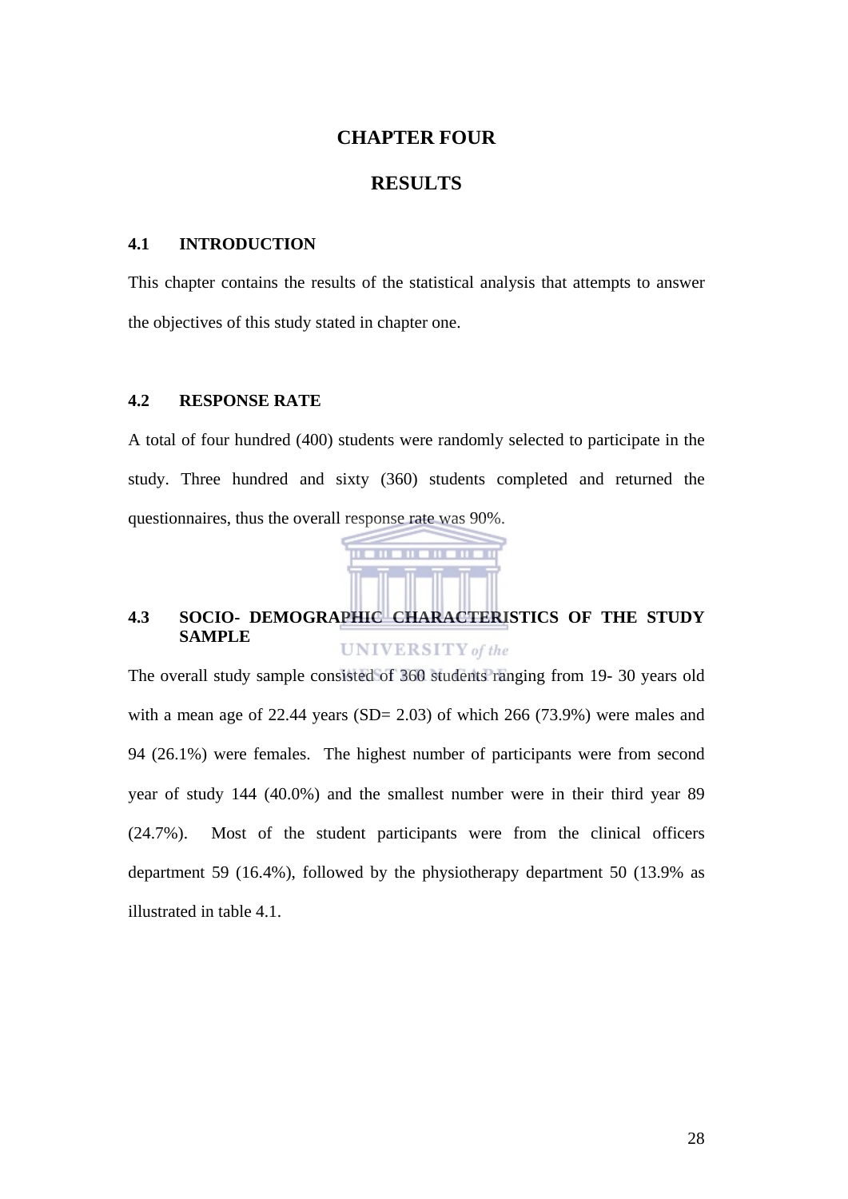# CHAPTER FOUR

# RESULTS

## 4.1 INTRODUCTION

This chapter contains the results of the statistical analysis that attempts to answer the objectives of this study stated in chapter one.

## 4.2 RESPONSE RATE

A total of four hundred (400) students were randomly selected to participate in the study. Three hundred and sixty (360) students completed and returned the questionnaires, thus the overall response rate was 90%.

## 4.3 SOCIO- DEMOGRAPHIC CHARACTERISTICS OF THE STUDY SAMPLE

The overall study sample consisted of 360 students ranging from 19- 30 years old with a mean age of 22.44 years (SD= 2.03) of which 266 (73.9%) were males and 94 (26.1%) were females. The highest number of participants were from second year of study 144 (40.0%) and the smallest number were in their third year 89 (24.7%). Most of the student participants were from the clinical officers department 59 (16.4%), followed by the physiotherapy department 50 (13.9% as illustrated in table 4.1.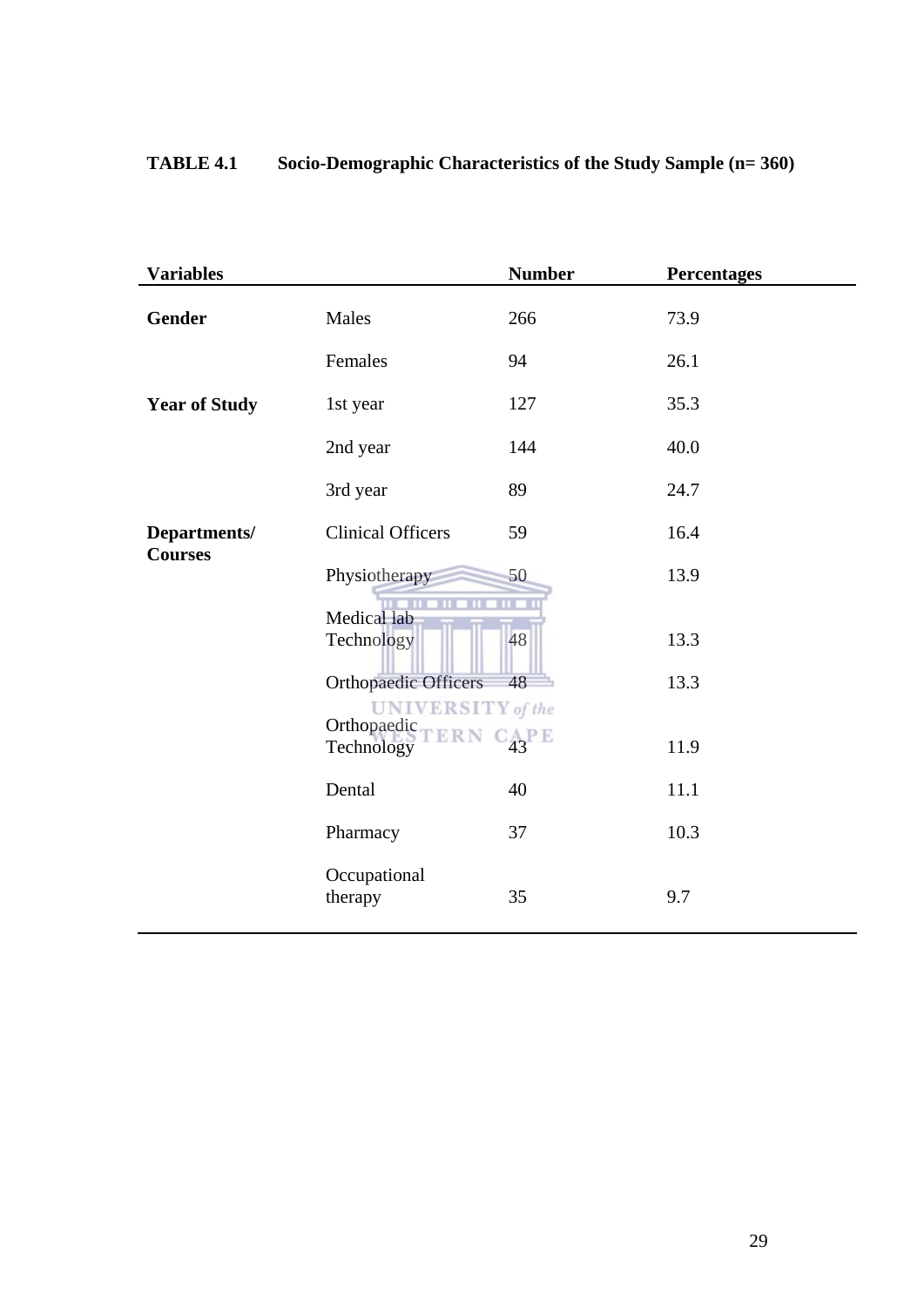**TABLE 4.1 Socio-Demographic Characteristics of the Study Sample (n= 360)**

| Variables | | Number | Percentages |
|---|---|---|---|
| **Gender** | Males | 266 | 73.9 |
| | Females | 94 | 26.1 |
| **Year of Study** | 1st year | 127 | 35.3 |
| | 2nd year | 144 | 40.0 |
| | 3rd year | 89 | 24.7 |
| **Departments/ Courses** | Clinical Officers | 59 | 16.4 |
| | Physiotherapy | 50 | 13.9 |
| | Medical lab Technology | 48 | 13.3 |
| | Orthopaedic Officers | 48 | 13.3 |
| | Orthopaedic Technology | 43 | 11.9 |
| | Dental | 40 | 11.1 |
| | Pharmacy | 37 | 10.3 |
| | Occupational therapy | 35 | 9.7 |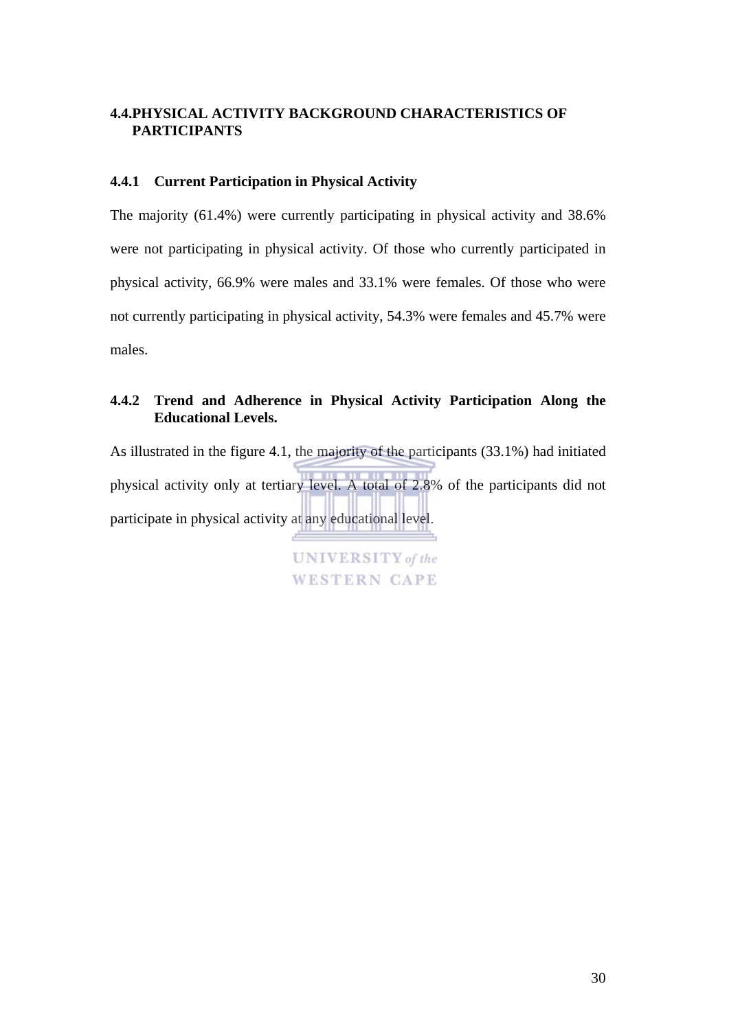## 4.4. PHYSICAL ACTIVITY BACKGROUND CHARACTERISTICS OF PARTICIPANTS

### 4.4.1 Current Participation in Physical Activity

The majority (61.4%) were currently participating in physical activity and 38.6% were not participating in physical activity. Of those who currently participated in physical activity, 66.9% were males and 33.1% were females. Of those who were not currently participating in physical activity, 54.3% were females and 45.7% were males.

### 4.4.2 Trend and Adherence in Physical Activity Participation Along the Educational Levels.

As illustrated in the figure 4.1, the majority of the participants (33.1%) had initiated physical activity only at tertiary level. A total of 2.8% of the participants did not participate in physical activity at any educational level.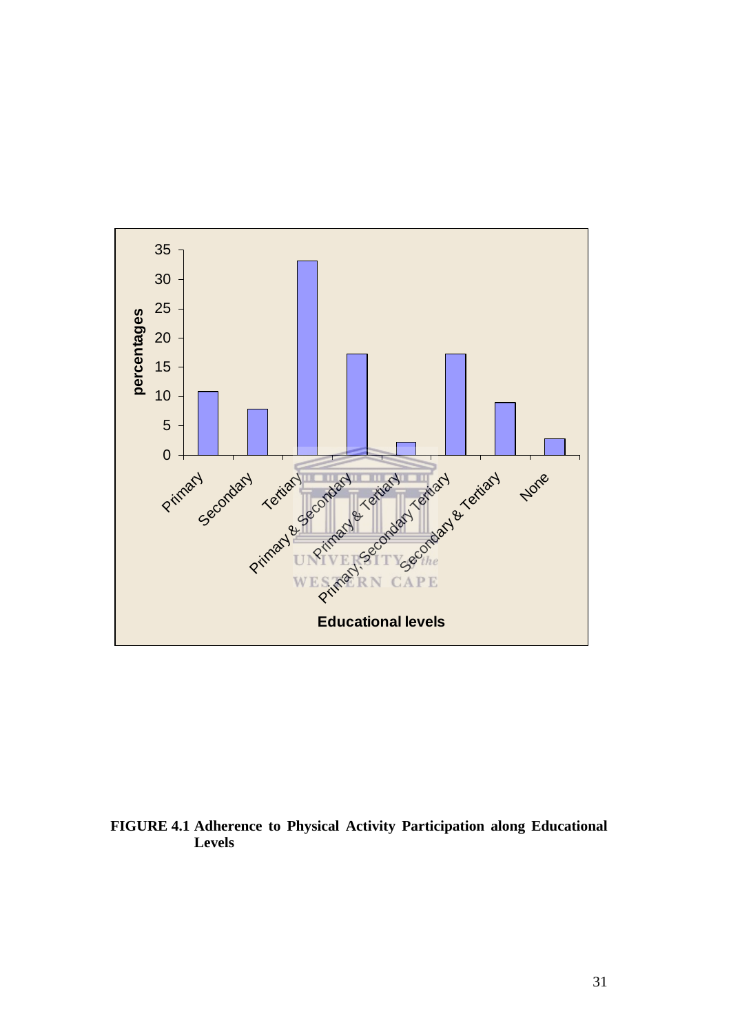**FIGURE 4.1 Adherence to Physical Activity Participation along Educational Levels**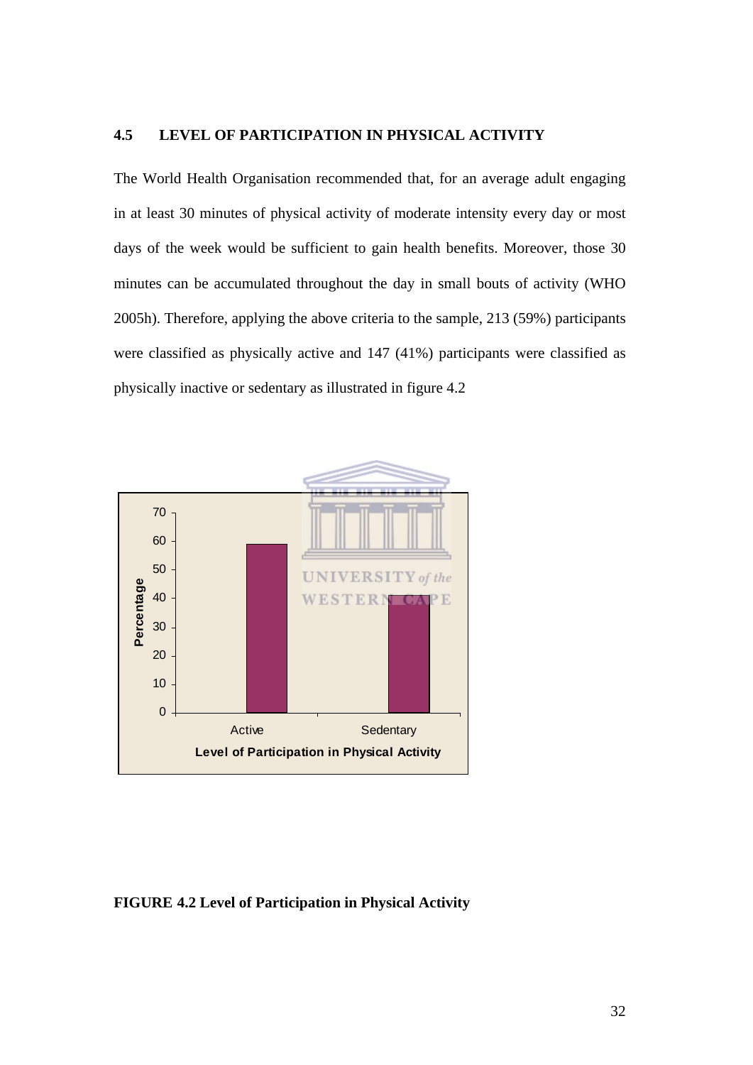## 4.5 LEVEL OF PARTICIPATION IN PHYSICAL ACTIVITY

The World Health Organisation recommended that, for an average adult engaging in at least 30 minutes of physical activity of moderate intensity every day or most days of the week would be sufficient to gain health benefits. Moreover, those 30 minutes can be accumulated throughout the day in small bouts of activity (WHO 2005h). Therefore, applying the above criteria to the sample, 213 (59%) participants were classified as physically active and 147 (41%) participants were classified as physically inactive or sedentary as illustrated in figure 4.2

**FIGURE 4.2 Level of Participation in Physical Activity**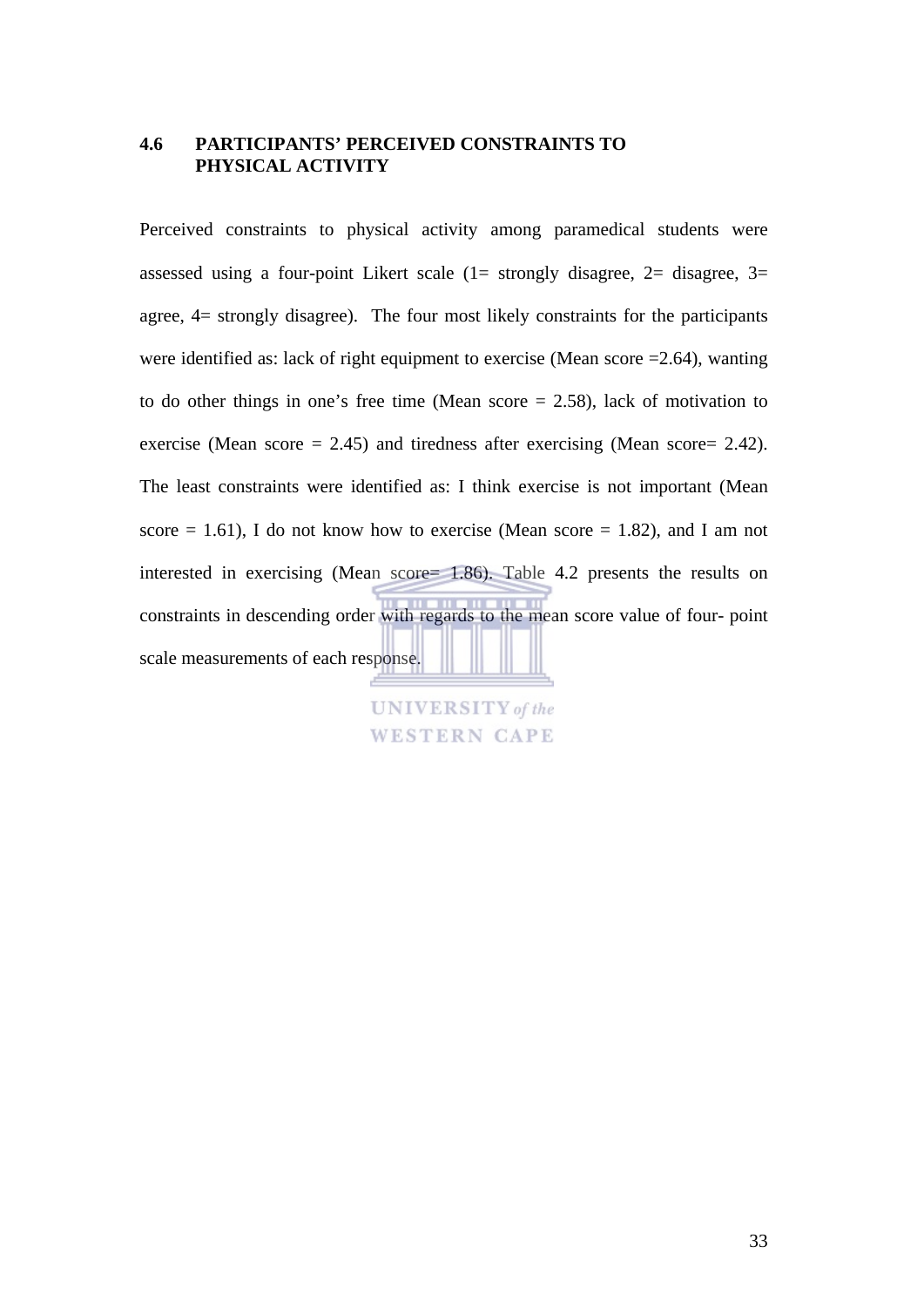### 4.6 PARTICIPANTS' PERCEIVED CONSTRAINTS TO PHYSICAL ACTIVITY

Perceived constraints to physical activity among paramedical students were assessed using a four-point Likert scale (1= strongly disagree, 2= disagree, 3= agree, 4= strongly disagree). The four most likely constraints for the participants were identified as: lack of right equipment to exercise (Mean score =2.64), wanting to do other things in one's free time (Mean score = 2.58), lack of motivation to exercise (Mean score = 2.45) and tiredness after exercising (Mean score= 2.42). The least constraints were identified as: I think exercise is not important (Mean score = 1.61), I do not know how to exercise (Mean score = 1.82), and I am not interested in exercising (Mean score= 1.86). Table 4.2 presents the results on constraints in descending order with regards to the mean score value of four- point scale measurements of each response.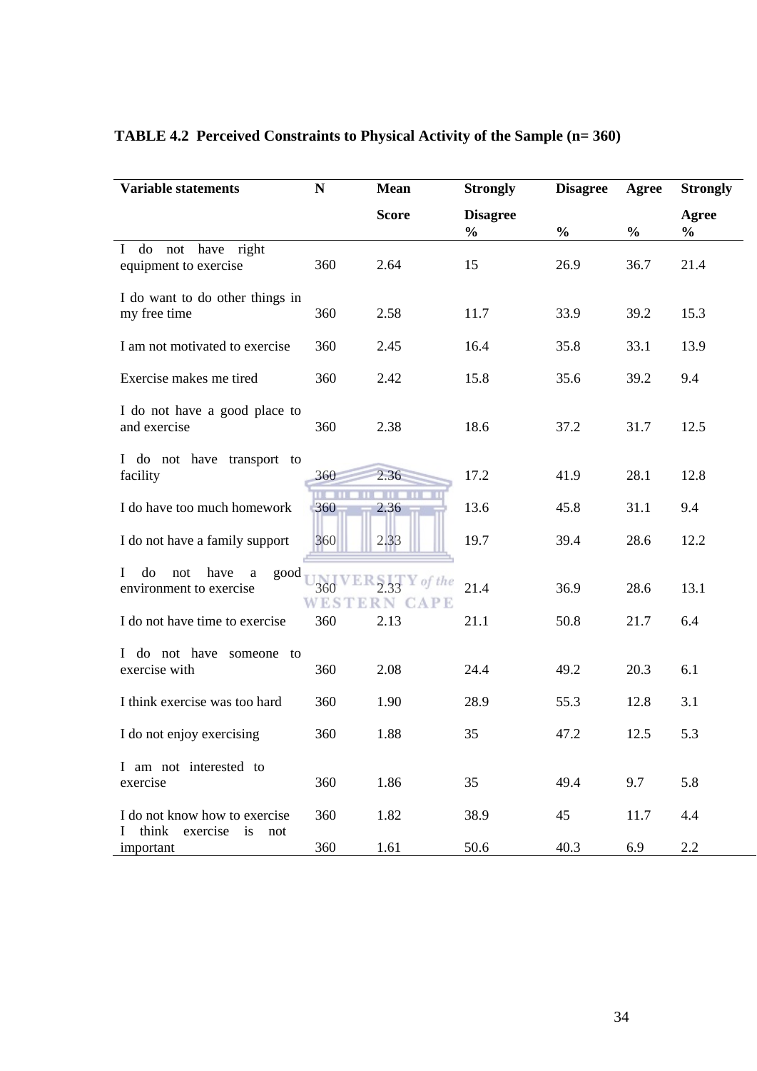**TABLE 4.2 Perceived Constraints to Physical Activity of the Sample (n= 360)**

| Variable statements | N | Mean Score | Strongly Disagree % | Disagree % | Agree % | Strongly Agree % |
|---|---|---|---|---|---|---|
| I do not have right equipment to exercise | 360 | 2.64 | 15 | 26.9 | 36.7 | 21.4 |
| I do want to do other things in my free time | 360 | 2.58 | 11.7 | 33.9 | 39.2 | 15.3 |
| I am not motivated to exercise | 360 | 2.45 | 16.4 | 35.8 | 33.1 | 13.9 |
| Exercise makes me tired | 360 | 2.42 | 15.8 | 35.6 | 39.2 | 9.4 |
| I do not have a good place to and exercise | 360 | 2.38 | 18.6 | 37.2 | 31.7 | 12.5 |
| I do not have transport to facility | 360 | 2.36 | 17.2 | 41.9 | 28.1 | 12.8 |
| I do have too much homework | 360 | 2.36 | 13.6 | 45.8 | 31.1 | 9.4 |
| I do not have a family support | 360 | 2.33 | 19.7 | 39.4 | 28.6 | 12.2 |
| I do not have a good environment to exercise | 360 | 2.33 | 21.4 | 36.9 | 28.6 | 13.1 |
| I do not have time to exercise | 360 | 2.13 | 21.1 | 50.8 | 21.7 | 6.4 |
| I do not have someone to exercise with | 360 | 2.08 | 24.4 | 49.2 | 20.3 | 6.1 |
| I think exercise was too hard | 360 | 1.90 | 28.9 | 55.3 | 12.8 | 3.1 |
| I do not enjoy exercising | 360 | 1.88 | 35 | 47.2 | 12.5 | 5.3 |
| I am not interested to exercise | 360 | 1.86 | 35 | 49.4 | 9.7 | 5.8 |
| I do not know how to exercise | 360 | 1.82 | 38.9 | 45 | 11.7 | 4.4 |
| I think exercise is not important | 360 | 1.61 | 50.6 | 40.3 | 6.9 | 2.2 |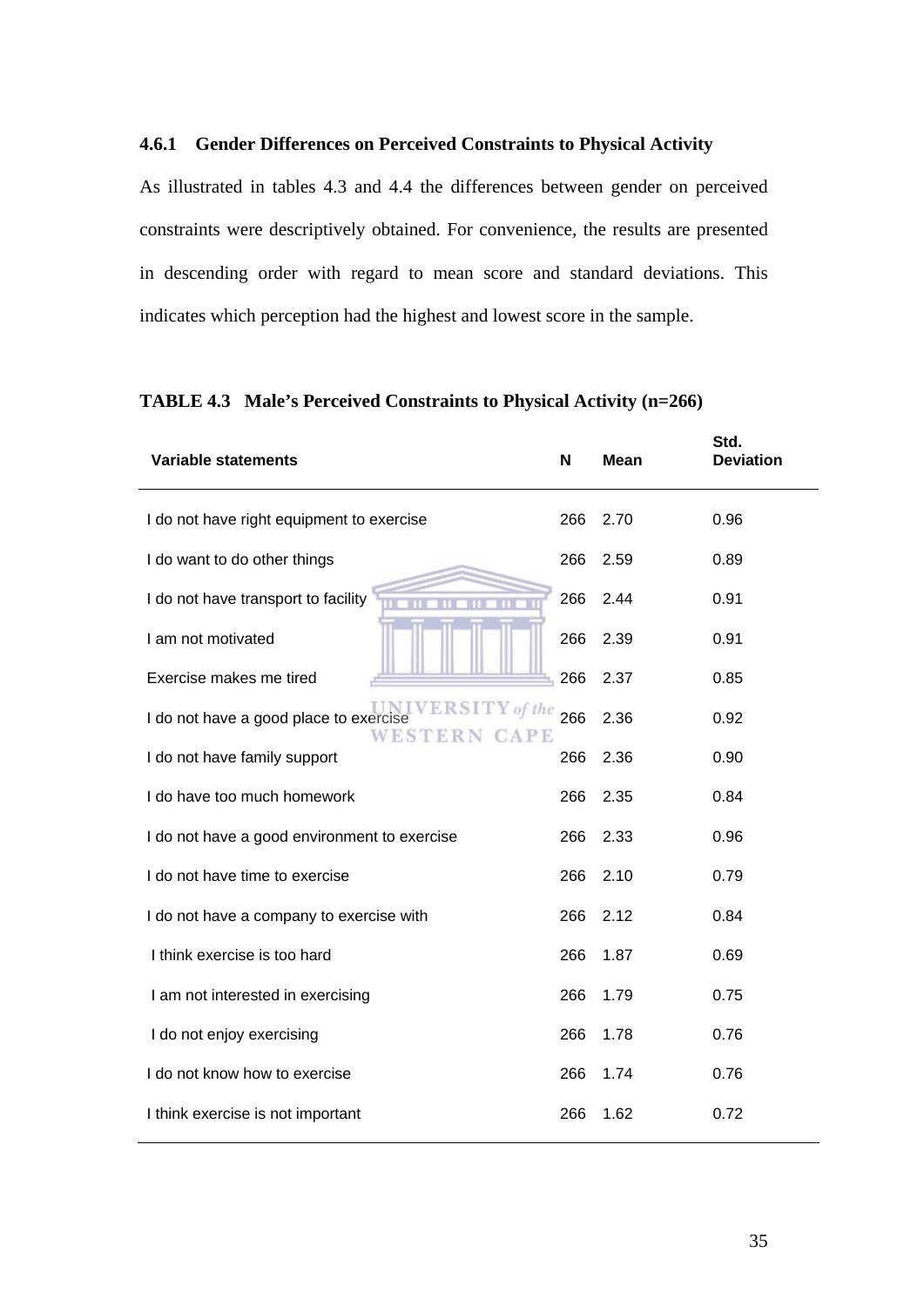### 4.6.1 Gender Differences on Perceived Constraints to Physical Activity

As illustrated in tables 4.3 and 4.4 the differences between gender on perceived constraints were descriptively obtained. For convenience, the results are presented in descending order with regard to mean score and standard deviations. This indicates which perception had the highest and lowest score in the sample.

**TABLE 4.3 Male's Perceived Constraints to Physical Activity (n=266)**

| Variable statements | N | Mean | Std. Deviation |
|---|---|---|---|
| I do not have right equipment to exercise | 266 | 2.70 | 0.96 |
| I do want to do other things | 266 | 2.59 | 0.89 |
| I do not have transport to facility | 266 | 2.44 | 0.91 |
| I am not motivated | 266 | 2.39 | 0.91 |
| Exercise makes me tired | 266 | 2.37 | 0.85 |
| I do not have a good place to exercise | 266 | 2.36 | 0.92 |
| I do not have family support | 266 | 2.36 | 0.90 |
| I do have too much homework | 266 | 2.35 | 0.84 |
| I do not have a good environment to exercise | 266 | 2.33 | 0.96 |
| I do not have time to exercise | 266 | 2.10 | 0.79 |
| I do not have a company to exercise with | 266 | 2.12 | 0.84 |
| I think exercise is too hard | 266 | 1.87 | 0.69 |
| I am not interested in exercising | 266 | 1.79 | 0.75 |
| I do not enjoy exercising | 266 | 1.78 | 0.76 |
| I do not know how to exercise | 266 | 1.74 | 0.76 |
| I think exercise is not important | 266 | 1.62 | 0.72 |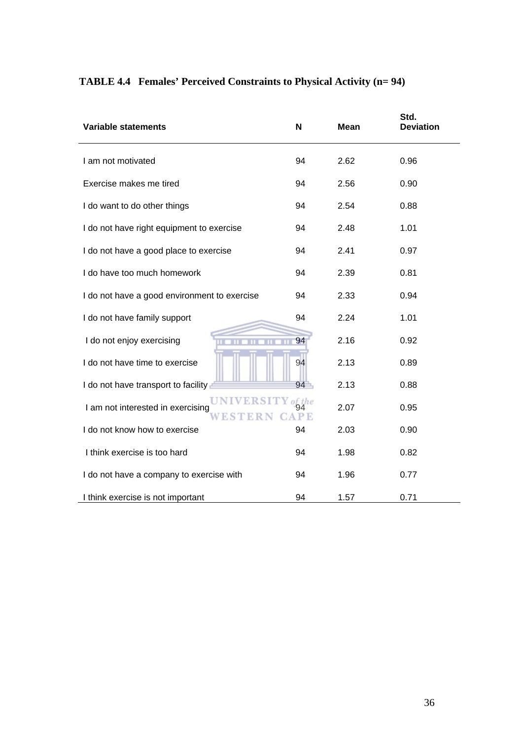**TABLE 4.4 Females' Perceived Constraints to Physical Activity (n= 94)**

| Variable statements | N | Mean | Std. Deviation |
|---|---|---|---|
| I am not motivated | 94 | 2.62 | 0.96 |
| Exercise makes me tired | 94 | 2.56 | 0.90 |
| I do want to do other things | 94 | 2.54 | 0.88 |
| I do not have right equipment to exercise | 94 | 2.48 | 1.01 |
| I do not have a good place to exercise | 94 | 2.41 | 0.97 |
| I do have too much homework | 94 | 2.39 | 0.81 |
| I do not have a good environment to exercise | 94 | 2.33 | 0.94 |
| I do not have family support | 94 | 2.24 | 1.01 |
| I do not enjoy exercising | 94 | 2.16 | 0.92 |
| I do not have time to exercise | 94 | 2.13 | 0.89 |
| I do not have transport to facility | 94 | 2.13 | 0.88 |
| I am not interested in exercising | 94 | 2.07 | 0.95 |
| I do not know how to exercise | 94 | 2.03 | 0.90 |
| I think exercise is too hard | 94 | 1.98 | 0.82 |
| I do not have a company to exercise with | 94 | 1.96 | 0.77 |
| I think exercise is not important | 94 | 1.57 | 0.71 |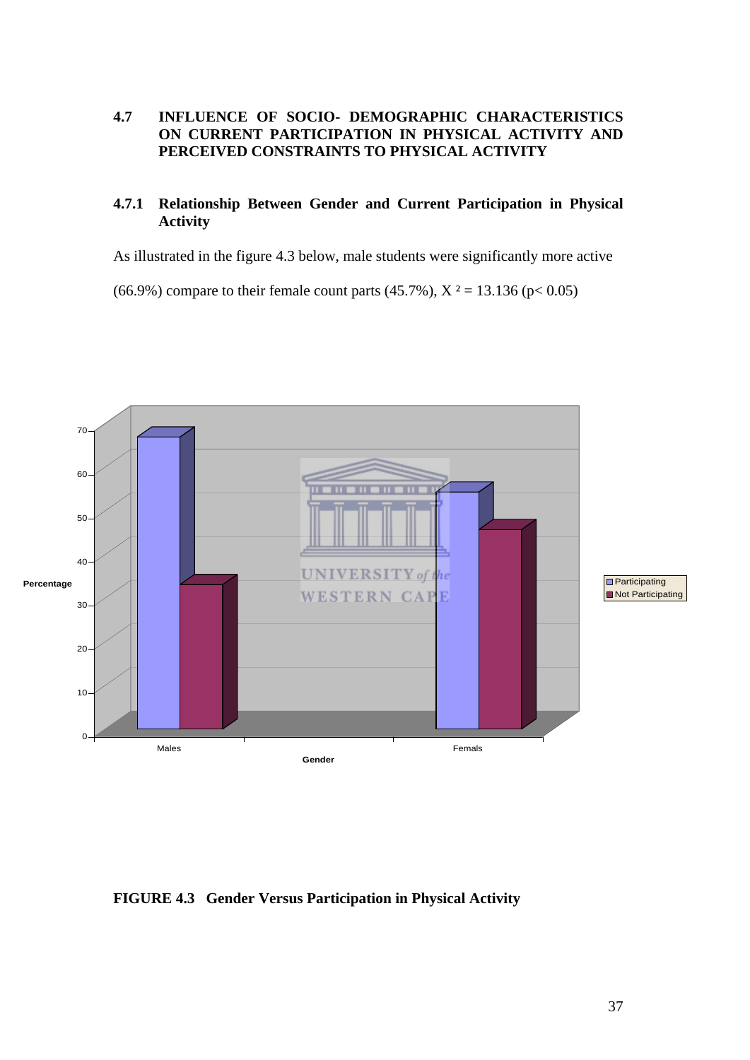## 4.7 INFLUENCE OF SOCIO- DEMOGRAPHIC CHARACTERISTICS ON CURRENT PARTICIPATION IN PHYSICAL ACTIVITY AND PERCEIVED CONSTRAINTS TO PHYSICAL ACTIVITY

### 4.7.1 Relationship Between Gender and Current Participation in Physical Activity

As illustrated in the figure 4.3 below, male students were significantly more active (66.9%) compare to their female count parts (45.7%), $X^2 = 13.136$ ($p < 0.05$)

**FIGURE 4.3 Gender Versus Participation in Physical Activity**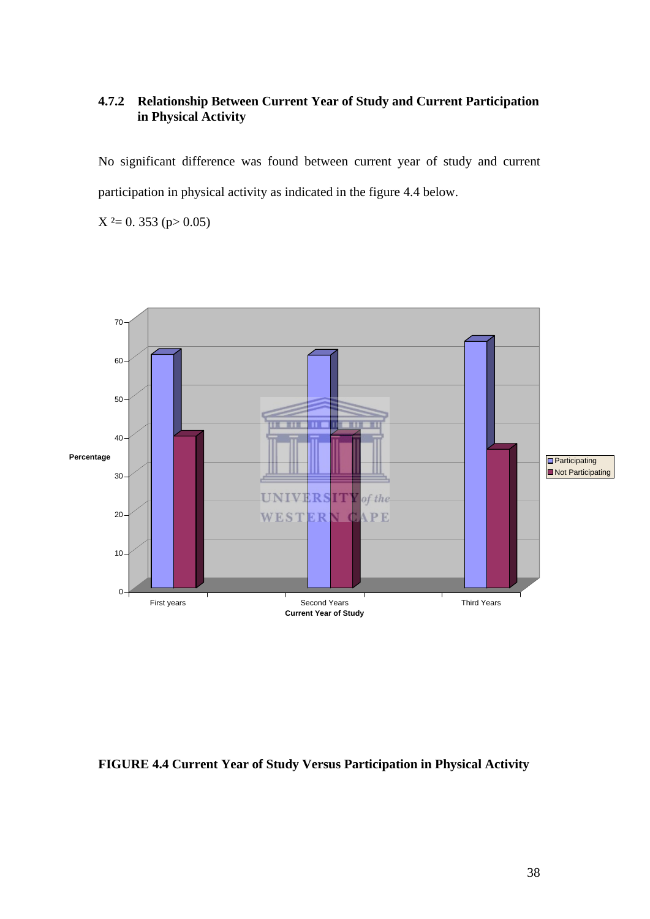### 4.7.2 Relationship Between Current Year of Study and Current Participation in Physical Activity

No significant difference was found between current year of study and current participation in physical activity as indicated in the figure 4.4 below.

$X^2 = 0.353$ ($p > 0.05$)

**FIGURE 4.4 Current Year of Study Versus Participation in Physical Activity**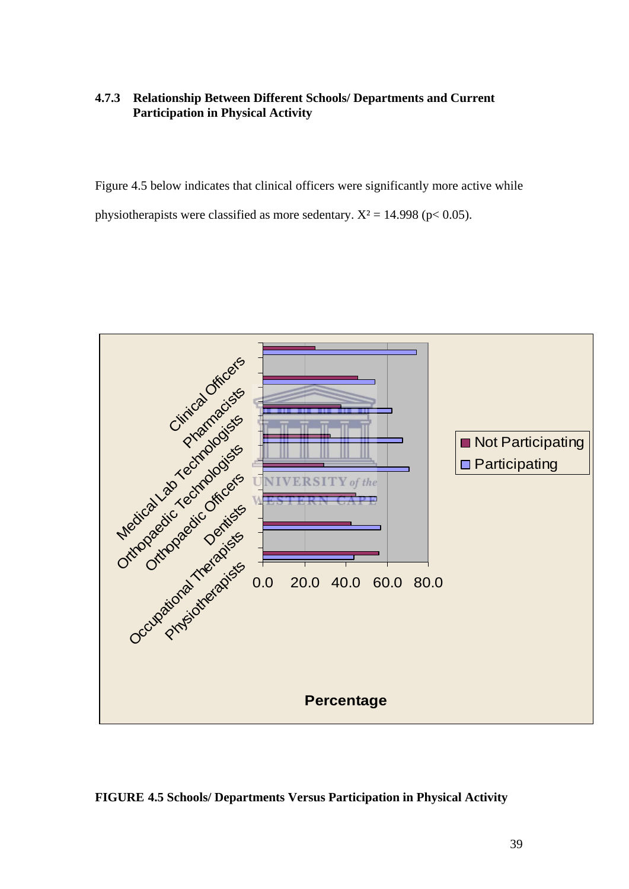### 4.7.3 Relationship Between Different Schools/ Departments and Current Participation in Physical Activity

Figure 4.5 below indicates that clinical officers were significantly more active while physiotherapists were classified as more sedentary. $X^2 = 14.998$ ($p < 0.05$).

**FIGURE 4.5 Schools/ Departments Versus Participation in Physical Activity**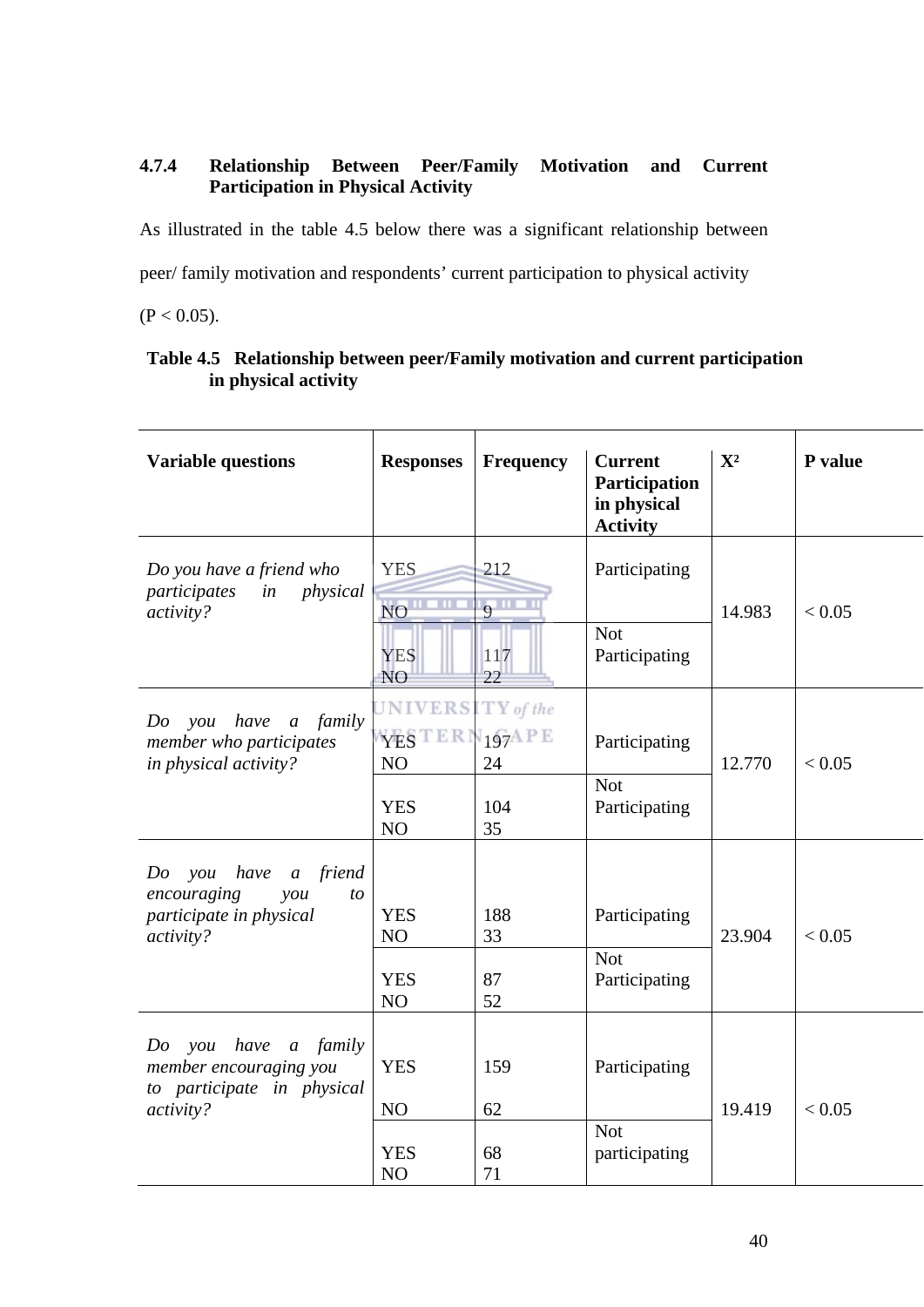### 4.7.4 Relationship Between Peer/Family Motivation and Current Participation in Physical Activity

As illustrated in the table 4.5 below there was a significant relationship between peer/ family motivation and respondents' current participation to physical activity ($P < 0.05$).

**Table 4.5 Relationship between peer/Family motivation and current participation in physical activity**

| Variable questions | Responses | Frequency | Current Participation in physical Activity | $X^2$ | P value |
|---|---|---|---|---|---|
| *Do you have a friend who participates in physical activity?* | YES<br>NO | 212<br>9 | Participating | 14.983 | $< 0.05$ |
| | YES<br>NO | 117<br>22 | Not Participating | | |
| *Do you have a family member who participates in physical activity?* | YES<br>NO | 197<br>24 | Participating | 12.770 | $< 0.05$ |
| | YES<br>NO | 104<br>35 | Not Participating | | |
| *Do you have a friend encouraging you to participate in physical activity?* | YES<br>NO | 188<br>33 | Participating | 23.904 | $< 0.05$ |
| | YES<br>NO | 87<br>52 | Not Participating | | |
| *Do you have a family member encouraging you to participate in physical activity?* | YES<br>NO | 159<br>62 | Participating | 19.419 | $< 0.05$ |
| | YES<br>NO | 68<br>71 | Not participating | | |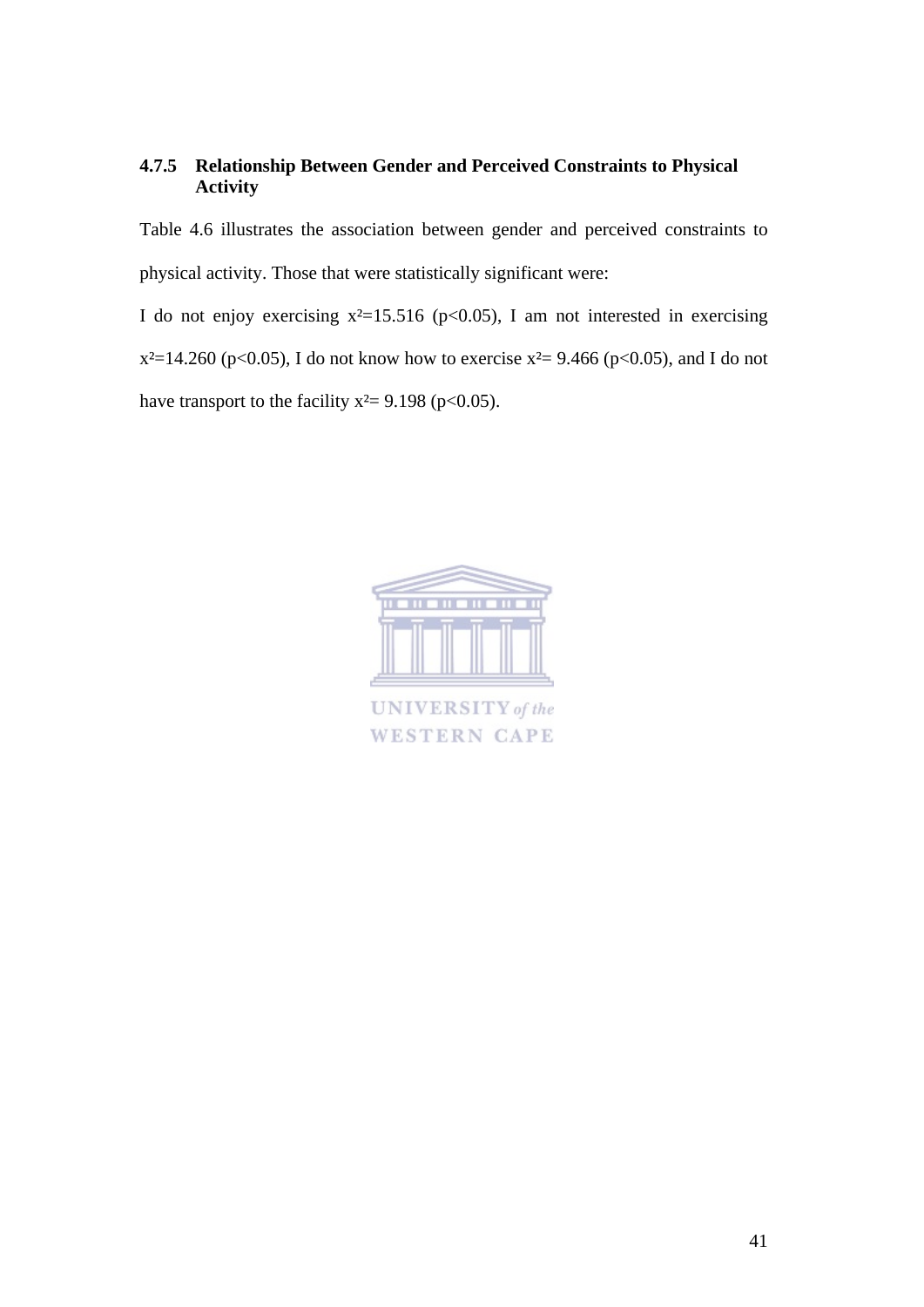### 4.7.5 Relationship Between Gender and Perceived Constraints to Physical Activity

Table 4.6 illustrates the association between gender and perceived constraints to physical activity. Those that were statistically significant were:

I do not enjoy exercising $x^2=15.516$ ($p<0.05$), I am not interested in exercising $x^2=14.260$ ($p<0.05$), I do not know how to exercise $x^2= 9.466$ ($p<0.05$), and I do not have transport to the facility $x^2= 9.198$ ($p<0.05$).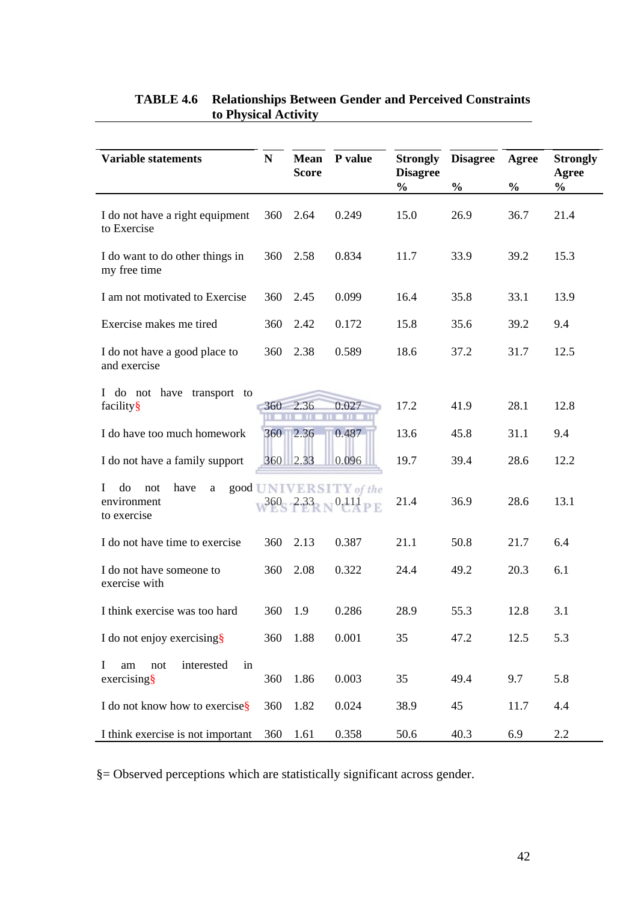**TABLE 4.6 Relationships Between Gender and Perceived Constraints to Physical Activity**

| Variable statements | N | Mean Score | P value | Strongly Disagree % | Disagree % | Agree % | Strongly Agree % |
|---|---|---|---|---|---|---|---|
| I do not have a right equipment to Exercise | 360 | 2.64 | 0.249 | 15.0 | 26.9 | 36.7 | 21.4 |
| I do want to do other things in my free time | 360 | 2.58 | 0.834 | 11.7 | 33.9 | 39.2 | 15.3 |
| I am not motivated to Exercise | 360 | 2.45 | 0.099 | 16.4 | 35.8 | 33.1 | 13.9 |
| Exercise makes me tired | 360 | 2.42 | 0.172 | 15.8 | 35.6 | 39.2 | 9.4 |
| I do not have a good place to and exercise | 360 | 2.38 | 0.589 | 18.6 | 37.2 | 31.7 | 12.5 |
| I do not have transport to facility§ | 360 | 2.36 | 0.027 | 17.2 | 41.9 | 28.1 | 12.8 |
| I do have too much homework | 360 | 2.36 | 0.487 | 13.6 | 45.8 | 31.1 | 9.4 |
| I do not have a family support | 360 | 2.33 | 0.096 | 19.7 | 39.4 | 28.6 | 12.2 |
| I do not have a good environment to exercise | 360 | 2.33 | 0.111 | 21.4 | 36.9 | 28.6 | 13.1 |
| I do not have time to exercise | 360 | 2.13 | 0.387 | 21.1 | 50.8 | 21.7 | 6.4 |
| I do not have someone to exercise with | 360 | 2.08 | 0.322 | 24.4 | 49.2 | 20.3 | 6.1 |
| I think exercise was too hard | 360 | 1.9 | 0.286 | 28.9 | 55.3 | 12.8 | 3.1 |
| I do not enjoy exercising§ | 360 | 1.88 | 0.001 | 35 | 47.2 | 12.5 | 5.3 |
| I am not interested in exercising§ | 360 | 1.86 | 0.003 | 35 | 49.4 | 9.7 | 5.8 |
| I do not know how to exercise§ | 360 | 1.82 | 0.024 | 38.9 | 45 | 11.7 | 4.4 |
| I think exercise is not important | 360 | 1.61 | 0.358 | 50.6 | 40.3 | 6.9 | 2.2 |

§= Observed perceptions which are statistically significant across gender.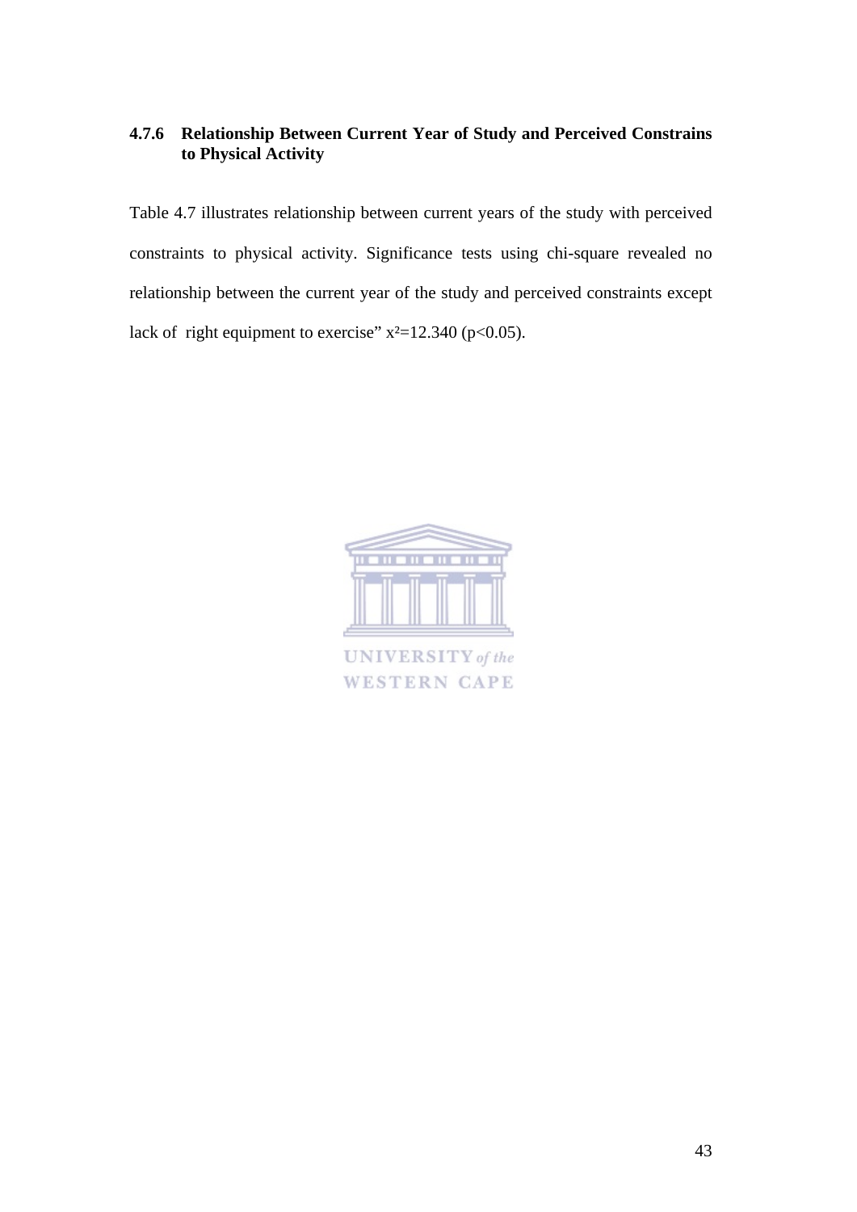### 4.7.6 Relationship Between Current Year of Study and Perceived Constrains to Physical Activity

Table 4.7 illustrates relationship between current years of the study with perceived constraints to physical activity. Significance tests using chi-square revealed no relationship between the current year of the study and perceived constraints except lack of right equipment to exercise" $x^2$=12.340 ($p<0.05$).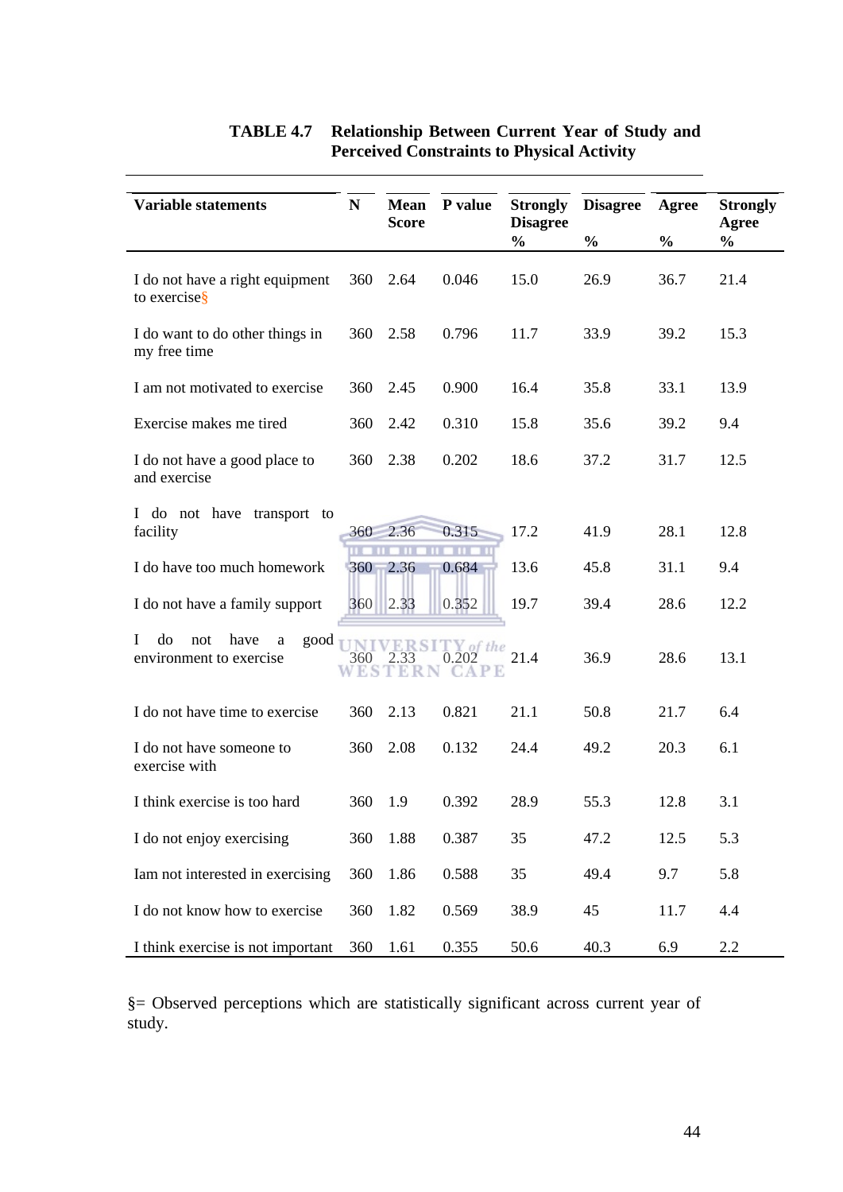**TABLE 4.7 Relationship Between Current Year of Study and Perceived Constraints to Physical Activity**

| Variable statements | N | Mean Score | P value | Strongly Disagree % | Disagree % | Agree % | Strongly Agree % |
|---|---|---|---|---|---|---|---|
| I do not have a right equipment to exercise§ | 360 | 2.64 | 0.046 | 15.0 | 26.9 | 36.7 | 21.4 |
| I do want to do other things in my free time | 360 | 2.58 | 0.796 | 11.7 | 33.9 | 39.2 | 15.3 |
| I am not motivated to exercise | 360 | 2.45 | 0.900 | 16.4 | 35.8 | 33.1 | 13.9 |
| Exercise makes me tired | 360 | 2.42 | 0.310 | 15.8 | 35.6 | 39.2 | 9.4 |
| I do not have a good place to and exercise | 360 | 2.38 | 0.202 | 18.6 | 37.2 | 31.7 | 12.5 |
| I do not have transport to facility | 360 | 2.36 | 0.315 | 17.2 | 41.9 | 28.1 | 12.8 |
| I do have too much homework | 360 | 2.36 | 0.684 | 13.6 | 45.8 | 31.1 | 9.4 |
| I do not have a family support | 360 | 2.33 | 0.352 | 19.7 | 39.4 | 28.6 | 12.2 |
| I do not have a good environment to exercise | 360 | 2.33 | 0.202 | 21.4 | 36.9 | 28.6 | 13.1 |
| I do not have time to exercise | 360 | 2.13 | 0.821 | 21.1 | 50.8 | 21.7 | 6.4 |
| I do not have someone to exercise with | 360 | 2.08 | 0.132 | 24.4 | 49.2 | 20.3 | 6.1 |
| I think exercise is too hard | 360 | 1.9 | 0.392 | 28.9 | 55.3 | 12.8 | 3.1 |
| I do not enjoy exercising | 360 | 1.88 | 0.387 | 35 | 47.2 | 12.5 | 5.3 |
| Iam not interested in exercising | 360 | 1.86 | 0.588 | 35 | 49.4 | 9.7 | 5.8 |
| I do not know how to exercise | 360 | 1.82 | 0.569 | 38.9 | 45 | 11.7 | 4.4 |
| I think exercise is not important | 360 | 1.61 | 0.355 | 50.6 | 40.3 | 6.9 | 2.2 |

§= Observed perceptions which are statistically significant across current year of study.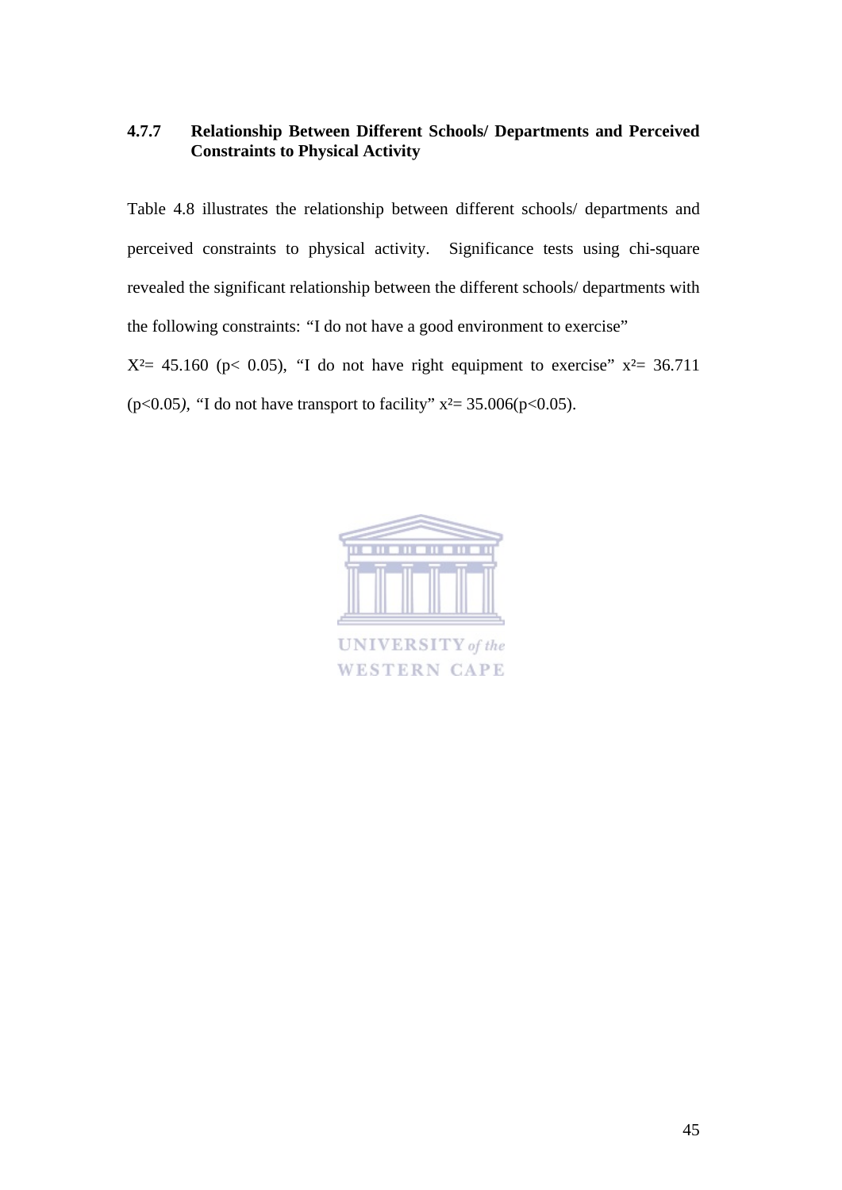### 4.7.7 Relationship Between Different Schools/ Departments and Perceived Constraints to Physical Activity

Table 4.8 illustrates the relationship between different schools/ departments and perceived constraints to physical activity. Significance tests using chi-square revealed the significant relationship between the different schools/ departments with the following constraints: "I do not have a good environment to exercise" $X^2 = 45.160$ ($p < 0.05$), "I do not have right equipment to exercise" $x^2 = 36.711$ ($p<0.05$), "I do not have transport to facility" $x^2 = 35.006$($p<0.05$).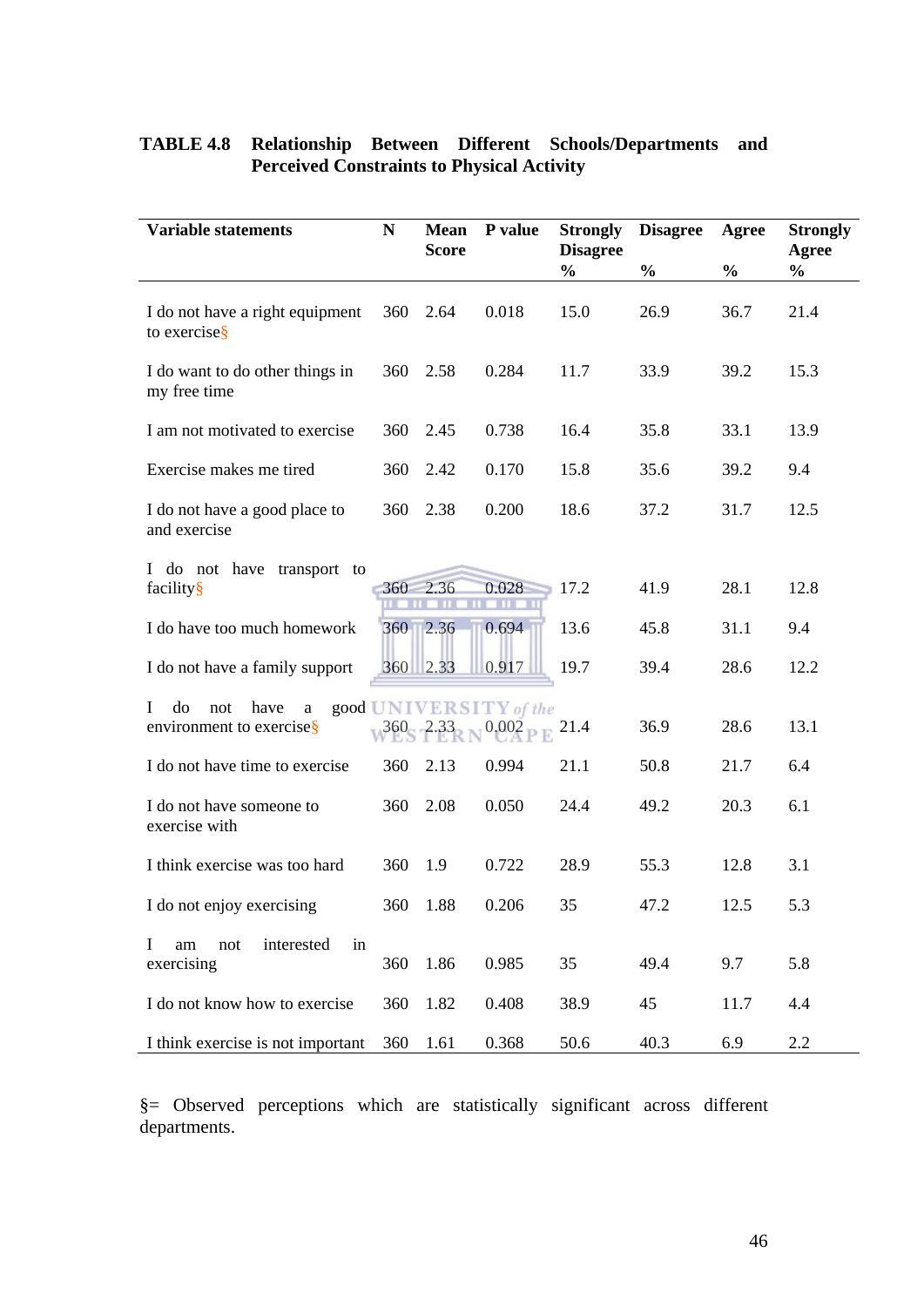**TABLE 4.8 Relationship Between Different Schools/Departments and Perceived Constraints to Physical Activity**

| Variable statements | N | Mean Score | P value | Strongly Disagree % | Disagree % | Agree % | Strongly Agree % |
|---|---|---|---|---|---|---|---|
| I do not have a right equipment to exercise§ | 360 | 2.64 | 0.018 | 15.0 | 26.9 | 36.7 | 21.4 |
| I do want to do other things in my free time | 360 | 2.58 | 0.284 | 11.7 | 33.9 | 39.2 | 15.3 |
| I am not motivated to exercise | 360 | 2.45 | 0.738 | 16.4 | 35.8 | 33.1 | 13.9 |
| Exercise makes me tired | 360 | 2.42 | 0.170 | 15.8 | 35.6 | 39.2 | 9.4 |
| I do not have a good place to and exercise | 360 | 2.38 | 0.200 | 18.6 | 37.2 | 31.7 | 12.5 |
| I do not have transport to facility§ | 360 | 2.36 | 0.028 | 17.2 | 41.9 | 28.1 | 12.8 |
| I do have too much homework | 360 | 2.36 | 0.694 | 13.6 | 45.8 | 31.1 | 9.4 |
| I do not have a family support | 360 | 2.33 | 0.917 | 19.7 | 39.4 | 28.6 | 12.2 |
| I do not have a good environment to exercise§ | 360 | 2.33 | 0.002 | 21.4 | 36.9 | 28.6 | 13.1 |
| I do not have time to exercise | 360 | 2.13 | 0.994 | 21.1 | 50.8 | 21.7 | 6.4 |
| I do not have someone to exercise with | 360 | 2.08 | 0.050 | 24.4 | 49.2 | 20.3 | 6.1 |
| I think exercise was too hard | 360 | 1.9 | 0.722 | 28.9 | 55.3 | 12.8 | 3.1 |
| I do not enjoy exercising | 360 | 1.88 | 0.206 | 35 | 47.2 | 12.5 | 5.3 |
| I am not interested in exercising | 360 | 1.86 | 0.985 | 35 | 49.4 | 9.7 | 5.8 |
| I do not know how to exercise | 360 | 1.82 | 0.408 | 38.9 | 45 | 11.7 | 4.4 |
| I think exercise is not important | 360 | 1.61 | 0.368 | 50.6 | 40.3 | 6.9 | 2.2 |

§= Observed perceptions which are statistically significant across different departments.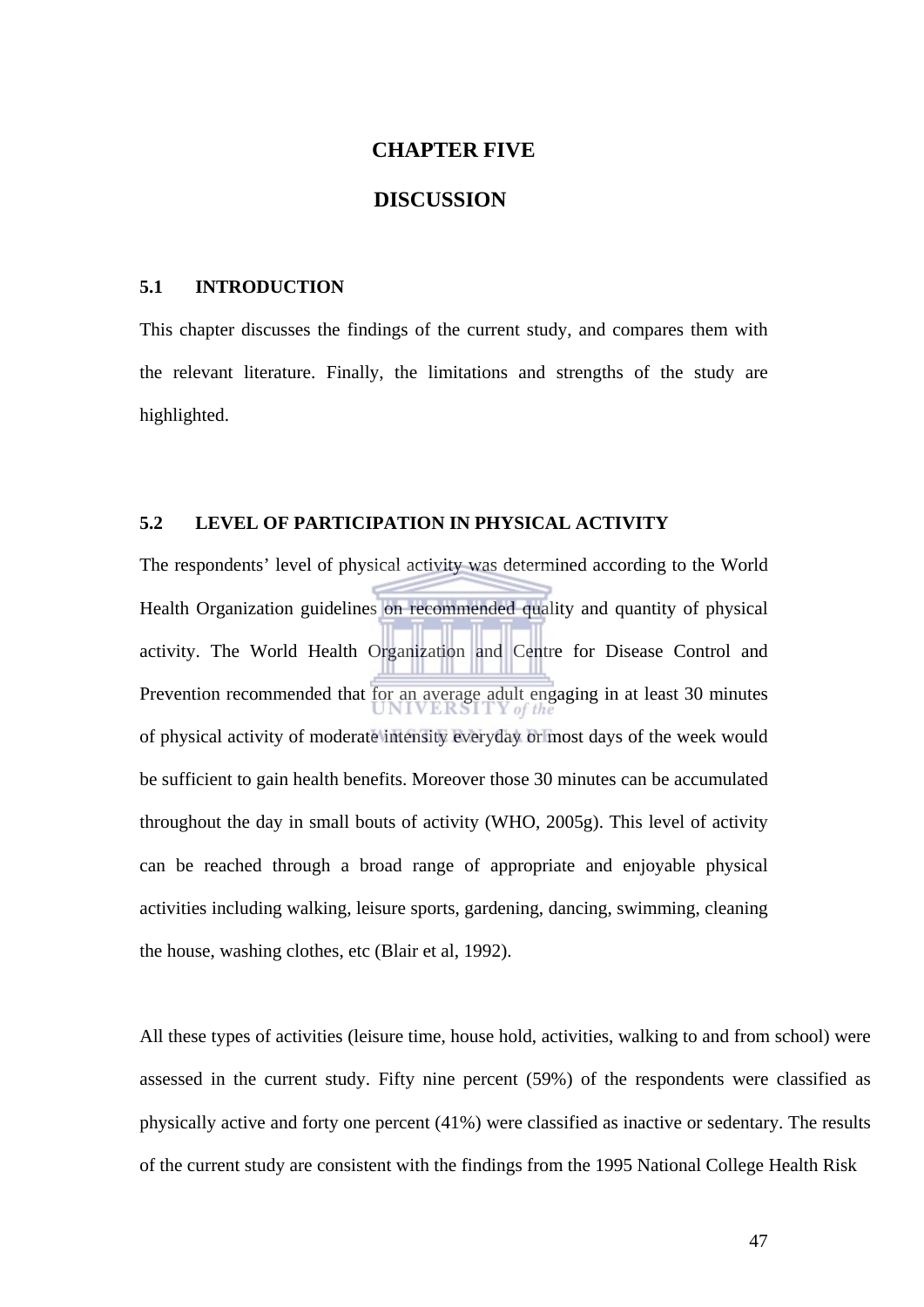# CHAPTER FIVE

# DISCUSSION

## 5.1 INTRODUCTION

This chapter discusses the findings of the current study, and compares them with the relevant literature. Finally, the limitations and strengths of the study are highlighted.

## 5.2 LEVEL OF PARTICIPATION IN PHYSICAL ACTIVITY

The respondents' level of physical activity was determined according to the World Health Organization guidelines on recommended quality and quantity of physical activity. The World Health Organization and Centre for Disease Control and Prevention recommended that for an average adult engaging in at least 30 minutes of physical activity of moderate intensity everyday or most days of the week would be sufficient to gain health benefits. Moreover those 30 minutes can be accumulated throughout the day in small bouts of activity (WHO, 2005g). This level of activity can be reached through a broad range of appropriate and enjoyable physical activities including walking, leisure sports, gardening, dancing, swimming, cleaning the house, washing clothes, etc (Blair et al, 1992).

All these types of activities (leisure time, house hold, activities, walking to and from school) were assessed in the current study. Fifty nine percent (59%) of the respondents were classified as physically active and forty one percent (41%) were classified as inactive or sedentary. The results of the current study are consistent with the findings from the 1995 National College Health Risk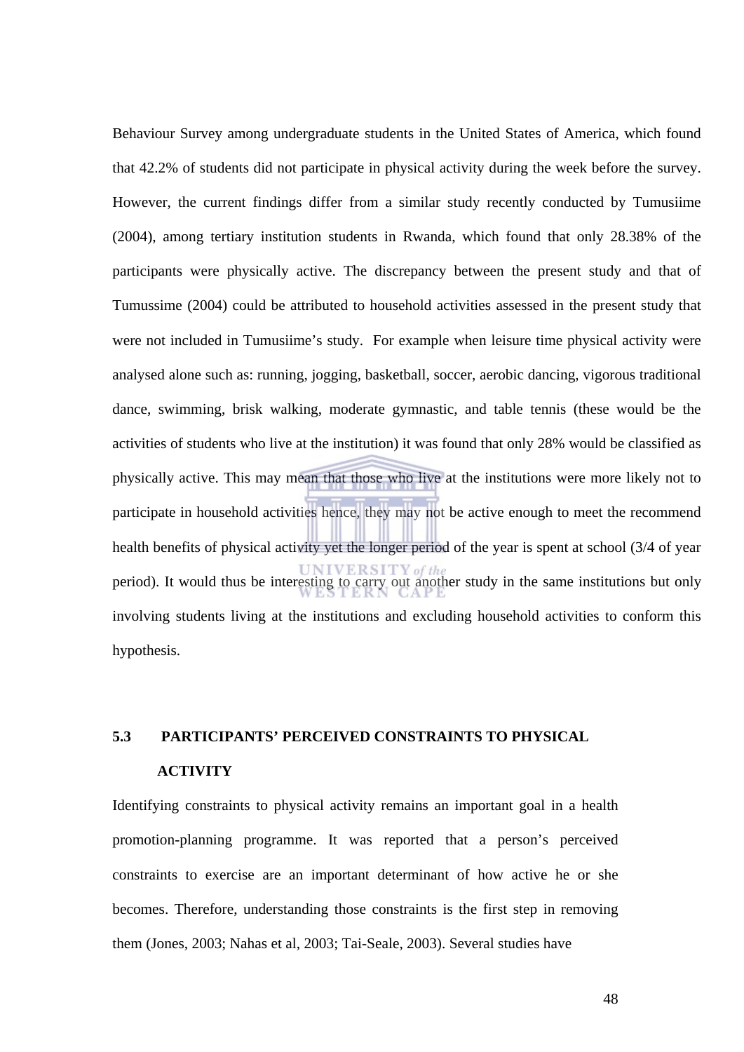Behaviour Survey among undergraduate students in the United States of America, which found that 42.2% of students did not participate in physical activity during the week before the survey. However, the current findings differ from a similar study recently conducted by Tumusiime (2004), among tertiary institution students in Rwanda, which found that only 28.38% of the participants were physically active. The discrepancy between the present study and that of Tumussime (2004) could be attributed to household activities assessed in the present study that were not included in Tumusiime's study. For example when leisure time physical activity were analysed alone such as: running, jogging, basketball, soccer, aerobic dancing, vigorous traditional dance, swimming, brisk walking, moderate gymnastic, and table tennis (these would be the activities of students who live at the institution) it was found that only 28% would be classified as physically active. This may mean that those who live at the institutions were more likely not to participate in household activities hence, they may not be active enough to meet the recommend health benefits of physical activity yet the longer period of the year is spent at school (3/4 of year period). It would thus be interesting to carry out another study in the same institutions but only involving students living at the institutions and excluding household activities to conform this hypothesis.

## 5.3 PARTICIPANTS' PERCEIVED CONSTRAINTS TO PHYSICAL ACTIVITY

Identifying constraints to physical activity remains an important goal in a health promotion-planning programme. It was reported that a person's perceived constraints to exercise are an important determinant of how active he or she becomes. Therefore, understanding those constraints is the first step in removing them (Jones, 2003; Nahas et al, 2003; Tai-Seale, 2003). Several studies have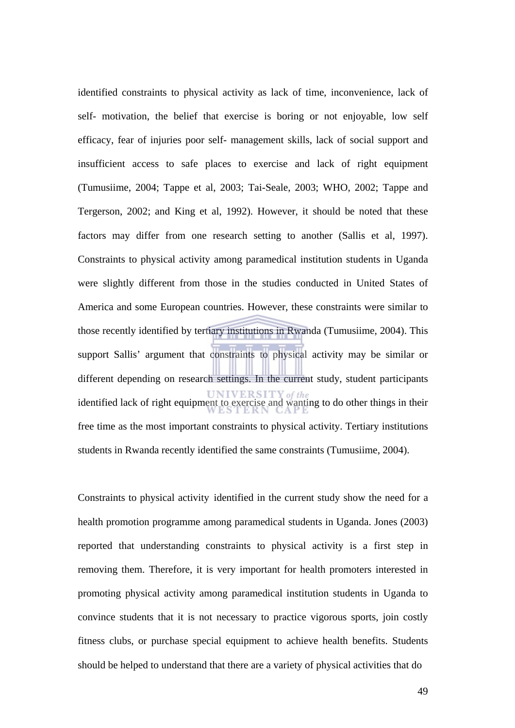identified constraints to physical activity as lack of time, inconvenience, lack of self- motivation, the belief that exercise is boring or not enjoyable, low self efficacy, fear of injuries poor self- management skills, lack of social support and insufficient access to safe places to exercise and lack of right equipment (Tumusiime, 2004; Tappe et al, 2003; Tai-Seale, 2003; WHO, 2002; Tappe and Tergerson, 2002; and King et al, 1992). However, it should be noted that these factors may differ from one research setting to another (Sallis et al, 1997). Constraints to physical activity among paramedical institution students in Uganda were slightly different from those in the studies conducted in United States of America and some European countries. However, these constraints were similar to those recently identified by tertiary institutions in Rwanda (Tumusiime, 2004). This support Sallis' argument that constraints to physical activity may be similar or different depending on research settings. In the current study, student participants identified lack of right equipment to exercise and wanting to do other things in their free time as the most important constraints to physical activity. Tertiary institutions students in Rwanda recently identified the same constraints (Tumusiime, 2004).

Constraints to physical activity identified in the current study show the need for a health promotion programme among paramedical students in Uganda. Jones (2003) reported that understanding constraints to physical activity is a first step in removing them. Therefore, it is very important for health promoters interested in promoting physical activity among paramedical institution students in Uganda to convince students that it is not necessary to practice vigorous sports, join costly fitness clubs, or purchase special equipment to achieve health benefits. Students should be helped to understand that there are a variety of physical activities that do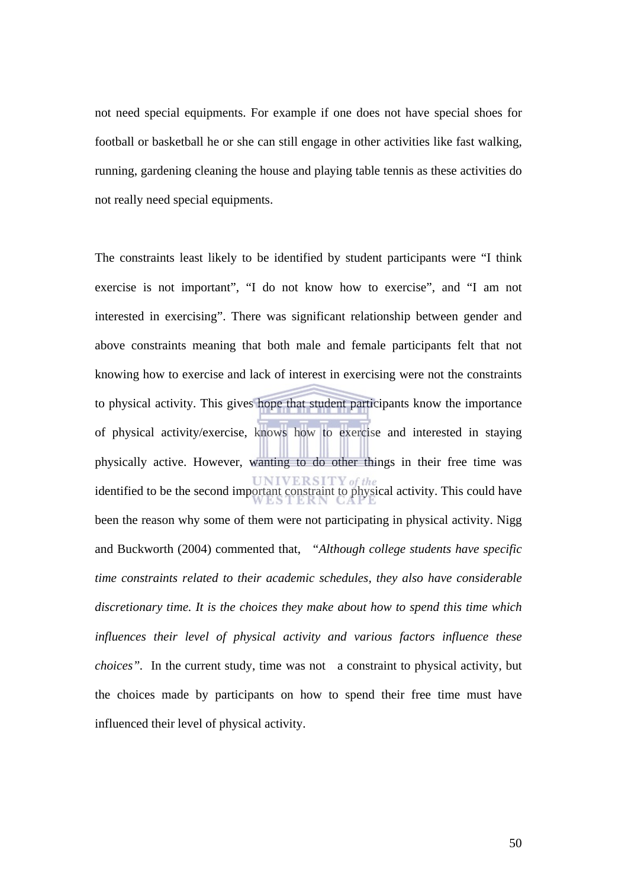not need special equipments. For example if one does not have special shoes for football or basketball he or she can still engage in other activities like fast walking, running, gardening cleaning the house and playing table tennis as these activities do not really need special equipments.

The constraints least likely to be identified by student participants were "I think exercise is not important", "I do not know how to exercise", and "I am not interested in exercising". There was significant relationship between gender and above constraints meaning that both male and female participants felt that not knowing how to exercise and lack of interest in exercising were not the constraints to physical activity. This gives hope that student participants know the importance of physical activity/exercise, knows how to exercise and interested in staying physically active. However, wanting to do other things in their free time was identified to be the second important constraint to physical activity. This could have been the reason why some of them were not participating in physical activity. Nigg and Buckworth (2004) commented that, "*Although college students have specific time constraints related to their academic schedules, they also have considerable discretionary time. It is the choices they make about how to spend this time which influences their level of physical activity and various factors influence these choices".* In the current study, time was not a constraint to physical activity, but the choices made by participants on how to spend their free time must have influenced their level of physical activity.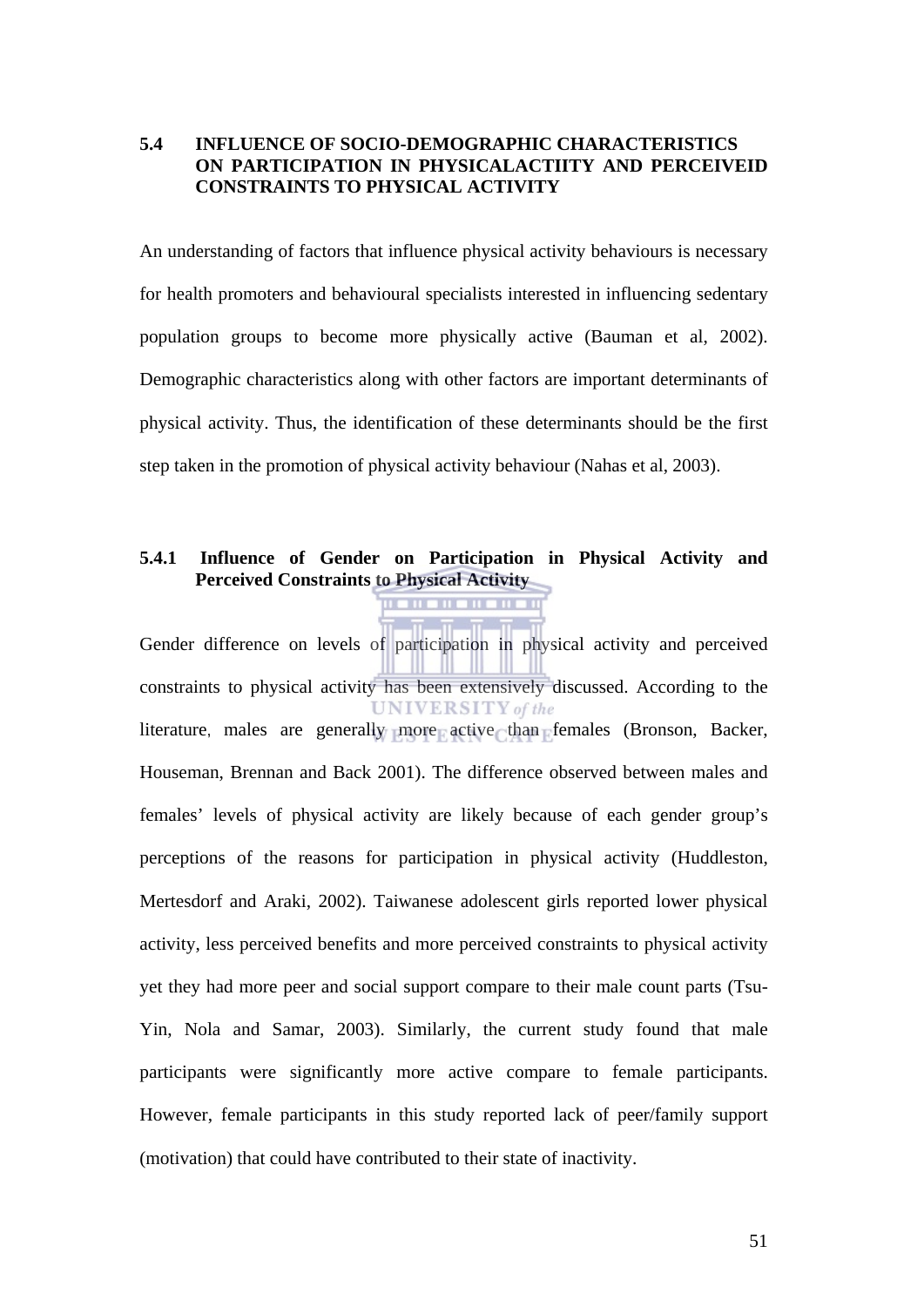## 5.4 INFLUENCE OF SOCIO-DEMOGRAPHIC CHARACTERISTICS ON PARTICIPATION IN PHYSICALACTIITY AND PERCEIVEID CONSTRAINTS TO PHYSICAL ACTIVITY

An understanding of factors that influence physical activity behaviours is necessary for health promoters and behavioural specialists interested in influencing sedentary population groups to become more physically active (Bauman et al, 2002). Demographic characteristics along with other factors are important determinants of physical activity. Thus, the identification of these determinants should be the first step taken in the promotion of physical activity behaviour (Nahas et al, 2003).

### 5.4.1 Influence of Gender on Participation in Physical Activity and Perceived Constraints to Physical Activity

Gender difference on levels of participation in physical activity and perceived constraints to physical activity has been extensively discussed. According to the literature, males are generally more active than females (Bronson, Backer, Houseman, Brennan and Back 2001). The difference observed between males and females' levels of physical activity are likely because of each gender group's perceptions of the reasons for participation in physical activity (Huddleston, Mertesdorf and Araki, 2002). Taiwanese adolescent girls reported lower physical activity, less perceived benefits and more perceived constraints to physical activity yet they had more peer and social support compare to their male count parts (Tsu-Yin, Nola and Samar, 2003). Similarly, the current study found that male participants were significantly more active compare to female participants. However, female participants in this study reported lack of peer/family support (motivation) that could have contributed to their state of inactivity.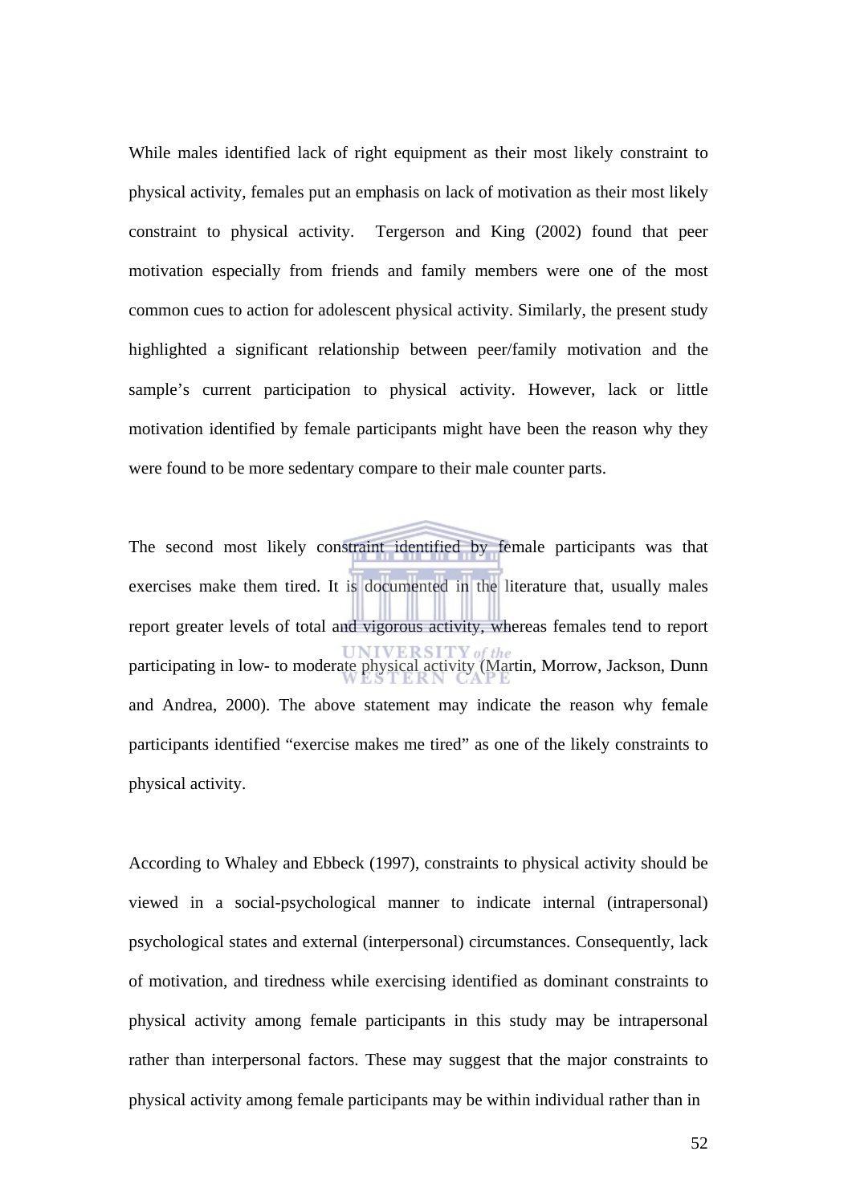While males identified lack of right equipment as their most likely constraint to physical activity, females put an emphasis on lack of motivation as their most likely constraint to physical activity.  Tergerson and King (2002) found that peer motivation especially from friends and family members were one of the most common cues to action for adolescent physical activity. Similarly, the present study highlighted a significant relationship between peer/family motivation and the sample's current participation to physical activity. However, lack or little motivation identified by female participants might have been the reason why they were found to be more sedentary compare to their male counter parts.

The second most likely constraint identified by female participants was that exercises make them tired. It is documented in the literature that, usually males report greater levels of total and vigorous activity, whereas females tend to report participating in low- to moderate physical activity (Martin, Morrow, Jackson, Dunn and Andrea, 2000). The above statement may indicate the reason why female participants identified "exercise makes me tired" as one of the likely constraints to physical activity.

According to Whaley and Ebbeck (1997), constraints to physical activity should be viewed in a social-psychological manner to indicate internal (intrapersonal) psychological states and external (interpersonal) circumstances. Consequently, lack of motivation, and tiredness while exercising identified as dominant constraints to physical activity among female participants in this study may be intrapersonal rather than interpersonal factors. These may suggest that the major constraints to physical activity among female participants may be within individual rather than in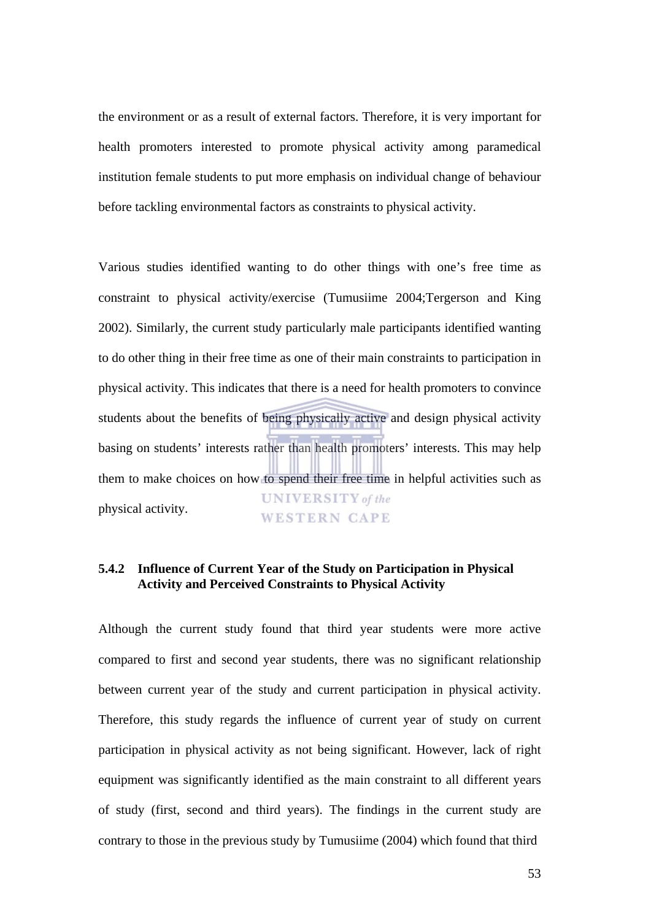the environment or as a result of external factors. Therefore, it is very important for health promoters interested to promote physical activity among paramedical institution female students to put more emphasis on individual change of behaviour before tackling environmental factors as constraints to physical activity.

Various studies identified wanting to do other things with one's free time as constraint to physical activity/exercise (Tumusiime 2004;Tergerson and King 2002). Similarly, the current study particularly male participants identified wanting to do other thing in their free time as one of their main constraints to participation in physical activity. This indicates that there is a need for health promoters to convince students about the benefits of being physically active and design physical activity basing on students' interests rather than health promoters' interests. This may help them to make choices on how to spend their free time in helpful activities such as physical activity.

### 5.4.2 Influence of Current Year of the Study on Participation in Physical Activity and Perceived Constraints to Physical Activity

Although the current study found that third year students were more active compared to first and second year students, there was no significant relationship between current year of the study and current participation in physical activity. Therefore, this study regards the influence of current year of study on current participation in physical activity as not being significant. However, lack of right equipment was significantly identified as the main constraint to all different years of study (first, second and third years). The findings in the current study are contrary to those in the previous study by Tumusiime (2004) which found that third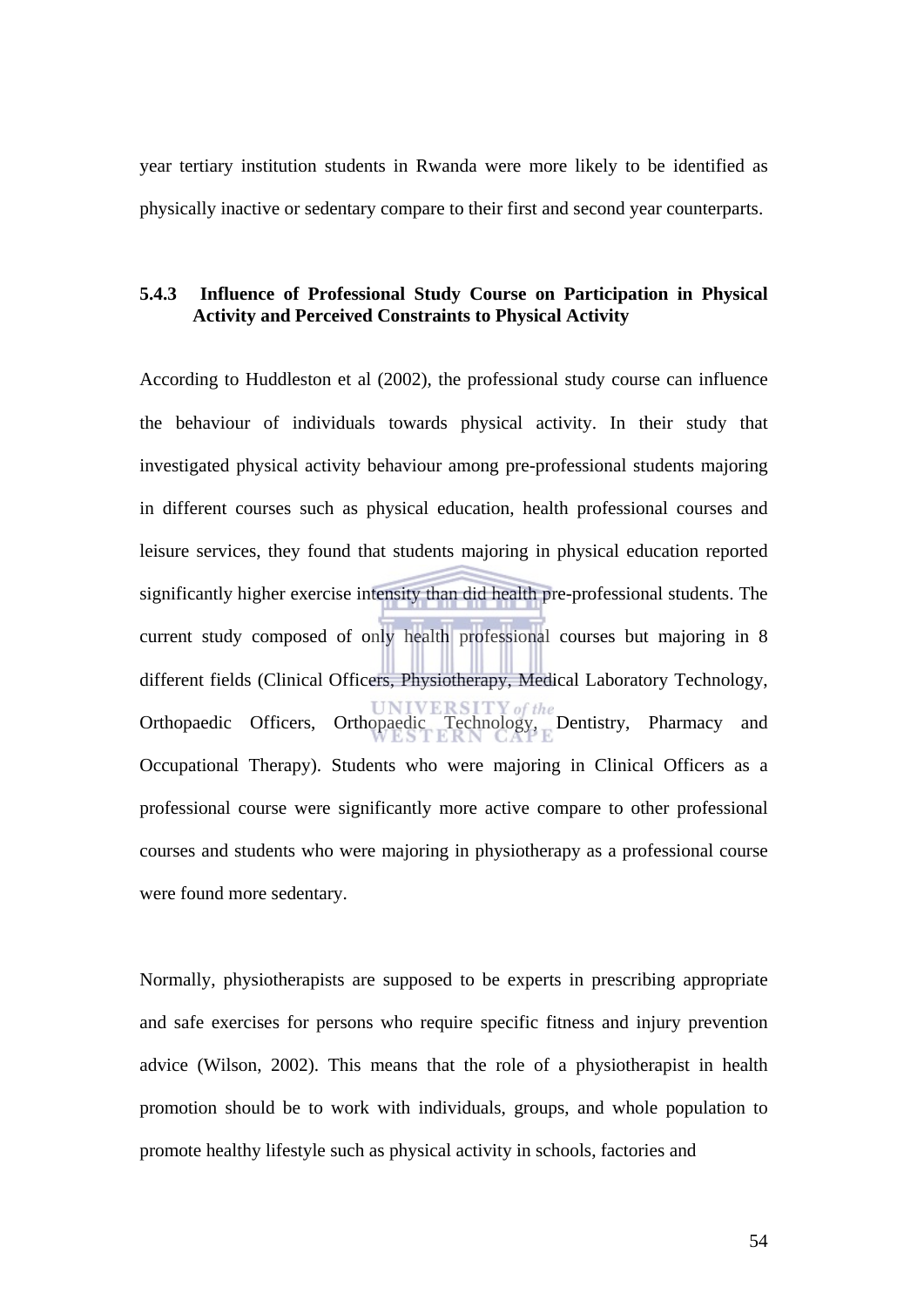year tertiary institution students in Rwanda were more likely to be identified as physically inactive or sedentary compare to their first and second year counterparts.

### 5.4.3 Influence of Professional Study Course on Participation in Physical Activity and Perceived Constraints to Physical Activity

According to Huddleston et al (2002), the professional study course can influence the behaviour of individuals towards physical activity. In their study that investigated physical activity behaviour among pre-professional students majoring in different courses such as physical education, health professional courses and leisure services, they found that students majoring in physical education reported significantly higher exercise intensity than did health pre-professional students. The current study composed of only health professional courses but majoring in 8 different fields (Clinical Officers, Physiotherapy, Medical Laboratory Technology, Orthopaedic Officers, Orthopaedic Technology, Dentistry, Pharmacy and Occupational Therapy). Students who were majoring in Clinical Officers as a professional course were significantly more active compare to other professional courses and students who were majoring in physiotherapy as a professional course were found more sedentary.

Normally, physiotherapists are supposed to be experts in prescribing appropriate and safe exercises for persons who require specific fitness and injury prevention advice (Wilson, 2002). This means that the role of a physiotherapist in health promotion should be to work with individuals, groups, and whole population to promote healthy lifestyle such as physical activity in schools, factories and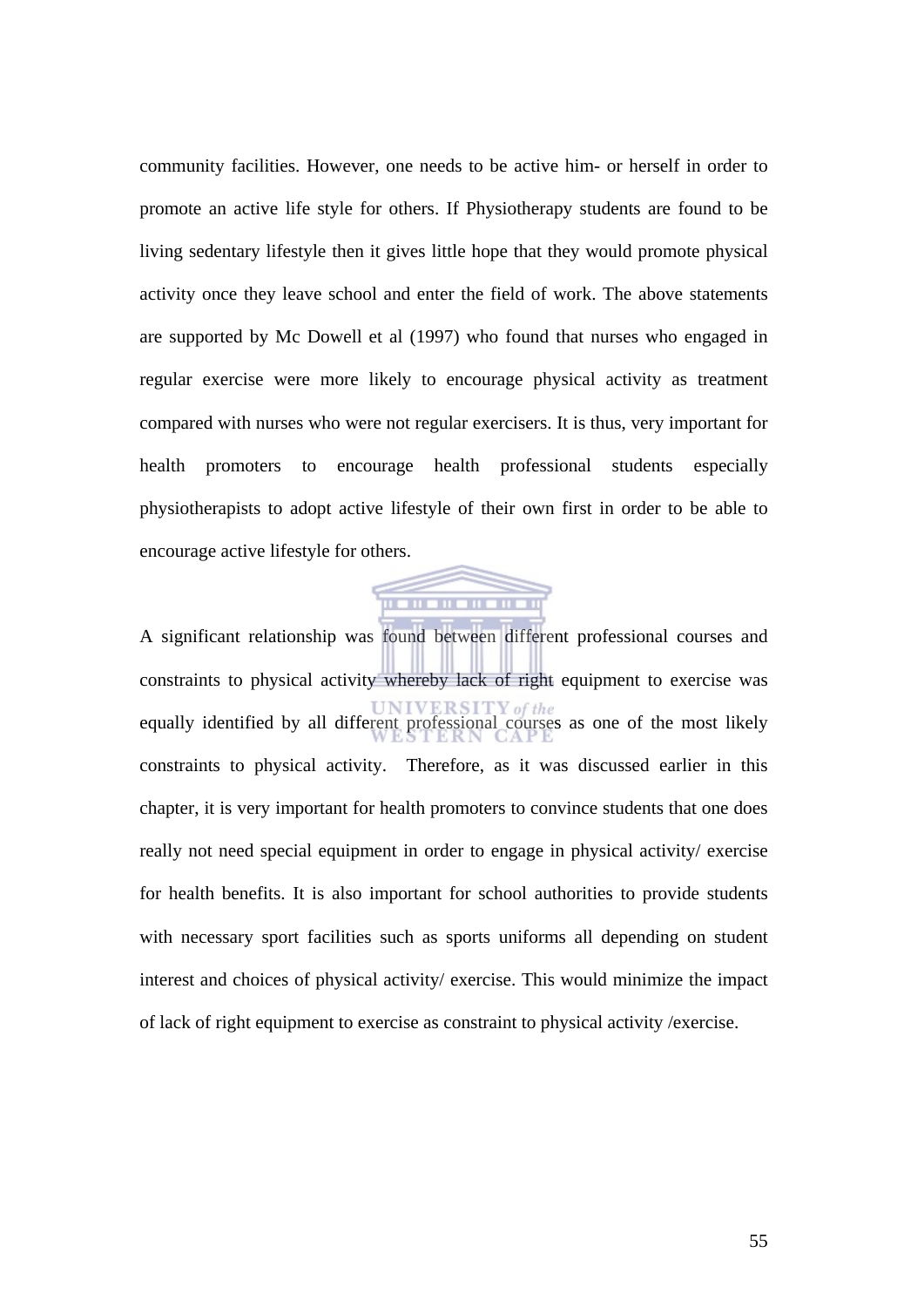community facilities. However, one needs to be active him- or herself in order to promote an active life style for others. If Physiotherapy students are found to be living sedentary lifestyle then it gives little hope that they would promote physical activity once they leave school and enter the field of work. The above statements are supported by Mc Dowell et al (1997) who found that nurses who engaged in regular exercise were more likely to encourage physical activity as treatment compared with nurses who were not regular exercisers. It is thus, very important for health promoters to encourage health professional students especially physiotherapists to adopt active lifestyle of their own first in order to be able to encourage active lifestyle for others.

A significant relationship was found between different professional courses and constraints to physical activity whereby lack of right equipment to exercise was equally identified by all different professional courses as one of the most likely constraints to physical activity. Therefore, as it was discussed earlier in this chapter, it is very important for health promoters to convince students that one does really not need special equipment in order to engage in physical activity/ exercise for health benefits. It is also important for school authorities to provide students with necessary sport facilities such as sports uniforms all depending on student interest and choices of physical activity/ exercise. This would minimize the impact of lack of right equipment to exercise as constraint to physical activity /exercise.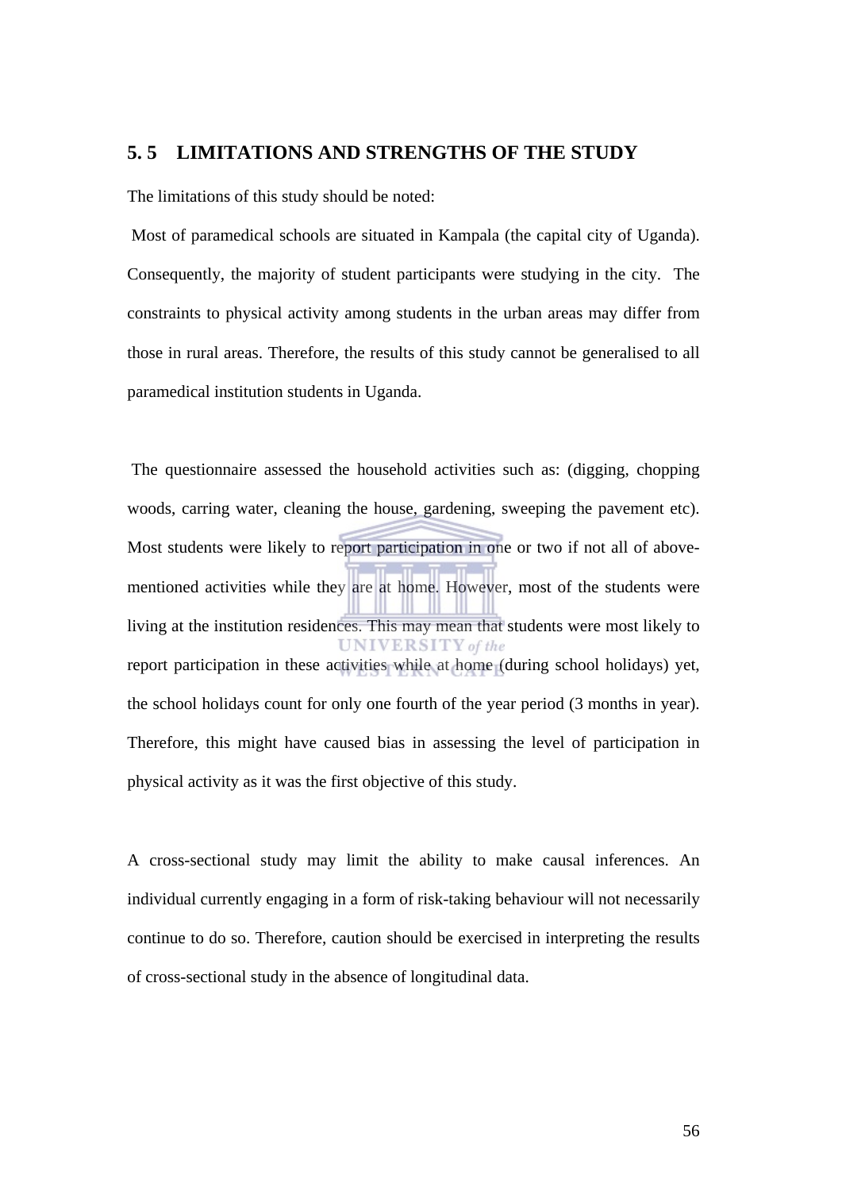## 5. 5 LIMITATIONS AND STRENGTHS OF THE STUDY

The limitations of this study should be noted:

Most of paramedical schools are situated in Kampala (the capital city of Uganda). Consequently, the majority of student participants were studying in the city. The constraints to physical activity among students in the urban areas may differ from those in rural areas. Therefore, the results of this study cannot be generalised to all paramedical institution students in Uganda.

The questionnaire assessed the household activities such as: (digging, chopping woods, carring water, cleaning the house, gardening, sweeping the pavement etc). Most students were likely to report participation in one or two if not all of above-mentioned activities while they are at home. However, most of the students were living at the institution residences. This may mean that students were most likely to report participation in these activities while at home (during school holidays) yet, the school holidays count for only one fourth of the year period (3 months in year). Therefore, this might have caused bias in assessing the level of participation in physical activity as it was the first objective of this study.

A cross-sectional study may limit the ability to make causal inferences. An individual currently engaging in a form of risk-taking behaviour will not necessarily continue to do so. Therefore, caution should be exercised in interpreting the results of cross-sectional study in the absence of longitudinal data.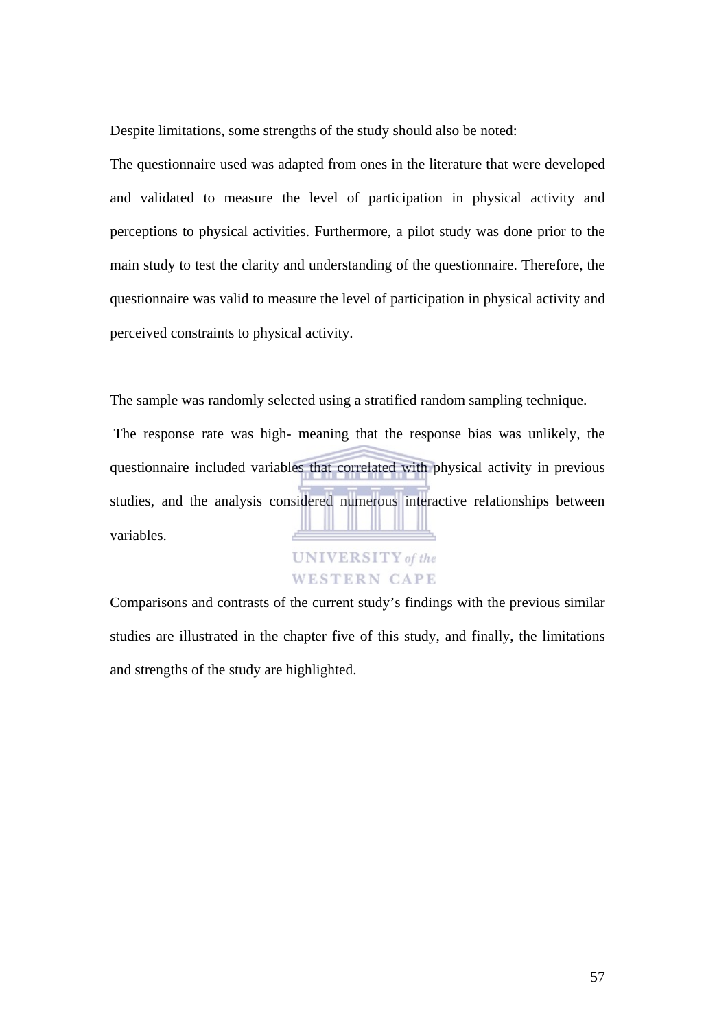Despite limitations, some strengths of the study should also be noted:

The questionnaire used was adapted from ones in the literature that were developed and validated to measure the level of participation in physical activity and perceptions to physical activities. Furthermore, a pilot study was done prior to the main study to test the clarity and understanding of the questionnaire. Therefore, the questionnaire was valid to measure the level of participation in physical activity and perceived constraints to physical activity.

The sample was randomly selected using a stratified random sampling technique. The response rate was high- meaning that the response bias was unlikely, the questionnaire included variables that correlated with physical activity in previous studies, and the analysis considered numerous interactive relationships between variables.

Comparisons and contrasts of the current study's findings with the previous similar studies are illustrated in the chapter five of this study, and finally, the limitations and strengths of the study are highlighted.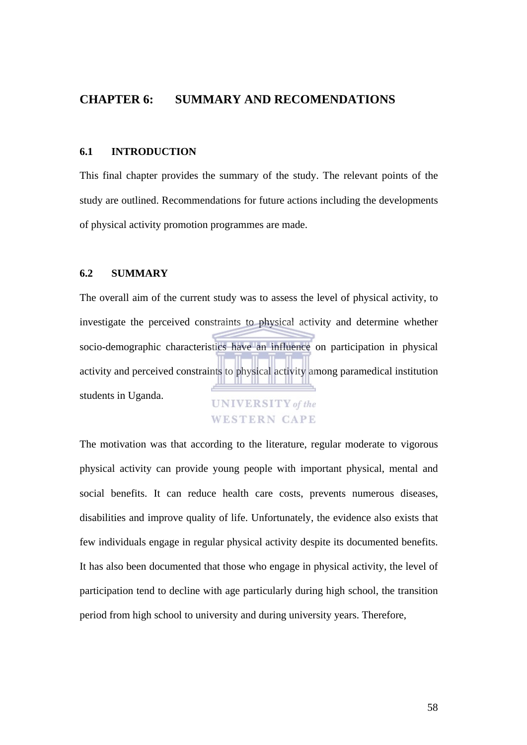# CHAPTER 6: SUMMARY AND RECOMENDATIONS

## 6.1 INTRODUCTION

This final chapter provides the summary of the study. The relevant points of the study are outlined. Recommendations for future actions including the developments of physical activity promotion programmes are made.

## 6.2 SUMMARY

The overall aim of the current study was to assess the level of physical activity, to investigate the perceived constraints to physical activity and determine whether socio-demographic characteristics have an influence on participation in physical activity and perceived constraints to physical activity among paramedical institution students in Uganda.

The motivation was that according to the literature, regular moderate to vigorous physical activity can provide young people with important physical, mental and social benefits. It can reduce health care costs, prevents numerous diseases, disabilities and improve quality of life. Unfortunately, the evidence also exists that few individuals engage in regular physical activity despite its documented benefits. It has also been documented that those who engage in physical activity, the level of participation tend to decline with age particularly during high school, the transition period from high school to university and during university years. Therefore,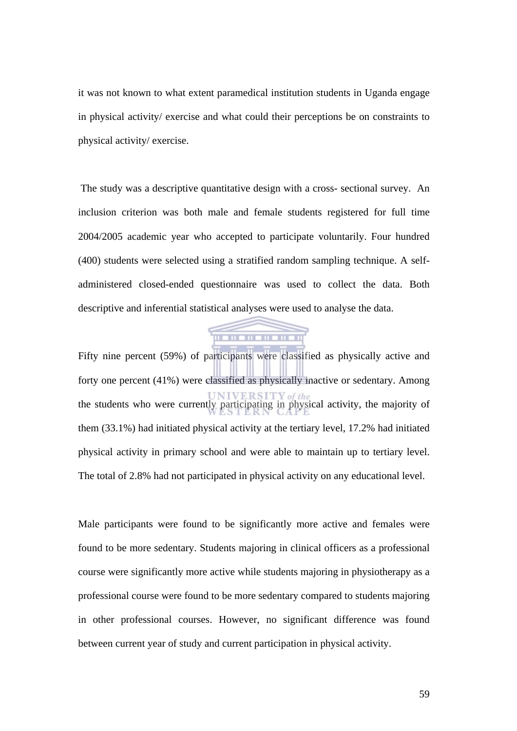it was not known to what extent paramedical institution students in Uganda engage in physical activity/ exercise and what could their perceptions be on constraints to physical activity/ exercise.

The study was a descriptive quantitative design with a cross- sectional survey. An inclusion criterion was both male and female students registered for full time 2004/2005 academic year who accepted to participate voluntarily. Four hundred (400) students were selected using a stratified random sampling technique. A self-administered closed-ended questionnaire was used to collect the data. Both descriptive and inferential statistical analyses were used to analyse the data.

Fifty nine percent (59%) of participants were classified as physically active and forty one percent (41%) were classified as physically inactive or sedentary. Among the students who were currently participating in physical activity, the majority of them (33.1%) had initiated physical activity at the tertiary level, 17.2% had initiated physical activity in primary school and were able to maintain up to tertiary level. The total of 2.8% had not participated in physical activity on any educational level.

Male participants were found to be significantly more active and females were found to be more sedentary. Students majoring in clinical officers as a professional course were significantly more active while students majoring in physiotherapy as a professional course were found to be more sedentary compared to students majoring in other professional courses. However, no significant difference was found between current year of study and current participation in physical activity.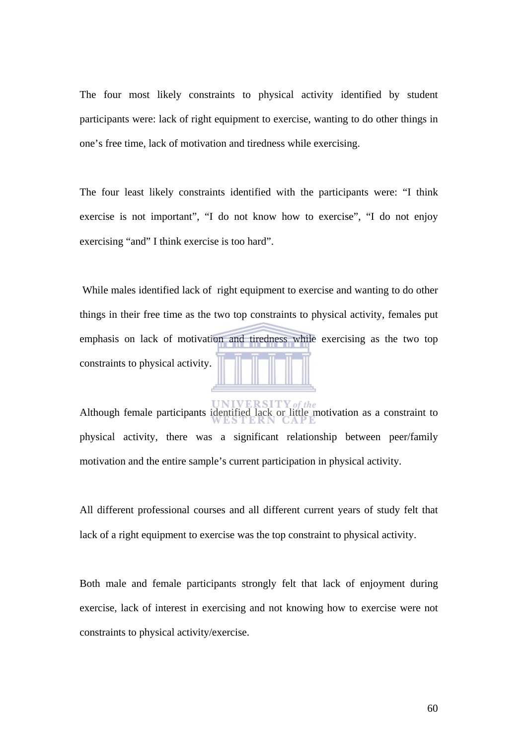The four most likely constraints to physical activity identified by student participants were: lack of right equipment to exercise, wanting to do other things in one's free time, lack of motivation and tiredness while exercising.

The four least likely constraints identified with the participants were: "I think exercise is not important", "I do not know how to exercise", "I do not enjoy exercising "and" I think exercise is too hard".

While males identified lack of right equipment to exercise and wanting to do other things in their free time as the two top constraints to physical activity, females put emphasis on lack of motivation and tiredness while exercising as the two top constraints to physical activity.

Although female participants identified lack or little motivation as a constraint to physical activity, there was a significant relationship between peer/family motivation and the entire sample's current participation in physical activity.

All different professional courses and all different current years of study felt that lack of a right equipment to exercise was the top constraint to physical activity.

Both male and female participants strongly felt that lack of enjoyment during exercise, lack of interest in exercising and not knowing how to exercise were not constraints to physical activity/exercise.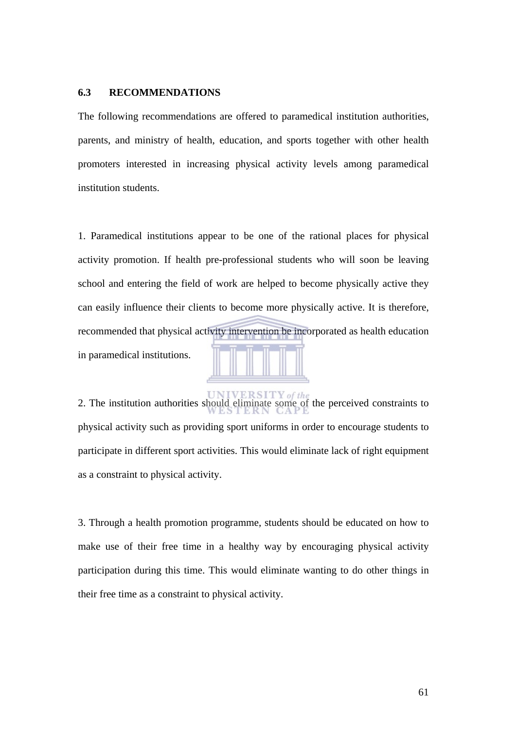### 6.3 RECOMMENDATIONS

The following recommendations are offered to paramedical institution authorities, parents, and ministry of health, education, and sports together with other health promoters interested in increasing physical activity levels among paramedical institution students.

1. Paramedical institutions appear to be one of the rational places for physical activity promotion. If health pre-professional students who will soon be leaving school and entering the field of work are helped to become physically active they can easily influence their clients to become more physically active. It is therefore, recommended that physical activity intervention be incorporated as health education in paramedical institutions.

2. The institution authorities should eliminate some of the perceived constraints to physical activity such as providing sport uniforms in order to encourage students to participate in different sport activities. This would eliminate lack of right equipment as a constraint to physical activity.

3. Through a health promotion programme, students should be educated on how to make use of their free time in a healthy way by encouraging physical activity participation during this time. This would eliminate wanting to do other things in their free time as a constraint to physical activity.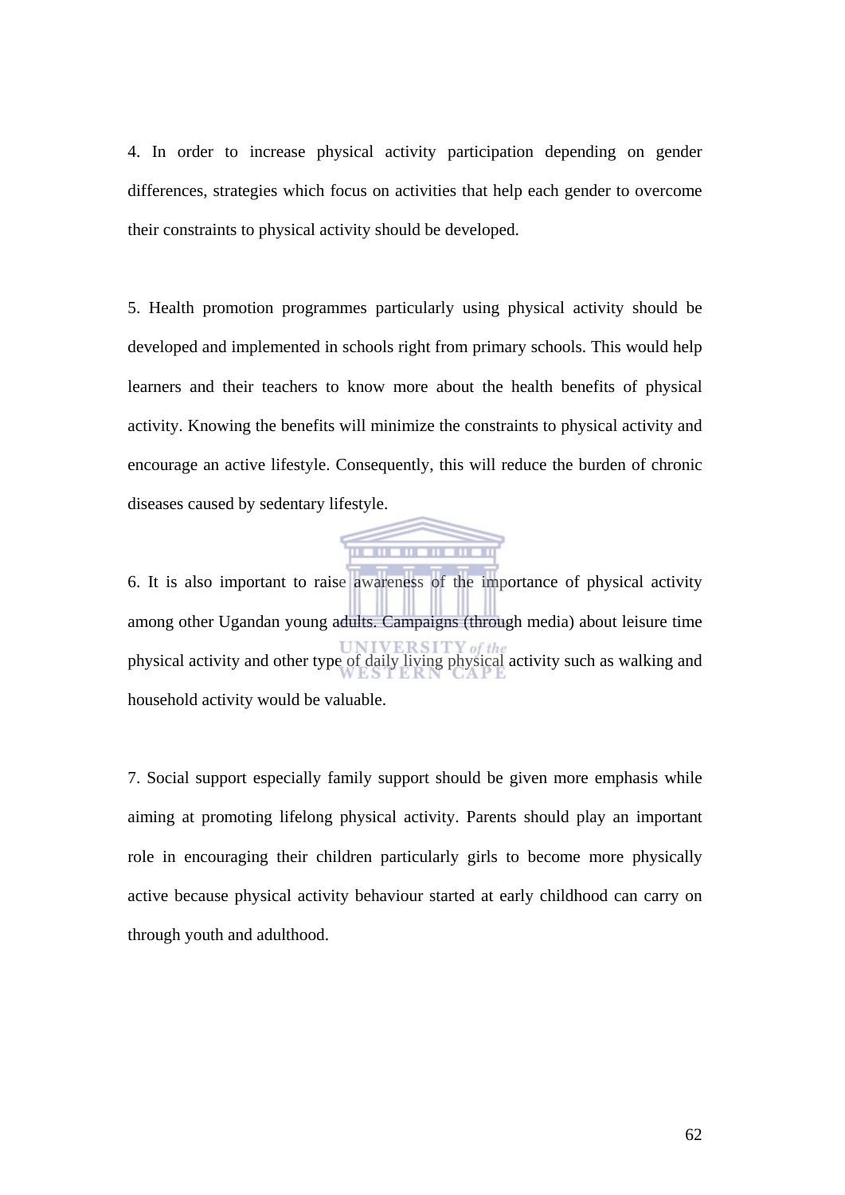4. In order to increase physical activity participation depending on gender differences, strategies which focus on activities that help each gender to overcome their constraints to physical activity should be developed.

5. Health promotion programmes particularly using physical activity should be developed and implemented in schools right from primary schools. This would help learners and their teachers to know more about the health benefits of physical activity. Knowing the benefits will minimize the constraints to physical activity and encourage an active lifestyle. Consequently, this will reduce the burden of chronic diseases caused by sedentary lifestyle.

6. It is also important to raise awareness of the importance of physical activity among other Ugandan young adults. Campaigns (through media) about leisure time physical activity and other type of daily living physical activity such as walking and household activity would be valuable.

7. Social support especially family support should be given more emphasis while aiming at promoting lifelong physical activity. Parents should play an important role in encouraging their children particularly girls to become more physically active because physical activity behaviour started at early childhood can carry on through youth and adulthood.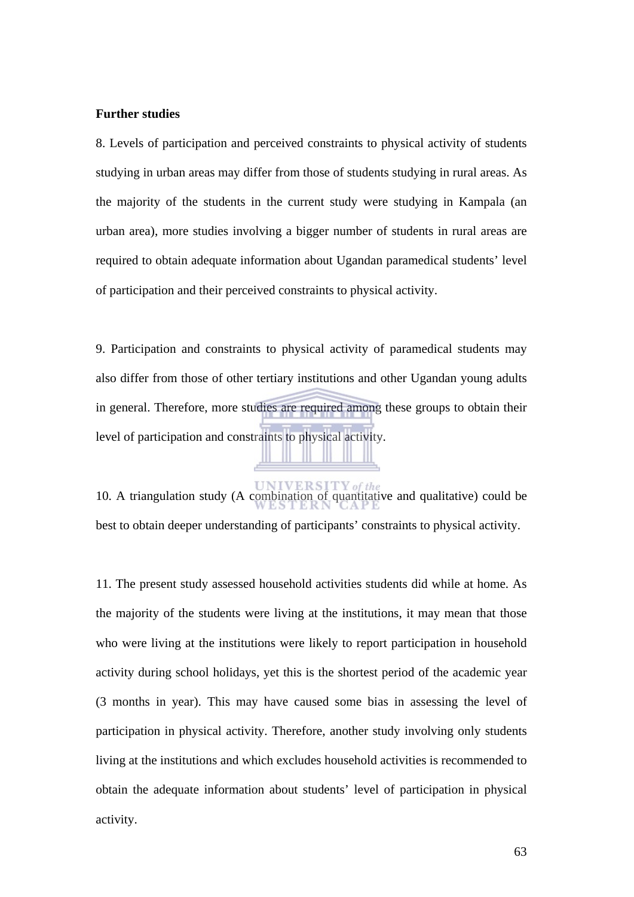**Further studies**

8. Levels of participation and perceived constraints to physical activity of students studying in urban areas may differ from those of students studying in rural areas. As the majority of the students in the current study were studying in Kampala (an urban area), more studies involving a bigger number of students in rural areas are required to obtain adequate information about Ugandan paramedical students' level of participation and their perceived constraints to physical activity.

9. Participation and constraints to physical activity of paramedical students may also differ from those of other tertiary institutions and other Ugandan young adults in general. Therefore, more studies are required among these groups to obtain their level of participation and constraints to physical activity.

10. A triangulation study (A combination of quantitative and qualitative) could be best to obtain deeper understanding of participants' constraints to physical activity.

11. The present study assessed household activities students did while at home. As the majority of the students were living at the institutions, it may mean that those who were living at the institutions were likely to report participation in household activity during school holidays, yet this is the shortest period of the academic year (3 months in year). This may have caused some bias in assessing the level of participation in physical activity. Therefore, another study involving only students living at the institutions and which excludes household activities is recommended to obtain the adequate information about students' level of participation in physical activity.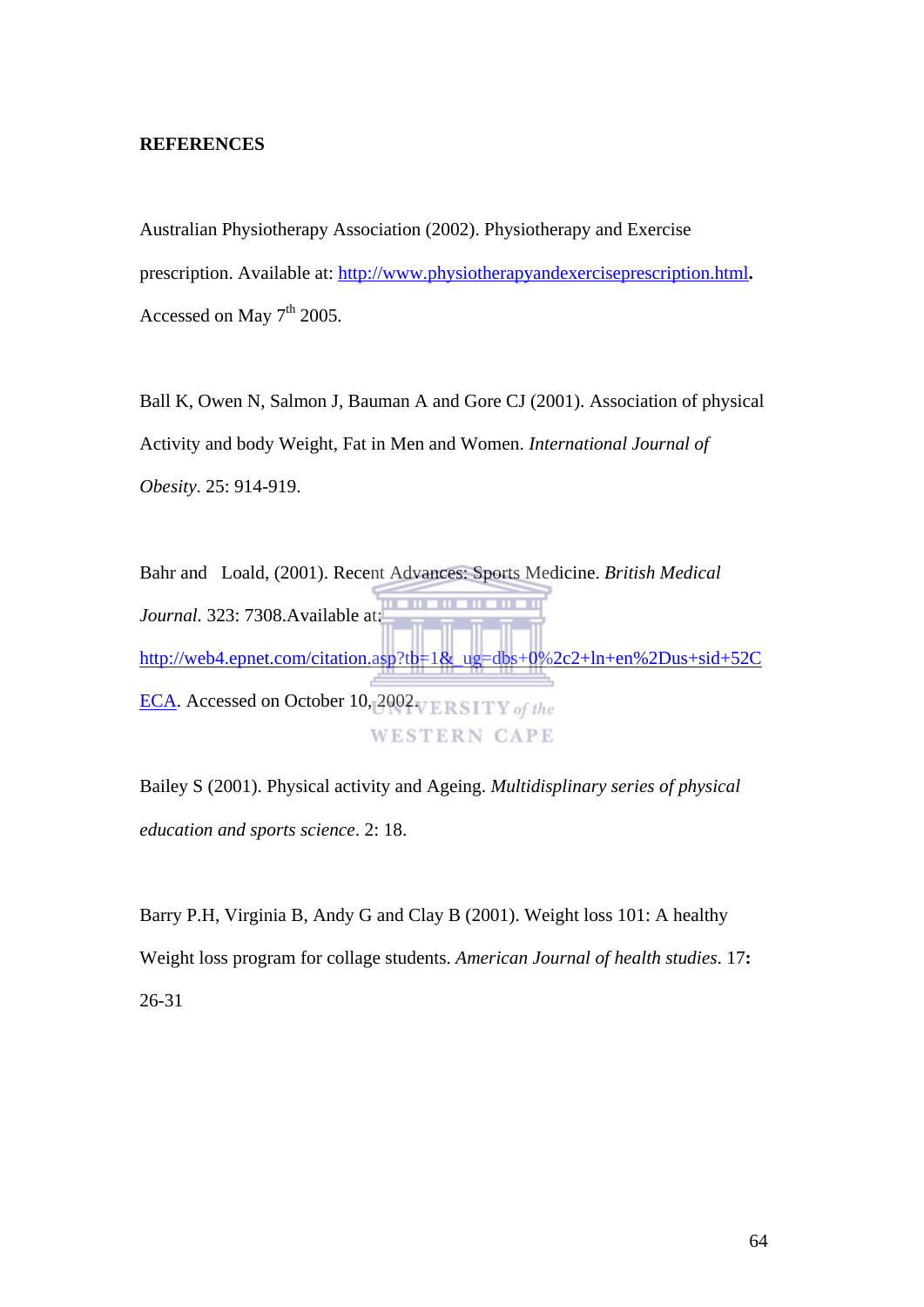**REFERENCES**

Australian Physiotherapy Association (2002). Physiotherapy and Exercise prescription. Available at: http://www.physiotherapyandexerciseprescription.html**.** Accessed on May 7th 2005.

Ball K, Owen N, Salmon J, Bauman A and Gore CJ (2001). Association of physical Activity and body Weight, Fat in Men and Women. *International Journal of Obesity*. 25: 914-919.

Bahr and Loald, (2001). Recent Advances: Sports Medicine. *British Medical Journal.* 323: 7308.Available at: http://web4.epnet.com/citation.asp?tb=1&_ug=dbs+0%2c2+ln+en%2Dus+sid+52CECA. Accessed on October 10, 2002.

Bailey S (2001). Physical activity and Ageing. *Multidisplinary series of physical education and sports science*. 2: 18.

Barry P.H, Virginia B, Andy G and Clay B (2001). Weight loss 101: A healthy Weight loss program for collage students. *American Journal of health studies*. 17**:** 26-31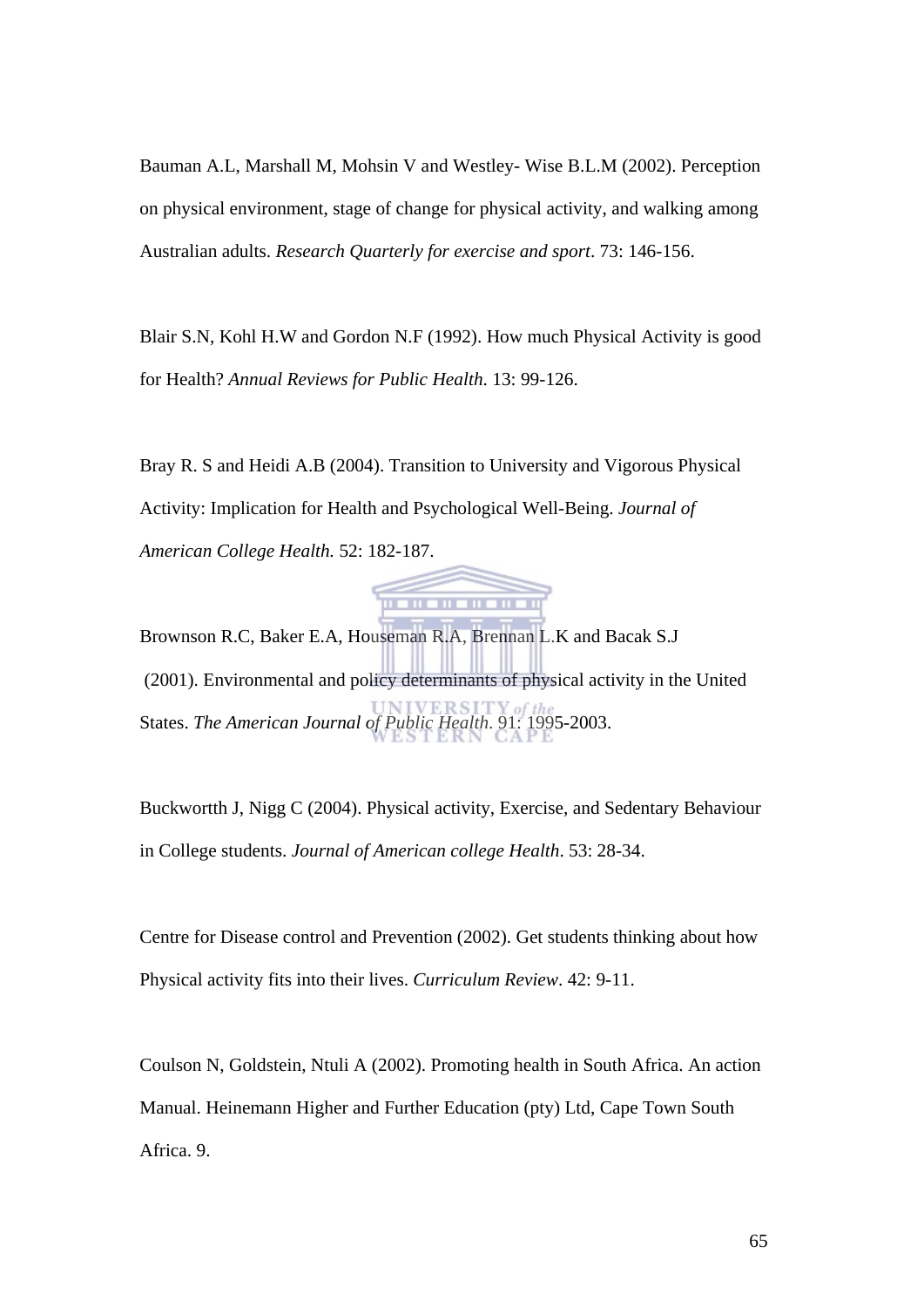Bauman A.L, Marshall M, Mohsin V and Westley- Wise B.L.M (2002). Perception on physical environment, stage of change for physical activity, and walking among Australian adults. *Research Quarterly for exercise and sport*. 73: 146-156.

Blair S.N, Kohl H.W and Gordon N.F (1992). How much Physical Activity is good for Health? *Annual Reviews for Public Health*. 13: 99-126.

Bray R. S and Heidi A.B (2004). Transition to University and Vigorous Physical Activity: Implication for Health and Psychological Well-Being. *Journal of American College Health.* 52: 182-187.

Brownson R.C, Baker E.A, Houseman R.A, Brennan L.K and Bacak S.J (2001). Environmental and policy determinants of physical activity in the United States. *The American Journal of Public Health*. 91: 1995-2003.

Buckwortth J, Nigg C (2004). Physical activity, Exercise, and Sedentary Behaviour in College students. *Journal of American college Health*. 53: 28-34.

Centre for Disease control and Prevention (2002). Get students thinking about how Physical activity fits into their lives. *Curriculum Review*. 42: 9-11.

Coulson N, Goldstein, Ntuli A (2002). Promoting health in South Africa. An action Manual. Heinemann Higher and Further Education (pty) Ltd, Cape Town South Africa. 9.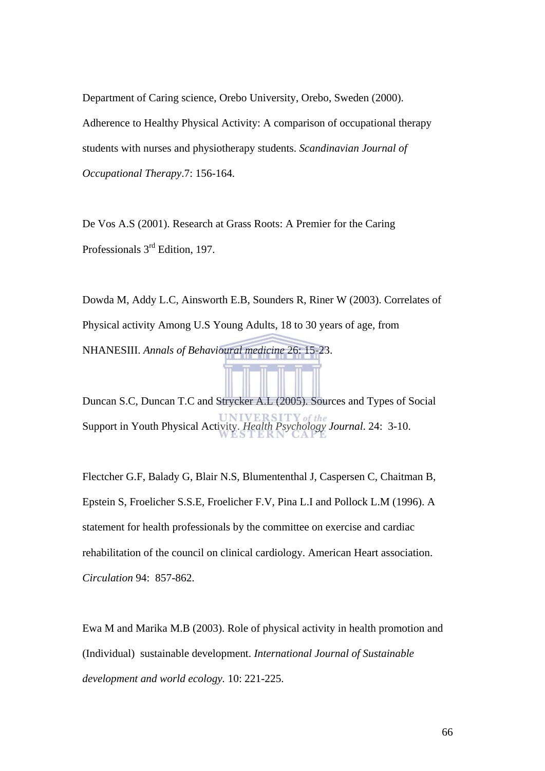Department of Caring science, Orebo University, Orebo, Sweden (2000). Adherence to Healthy Physical Activity: A comparison of occupational therapy students with nurses and physiotherapy students. *Scandinavian Journal of Occupational Therapy*.7: 156-164.

De Vos A.S (2001). Research at Grass Roots: A Premier for the Caring Professionals 3rd Edition, 197.

Dowda M, Addy L.C, Ainsworth E.B, Sounders R, Riner W (2003). Correlates of Physical activity Among U.S Young Adults, 18 to 30 years of age, from NHANESIII. *Annals of Behavioural medicine* 26: 15-23.

Duncan S.C, Duncan T.C and Strycker A.L (2005). Sources and Types of Social Support in Youth Physical Activity. *Health Psychology Journal*. 24: 3-10.

Flectcher G.F, Balady G, Blair N.S, Blumententhal J, Caspersen C, Chaitman B, Epstein S, Froelicher S.S.E, Froelicher F.V, Pina L.I and Pollock L.M (1996). A statement for health professionals by the committee on exercise and cardiac rehabilitation of the council on clinical cardiology. American Heart association. *Circulation* 94: 857-862.

Ewa M and Marika M.B (2003). Role of physical activity in health promotion and (Individual) sustainable development. *International Journal of Sustainable development and world ecology.* 10: 221-225.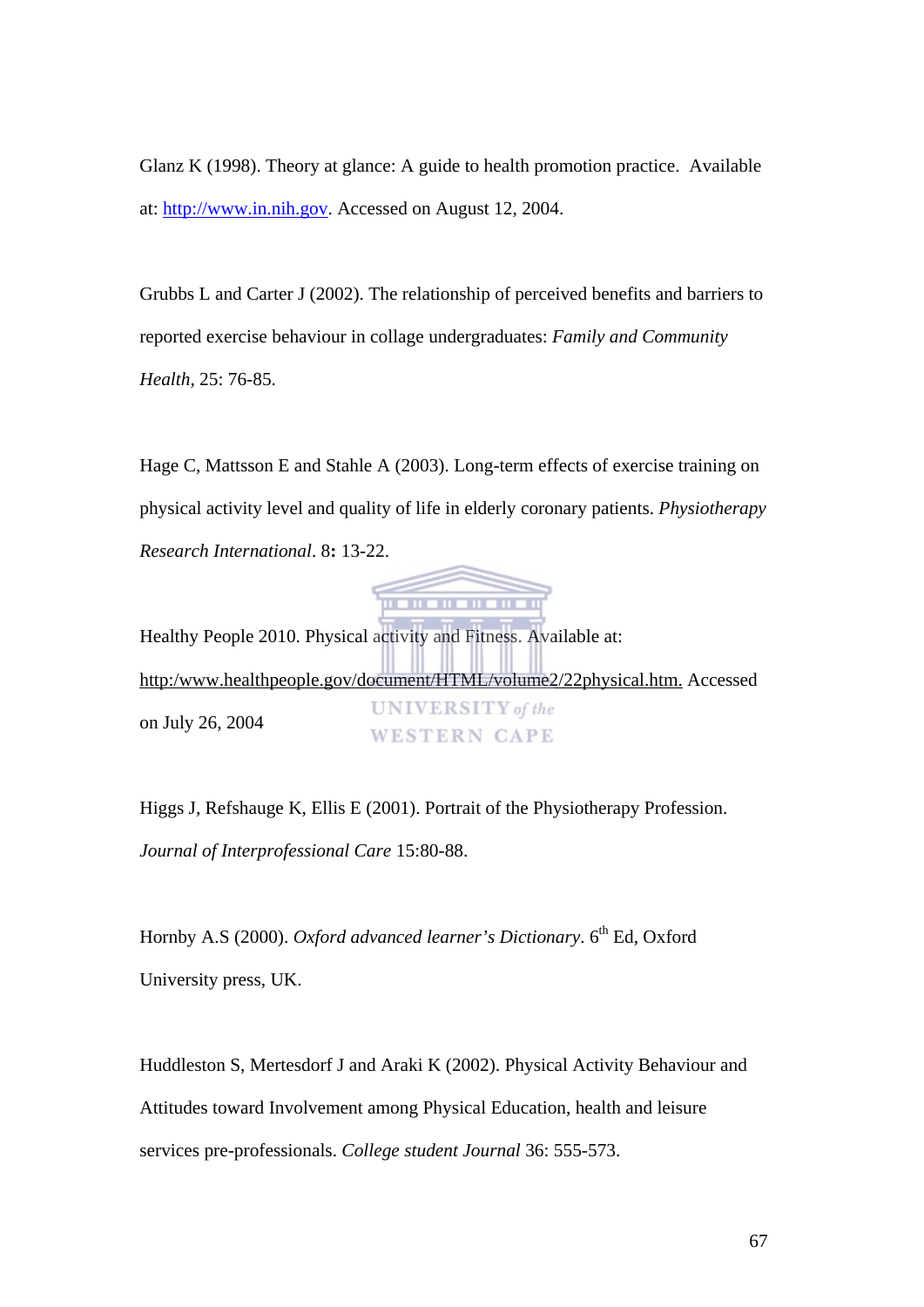Glanz K (1998). Theory at glance: A guide to health promotion practice. Available at: http://www.in.nih.gov. Accessed on August 12, 2004.

Grubbs L and Carter J (2002). The relationship of perceived benefits and barriers to reported exercise behaviour in collage undergraduates: *Family and Community Health*, 25: 76-85.

Hage C, Mattsson E and Stahle A (2003). Long-term effects of exercise training on physical activity level and quality of life in elderly coronary patients. *Physiotherapy Research International*. 8**:** 13-22.

Healthy People 2010. Physical activity and Fitness. Available at: http:/www.healthpeople.gov/document/HTML/volume2/22physical.htm. Accessed on July 26, 2004

Higgs J, Refshauge K, Ellis E (2001). Portrait of the Physiotherapy Profession. *Journal of Interprofessional Care* 15:80-88.

Hornby A.S (2000). *Oxford advanced learner's Dictionary*. 6th Ed, Oxford University press, UK.

Huddleston S, Mertesdorf J and Araki K (2002). Physical Activity Behaviour and Attitudes toward Involvement among Physical Education, health and leisure services pre-professionals. *College student Journal* 36: 555-573.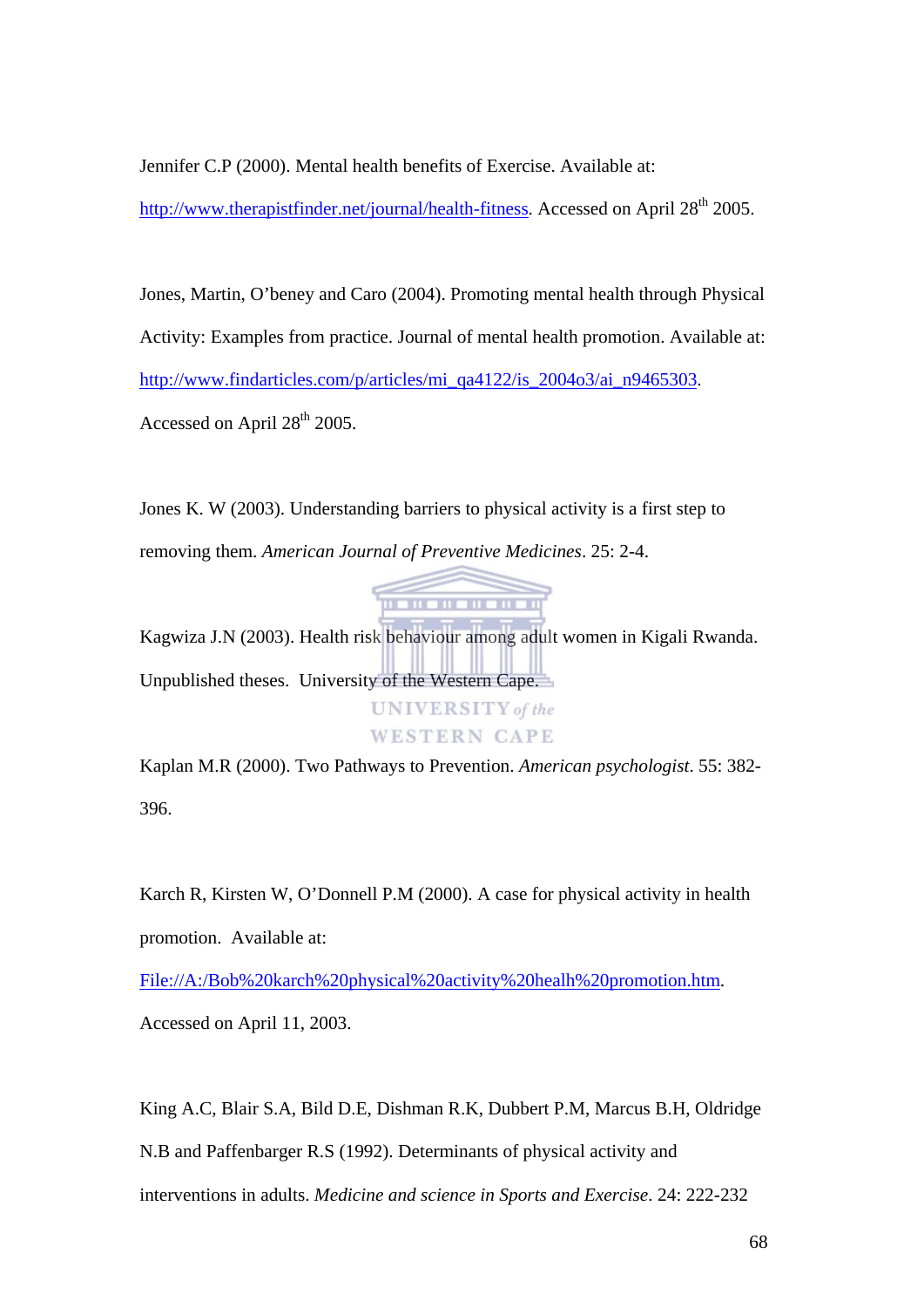Jennifer C.P (2000). Mental health benefits of Exercise. Available at: http://www.therapistfinder.net/journal/health-fitness. Accessed on April 28th 2005.

Jones, Martin, O'beney and Caro (2004). Promoting mental health through Physical Activity: Examples from practice. Journal of mental health promotion. Available at: http://www.findarticles.com/p/articles/mi_qa4122/is_2004o3/ai_n9465303. Accessed on April 28th 2005.

Jones K. W (2003). Understanding barriers to physical activity is a first step to removing them. *American Journal of Preventive Medicines*. 25: 2-4.

Kagwiza J.N (2003). Health risk behaviour among adult women in Kigali Rwanda. Unpublished theses. University of the Western Cape.

Kaplan M.R (2000). Two Pathways to Prevention. *American psychologist*. 55: 382-396.

Karch R, Kirsten W, O'Donnell P.M (2000). A case for physical activity in health promotion. Available at: File://A:/Bob%20karch%20physical%20activity%20healh%20promotion.htm. Accessed on April 11, 2003.

King A.C, Blair S.A, Bild D.E, Dishman R.K, Dubbert P.M, Marcus B.H, Oldridge N.B and Paffenbarger R.S (1992). Determinants of physical activity and interventions in adults. *Medicine and science in Sports and Exercise*. 24: 222-232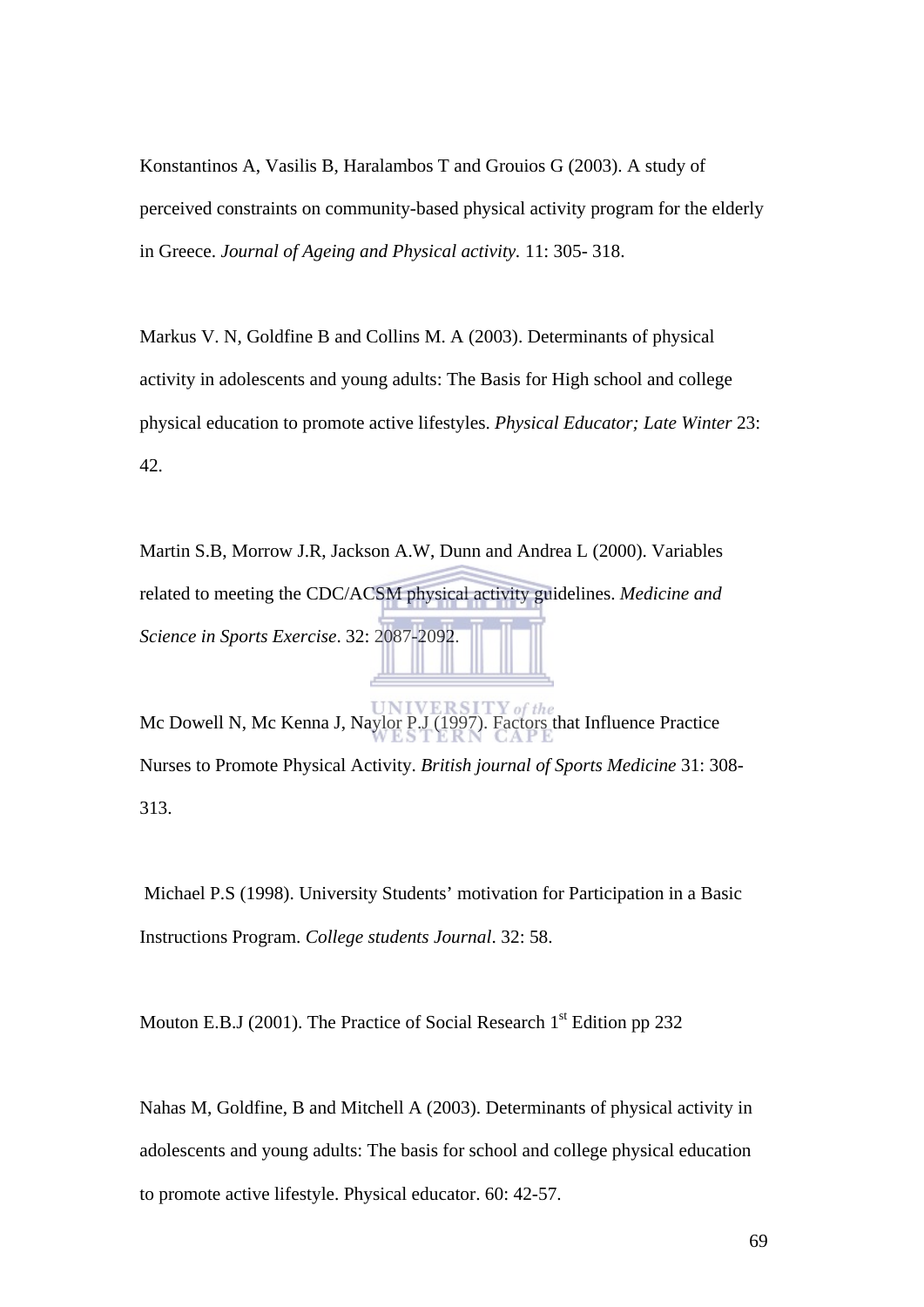Konstantinos A, Vasilis B, Haralambos T and Grouios G (2003). A study of perceived constraints on community-based physical activity program for the elderly in Greece. *Journal of Ageing and Physical activity.* 11: 305- 318.

Markus V. N, Goldfine B and Collins M. A (2003). Determinants of physical activity in adolescents and young adults: The Basis for High school and college physical education to promote active lifestyles. *Physical Educator; Late Winter* 23: 42.

Martin S.B, Morrow J.R, Jackson A.W, Dunn and Andrea L (2000). Variables related to meeting the CDC/ACSM physical activity guidelines. *Medicine and Science in Sports Exercise*. 32: 2087-2092.

Mc Dowell N, Mc Kenna J, Naylor P.J (1997). Factors that Influence Practice Nurses to Promote Physical Activity. *British journal of Sports Medicine* 31: 308-313.

Michael P.S (1998). University Students' motivation for Participation in a Basic Instructions Program. *College students Journal*. 32: 58.

Mouton E.B.J (2001). The Practice of Social Research 1st Edition pp 232

Nahas M, Goldfine, B and Mitchell A (2003). Determinants of physical activity in adolescents and young adults: The basis for school and college physical education to promote active lifestyle. Physical educator. 60: 42-57.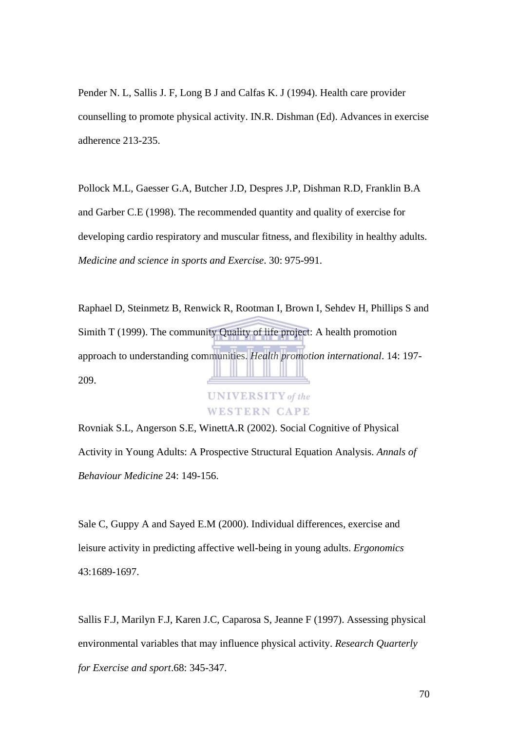Pender N. L, Sallis J. F, Long B J and Calfas K. J (1994). Health care provider counselling to promote physical activity. IN.R. Dishman (Ed). Advances in exercise adherence 213-235.

Pollock M.L, Gaesser G.A, Butcher J.D, Despres J.P, Dishman R.D, Franklin B.A and Garber C.E (1998). The recommended quantity and quality of exercise for developing cardio respiratory and muscular fitness, and flexibility in healthy adults. *Medicine and science in sports and Exercise*. 30: 975-991.

Raphael D, Steinmetz B, Renwick R, Rootman I, Brown I, Sehdev H, Phillips S and Simith T (1999). The community Quality of life project: A health promotion approach to understanding communities. *Health promotion international*. 14: 197-209.

Rovniak S.L, Angerson S.E, WinettA.R (2002). Social Cognitive of Physical Activity in Young Adults: A Prospective Structural Equation Analysis. *Annals of Behaviour Medicine* 24: 149-156.

Sale C, Guppy A and Sayed E.M (2000). Individual differences, exercise and leisure activity in predicting affective well-being in young adults. *Ergonomics* 43:1689-1697.

Sallis F.J, Marilyn F.J, Karen J.C, Caparosa S, Jeanne F (1997). Assessing physical environmental variables that may influence physical activity. *Research Quarterly for Exercise and sport*.68: 345-347.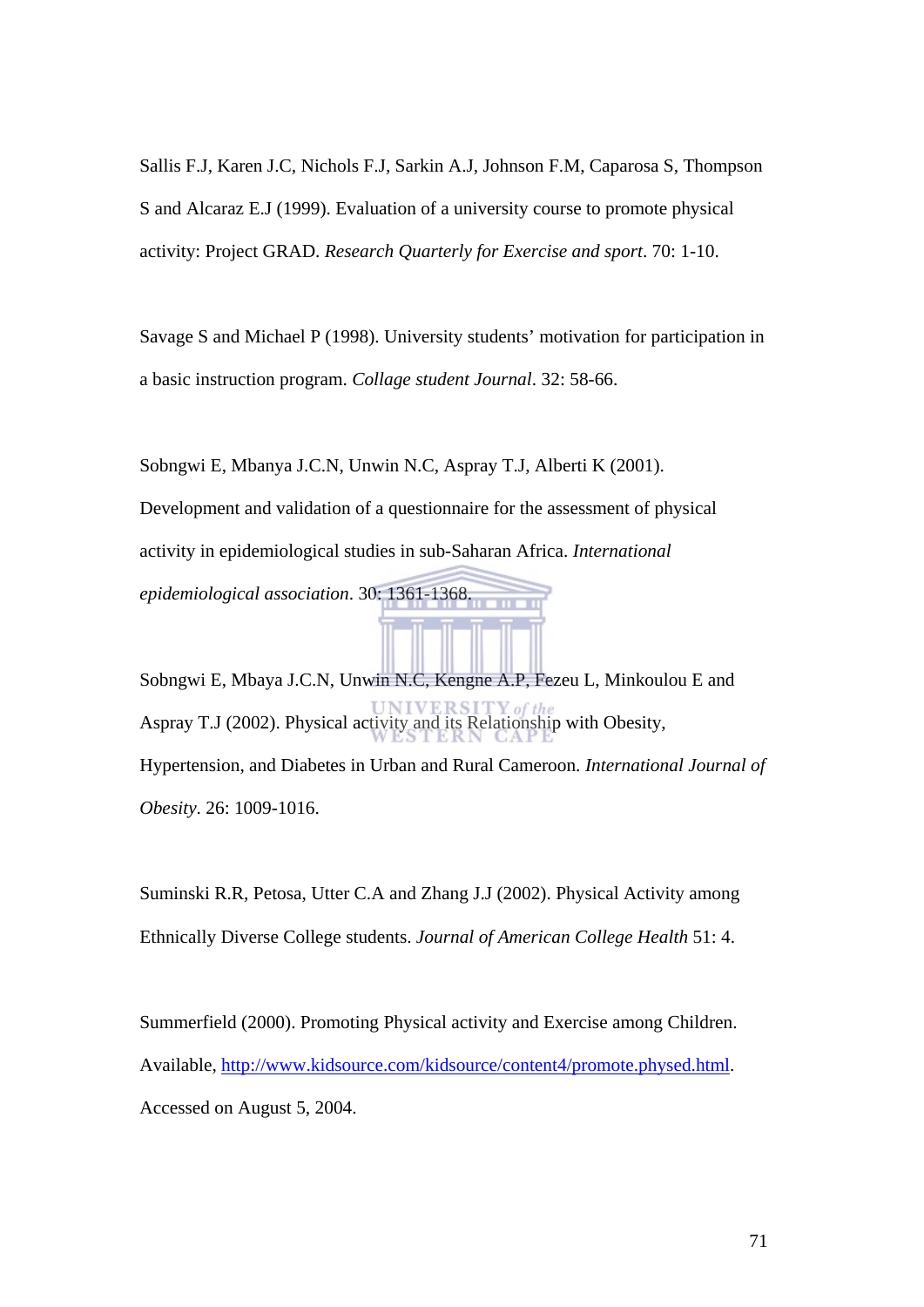Sallis F.J, Karen J.C, Nichols F.J, Sarkin A.J, Johnson F.M, Caparosa S, Thompson S and Alcaraz E.J (1999). Evaluation of a university course to promote physical activity: Project GRAD. *Research Quarterly for Exercise and sport*. 70: 1-10.

Savage S and Michael P (1998). University students' motivation for participation in a basic instruction program. *Collage student Journal*. 32: 58-66.

Sobngwi E, Mbanya J.C.N, Unwin N.C, Aspray T.J, Alberti K (2001). Development and validation of a questionnaire for the assessment of physical activity in epidemiological studies in sub-Saharan Africa. *International epidemiological association*. 30: 1361-1368.

Sobngwi E, Mbaya J.C.N, Unwin N.C, Kengne A.P, Fezeu L, Minkoulou E and Aspray T.J (2002). Physical activity and its Relationship with Obesity, Hypertension, and Diabetes in Urban and Rural Cameroon. *International Journal of Obesity*. 26: 1009-1016.

Suminski R.R, Petosa, Utter C.A and Zhang J.J (2002). Physical Activity among Ethnically Diverse College students. *Journal of American College Health* 51: 4.

Summerfield (2000). Promoting Physical activity and Exercise among Children. Available, http://www.kidsource.com/kidsource/content4/promote.physed.html. Accessed on August 5, 2004.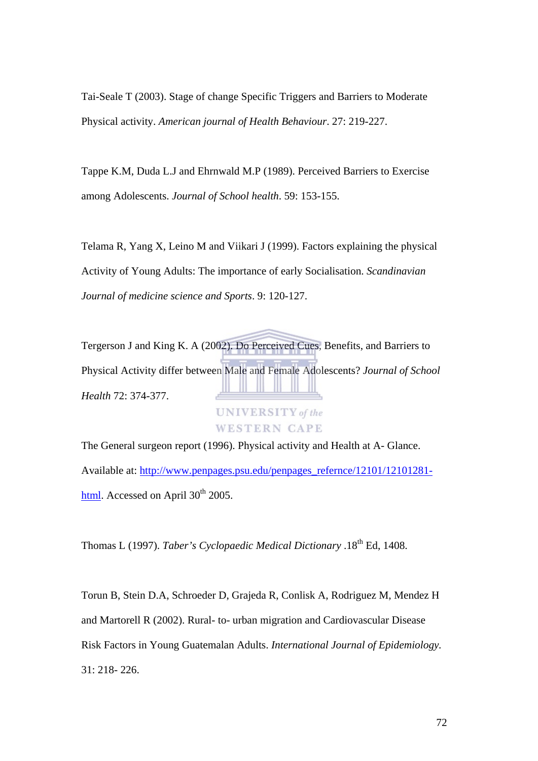Tai-Seale T (2003). Stage of change Specific Triggers and Barriers to Moderate Physical activity. *American journal of Health Behaviour*. 27: 219-227.

Tappe K.M, Duda L.J and Ehrnwald M.P (1989). Perceived Barriers to Exercise among Adolescents. *Journal of School health*. 59: 153-155.

Telama R, Yang X, Leino M and Viikari J (1999). Factors explaining the physical Activity of Young Adults: The importance of early Socialisation. *Scandinavian Journal of medicine science and Sports*. 9: 120-127.

Tergerson J and King K. A (2002). Do Perceived Cues, Benefits, and Barriers to Physical Activity differ between Male and Female Adolescents? *Journal of School Health* 72: 374-377.

The General surgeon report (1996). Physical activity and Health at A- Glance. Available at: http://www.penpages.psu.edu/penpages_refernce/12101/12101281-html. Accessed on April 30th 2005.

Thomas L (1997). *Taber's Cyclopaedic Medical Dictionary* .18th Ed, 1408.

Torun B, Stein D.A, Schroeder D, Grajeda R, Conlisk A, Rodriguez M, Mendez H and Martorell R (2002). Rural- to- urban migration and Cardiovascular Disease Risk Factors in Young Guatemalan Adults. *International Journal of Epidemiology.* 31: 218- 226.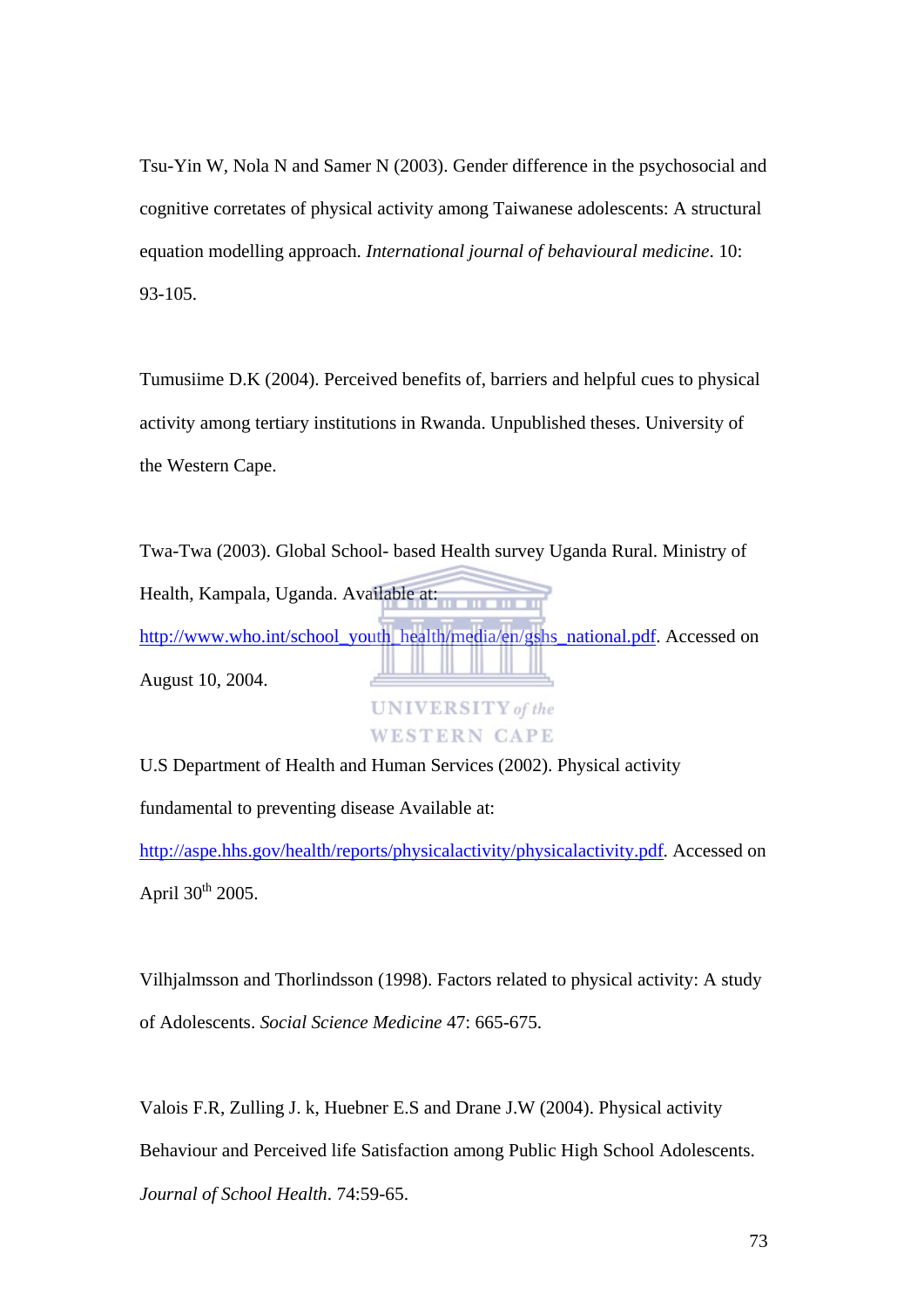Tsu-Yin W, Nola N and Samer N (2003). Gender difference in the psychosocial and cognitive corretates of physical activity among Taiwanese adolescents: A structural equation modelling approach. *International journal of behavioural medicine*. 10: 93-105.

Tumusiime D.K (2004). Perceived benefits of, barriers and helpful cues to physical activity among tertiary institutions in Rwanda. Unpublished theses. University of the Western Cape.

Twa-Twa (2003). Global School- based Health survey Uganda Rural. Ministry of Health, Kampala, Uganda. Available at: http://www.who.int/school_youth_health/media/en/gshs_national.pdf. Accessed on August 10, 2004.

U.S Department of Health and Human Services (2002). Physical activity fundamental to preventing disease Available at: http://aspe.hhs.gov/health/reports/physicalactivity/physicalactivity.pdf. Accessed on April 30th 2005.

Vilhjalmsson and Thorlindsson (1998). Factors related to physical activity: A study of Adolescents. *Social Science Medicine* 47: 665-675.

Valois F.R, Zulling J. k, Huebner E.S and Drane J.W (2004). Physical activity Behaviour and Perceived life Satisfaction among Public High School Adolescents. *Journal of School Health*. 74:59-65.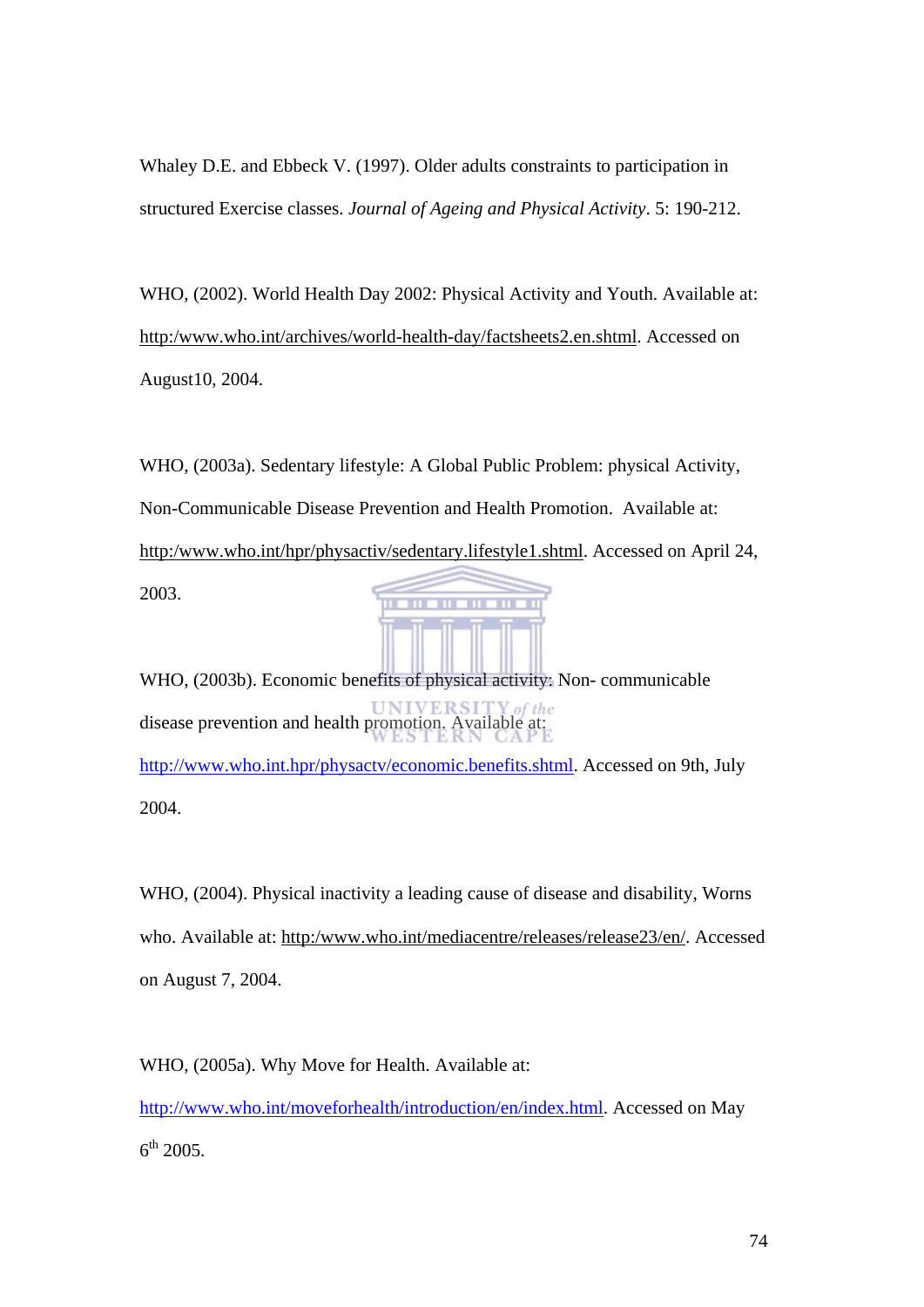Whaley D.E. and Ebbeck V. (1997). Older adults constraints to participation in structured Exercise classes. *Journal of Ageing and Physical Activity*. 5: 190-212.

WHO, (2002). World Health Day 2002: Physical Activity and Youth. Available at: http:/www.who.int/archives/world-health-day/factsheets2.en.shtml. Accessed on August10, 2004.

WHO, (2003a). Sedentary lifestyle: A Global Public Problem: physical Activity, Non-Communicable Disease Prevention and Health Promotion. Available at: http:/www.who.int/hpr/physactiv/sedentary.lifestyle1.shtml. Accessed on April 24, 2003.

WHO, (2003b). Economic benefits of physical activity: Non- communicable disease prevention and health promotion. Available at: http://www.who.int.hpr/physactv/economic.benefits.shtml. Accessed on 9th, July 2004.

WHO, (2004). Physical inactivity a leading cause of disease and disability, Worns who. Available at: http:/www.who.int/mediacentre/releases/release23/en/. Accessed on August 7, 2004.

WHO, (2005a). Why Move for Health. Available at: http://www.who.int/moveforhealth/introduction/en/index.html. Accessed on May 6th 2005.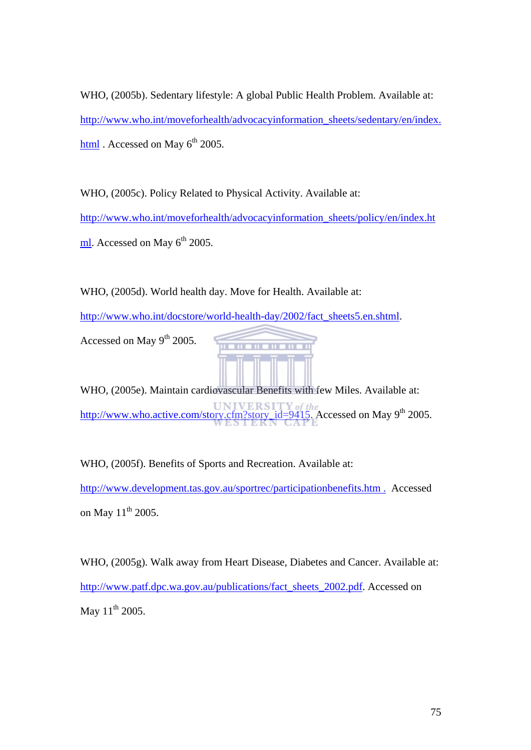WHO, (2005b). Sedentary lifestyle: A global Public Health Problem. Available at: http://www.who.int/moveforhealth/advocacyinformation_sheets/sedentary/en/index.html . Accessed on May 6th 2005.

WHO, (2005c). Policy Related to Physical Activity. Available at: http://www.who.int/moveforhealth/advocacyinformation_sheets/policy/en/index.html. Accessed on May 6th 2005.

WHO, (2005d). World health day. Move for Health. Available at: http://www.who.int/docstore/world-health-day/2002/fact_sheets5.en.shtml. Accessed on May 9th 2005.

WHO, (2005e). Maintain cardiovascular Benefits with few Miles. Available at: http://www.who.active.com/story.cfm?story_id=9415. Accessed on May 9th 2005.

WHO, (2005f). Benefits of Sports and Recreation. Available at: http://www.development.tas.gov.au/sportrec/participationbenefits.htm . Accessed on May 11th 2005.

WHO, (2005g). Walk away from Heart Disease, Diabetes and Cancer. Available at: http://www.patf.dpc.wa.gov.au/publications/fact_sheets_2002.pdf. Accessed on May 11th 2005.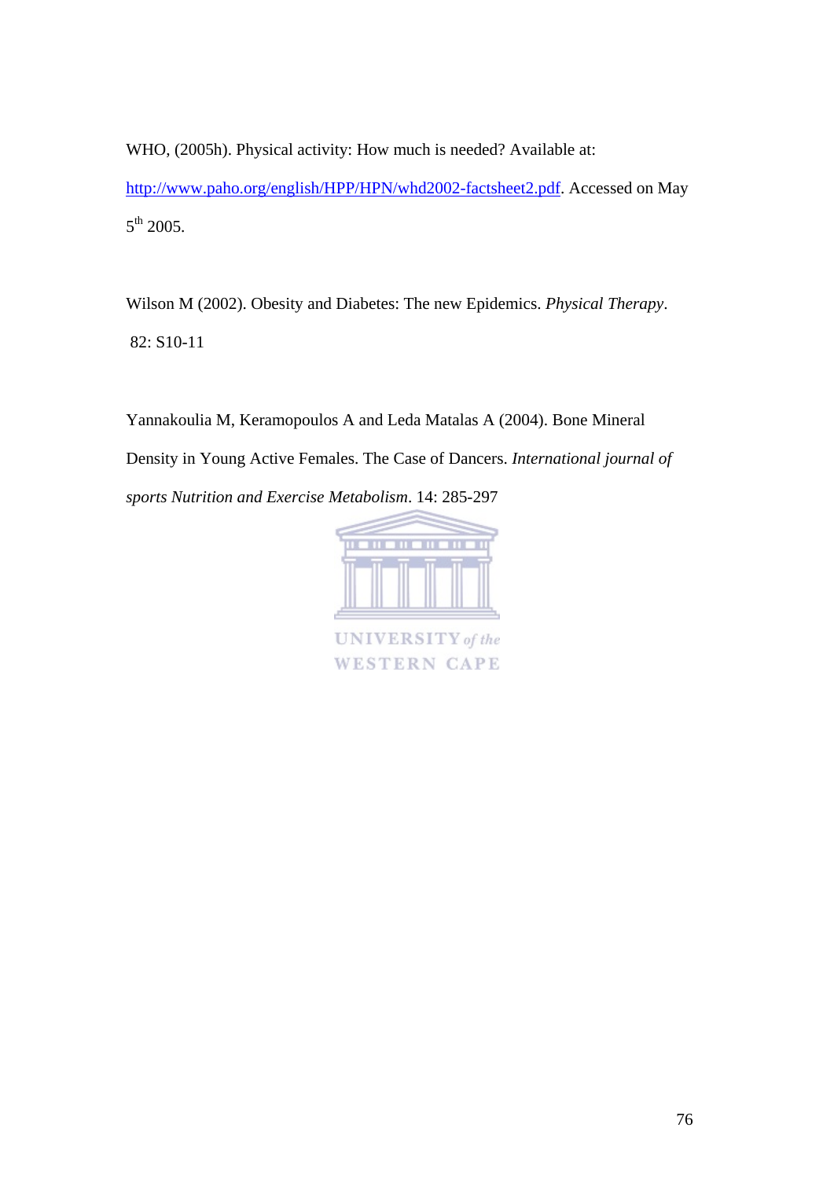WHO, (2005h). Physical activity: How much is needed? Available at: http://www.paho.org/english/HPP/HPN/whd2002-factsheet2.pdf. Accessed on May 5th 2005.

Wilson M (2002). Obesity and Diabetes: The new Epidemics. *Physical Therapy*. 82: S10-11

Yannakoulia M, Keramopoulos A and Leda Matalas A (2004). Bone Mineral Density in Young Active Females. The Case of Dancers. *International journal of sports Nutrition and Exercise Metabolism*. 14: 285-297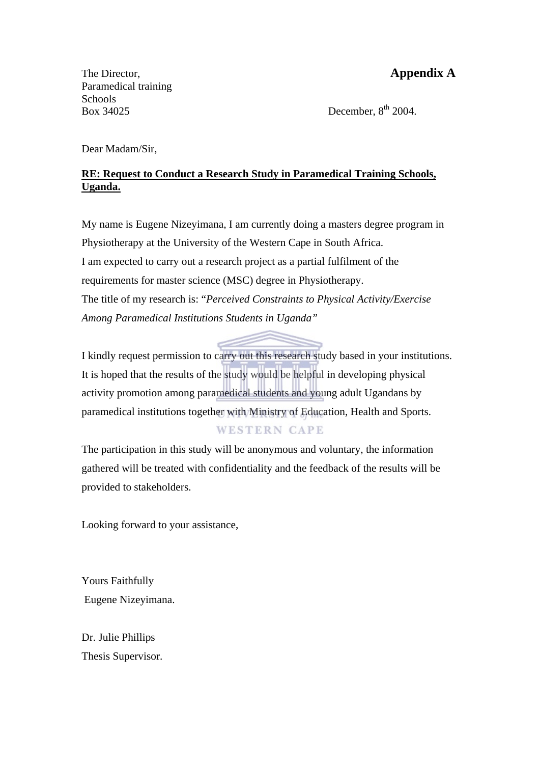**Appendix A**

The Director,
Paramedical training
Schools
Box 34025

December, 8th 2004.

Dear Madam/Sir,

**RE: Request to Conduct a Research Study in Paramedical Training Schools, Uganda.**

My name is Eugene Nizeyimana, I am currently doing a masters degree program in Physiotherapy at the University of the Western Cape in South Africa.
I am expected to carry out a research project as a partial fulfilment of the requirements for master science (MSC) degree in Physiotherapy.
The title of my research is: "*Perceived Constraints to Physical Activity/Exercise Among Paramedical Institutions Students in Uganda"*

I kindly request permission to carry out this research study based in your institutions. It is hoped that the results of the study would be helpful in developing physical activity promotion among paramedical students and young adult Ugandans by paramedical institutions together with Ministry of Education, Health and Sports.

The participation in this study will be anonymous and voluntary, the information gathered will be treated with confidentiality and the feedback of the results will be provided to stakeholders.

Looking forward to your assistance,

Yours Faithfully
Eugene Nizeyimana.

Dr. Julie Phillips
Thesis Supervisor.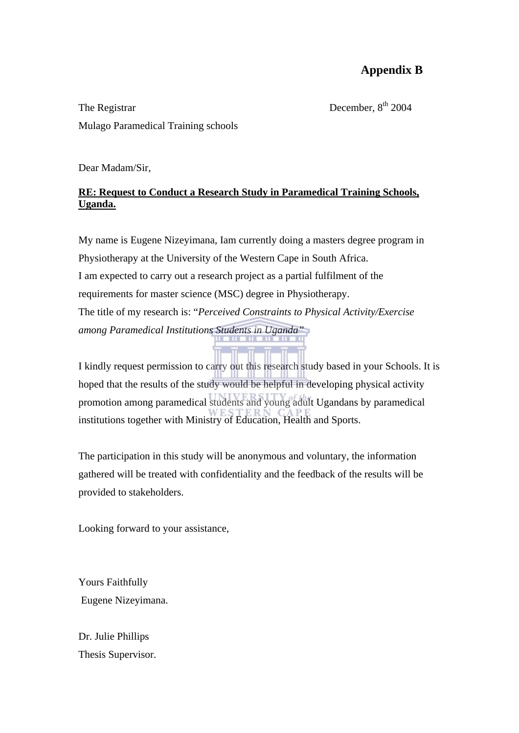**Appendix B**

The Registrar December, 8th 2004

Mulago Paramedical Training schools

Dear Madam/Sir,

**RE: Request to Conduct a Research Study in Paramedical Training Schools, Uganda.**

My name is Eugene Nizeyimana, Iam currently doing a masters degree program in Physiotherapy at the University of the Western Cape in South Africa.
I am expected to carry out a research project as a partial fulfilment of the requirements for master science (MSC) degree in Physiotherapy.
The title of my research is: "*Perceived Constraints to Physical Activity/Exercise among Paramedical Institutions Students in Uganda*"

I kindly request permission to carry out this research study based in your Schools. It is hoped that the results of the study would be helpful in developing physical activity promotion among paramedical students and young adult Ugandans by paramedical institutions together with Ministry of Education, Health and Sports.

The participation in this study will be anonymous and voluntary, the information gathered will be treated with confidentiality and the feedback of the results will be provided to stakeholders.

Looking forward to your assistance,

Yours Faithfully
Eugene Nizeyimana.

Dr. Julie Phillips
Thesis Supervisor.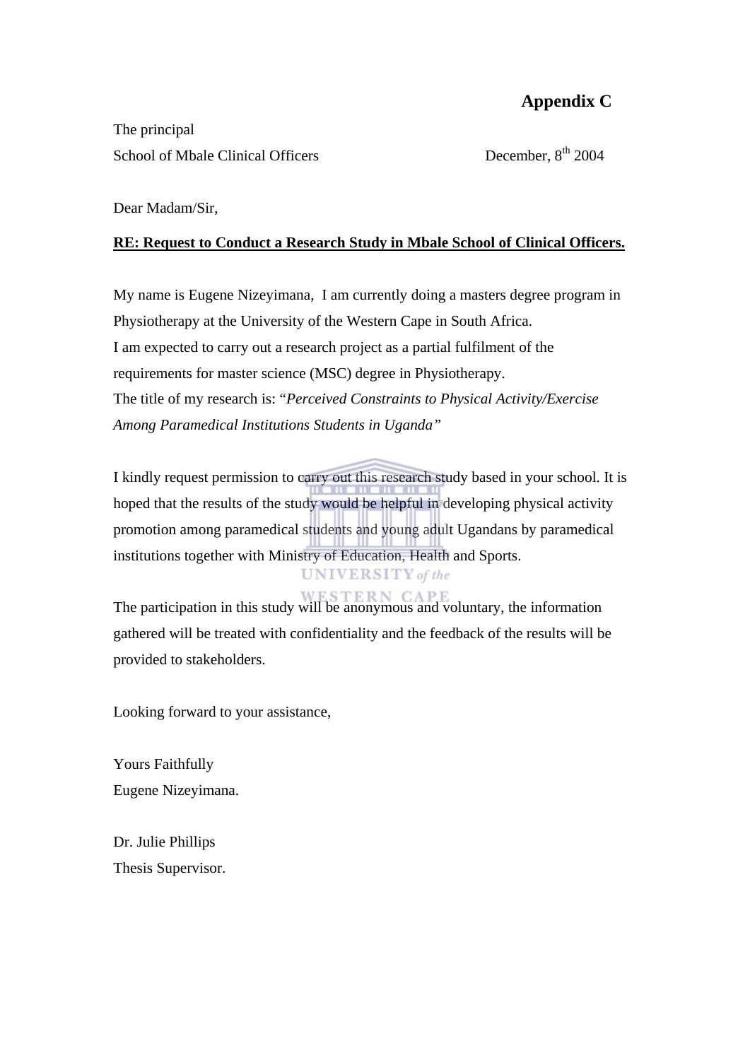**Appendix C**

The principal
School of Mbale Clinical Officers

December, 8th 2004

Dear Madam/Sir,

**RE: Request to Conduct a Research Study in Mbale School of Clinical Officers.**

My name is Eugene Nizeyimana,  I am currently doing a masters degree program in Physiotherapy at the University of the Western Cape in South Africa.
I am expected to carry out a research project as a partial fulfilment of the requirements for master science (MSC) degree in Physiotherapy.
The title of my research is: "*Perceived Constraints to Physical Activity/Exercise Among Paramedical Institutions Students in Uganda*"

I kindly request permission to carry out this research study based in your school. It is hoped that the results of the study would be helpful in developing physical activity promotion among paramedical students and young adult Ugandans by paramedical institutions together with Ministry of Education, Health and Sports.

The participation in this study will be anonymous and voluntary, the information gathered will be treated with confidentiality and the feedback of the results will be provided to stakeholders.

Looking forward to your assistance,

Yours Faithfully
Eugene Nizeyimana.

Dr. Julie Phillips
Thesis Supervisor.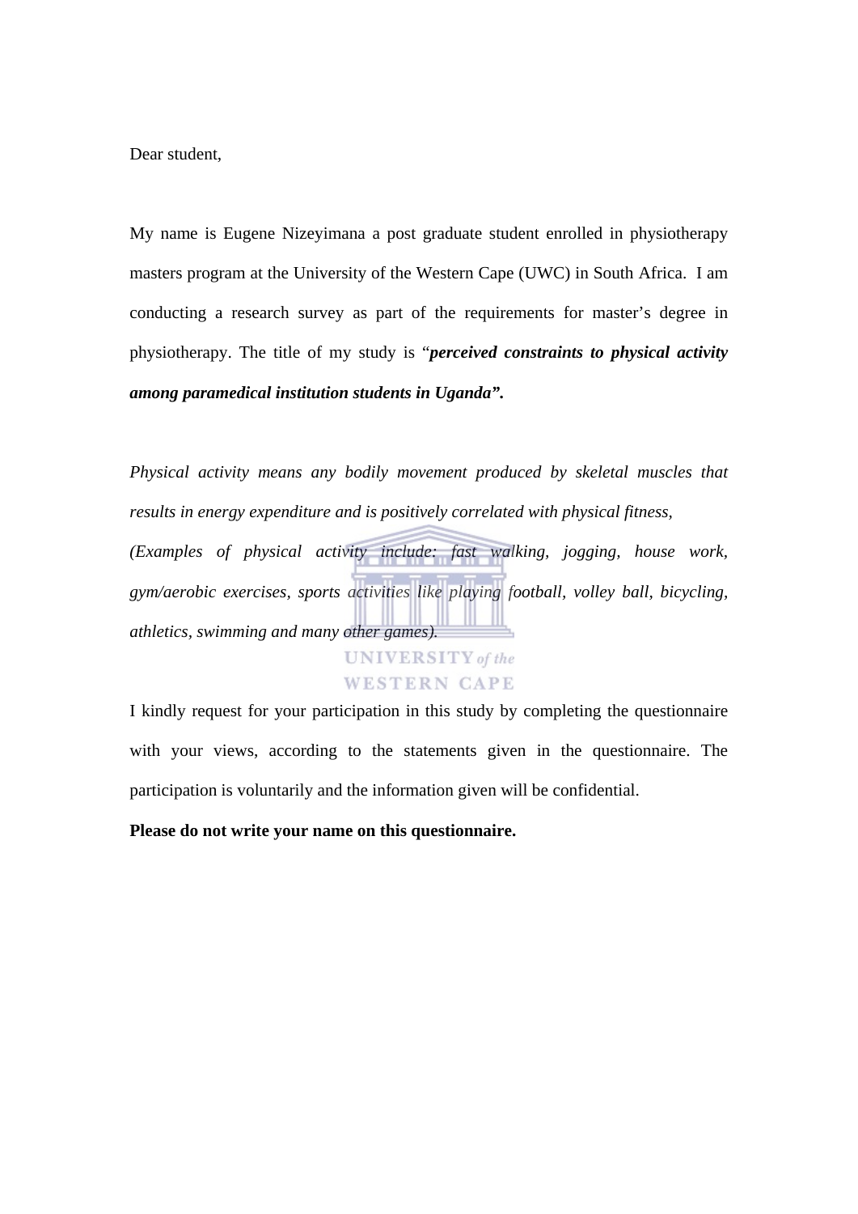Dear student,

My name is Eugene Nizeyimana a post graduate student enrolled in physiotherapy masters program at the University of the Western Cape (UWC) in South Africa. I am conducting a research survey as part of the requirements for master's degree in physiotherapy. The title of my study is "***perceived constraints to physical activity among paramedical institution students in Uganda".***

*Physical activity means any bodily movement produced by skeletal muscles that results in energy expenditure and is positively correlated with physical fitness, (Examples of physical activity include: fast walking, jogging, house work, gym/aerobic exercises, sports activities like playing football, volley ball, bicycling, athletics, swimming and many other games).*

I kindly request for your participation in this study by completing the questionnaire with your views, according to the statements given in the questionnaire. The participation is voluntarily and the information given will be confidential.

**Please do not write your name on this questionnaire.**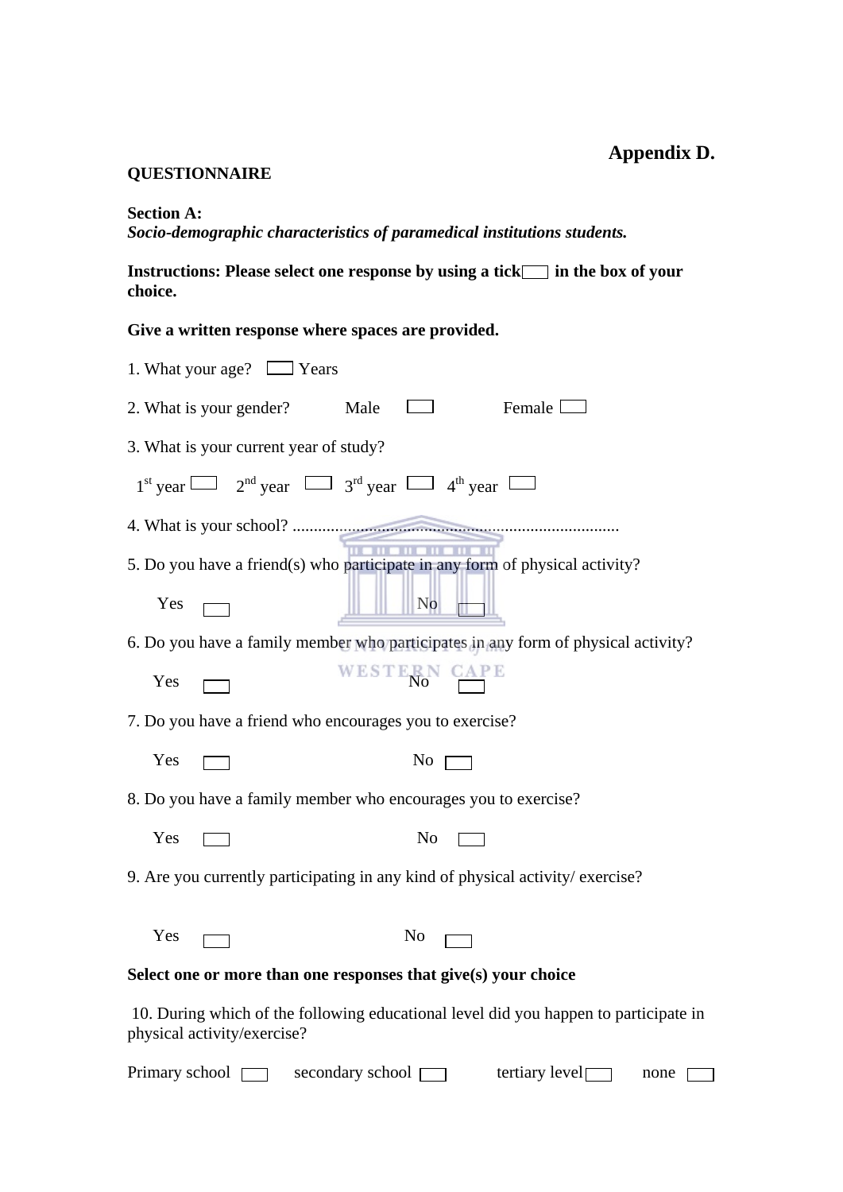**Appendix D.**

**QUESTIONNAIRE**

**Section A:**
***Socio-demographic characteristics of paramedical institutions students.***

**Instructions: Please select one response by using a tick☐ in the box of your choice.**

**Give a written response where spaces are provided.**

1. What your age? ☐ Years

2. What is your gender? Male ☐ Female ☐

3. What is your current year of study?

1st year ☐ 2nd year ☐ 3rd year ☐ 4th year ☐

4. What is your school? ............................................................................

5. Do you have a friend(s) who participate in any form of physical activity?

Yes ☐ No ☐

6. Do you have a family member who participates in any form of physical activity?

Yes ☐ No ☐

7. Do you have a friend who encourages you to exercise?

Yes ☐ No ☐

8. Do you have a family member who encourages you to exercise?

Yes ☐ No ☐

9. Are you currently participating in any kind of physical activity/ exercise?

Yes ☐ No ☐

**Select one or more than one responses that give(s) your choice**

10. During which of the following educational level did you happen to participate in physical activity/exercise?

Primary school ☐ secondary school ☐ tertiary level☐ none ☐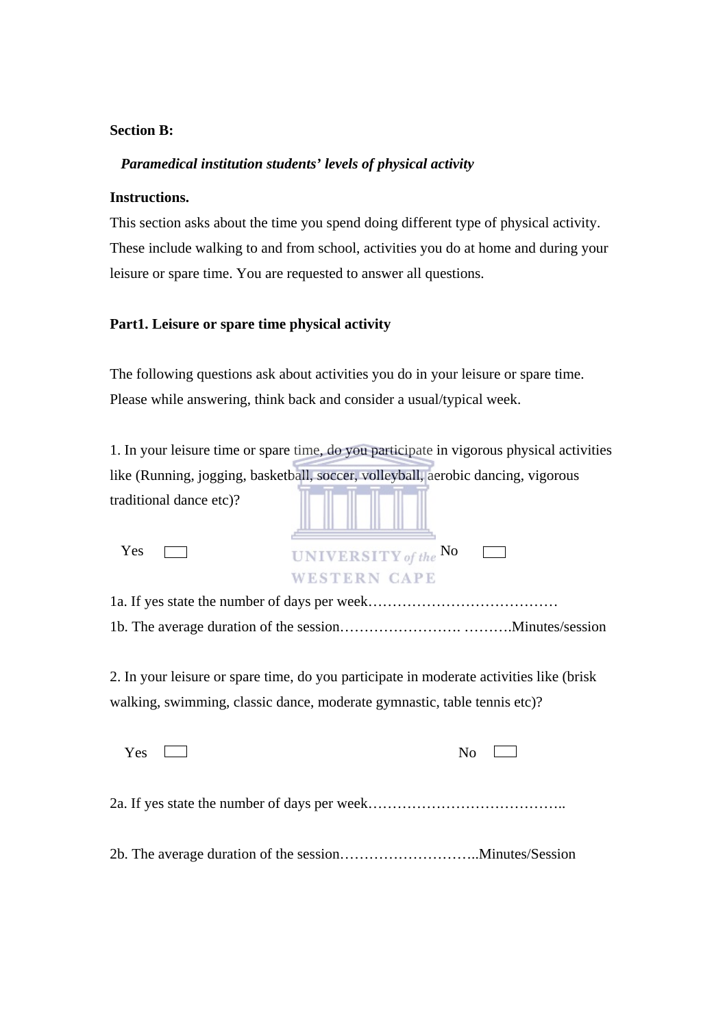**Section B:**

***Paramedical institution students' levels of physical activity***

**Instructions.**

This section asks about the time you spend doing different type of physical activity. These include walking to and from school, activities you do at home and during your leisure or spare time. You are requested to answer all questions.

**Part1. Leisure or spare time physical activity**

The following questions ask about activities you do in your leisure or spare time. Please while answering, think back and consider a usual/typical week.

1. In your leisure time or spare time, do you participate in vigorous physical activities like (Running, jogging, basketball, soccer, volleyball, aerobic dancing, vigorous traditional dance etc)?

Yes ☐ No ☐

1a. If yes state the number of days per week…………………………………

1b. The average duration of the session……………………. ……….Minutes/session

2. In your leisure or spare time, do you participate in moderate activities like (brisk walking, swimming, classic dance, moderate gymnastic, table tennis etc)?

Yes ☐ No ☐

2a. If yes state the number of days per week…………………………………..

2b. The average duration of the session………………………..Minutes/Session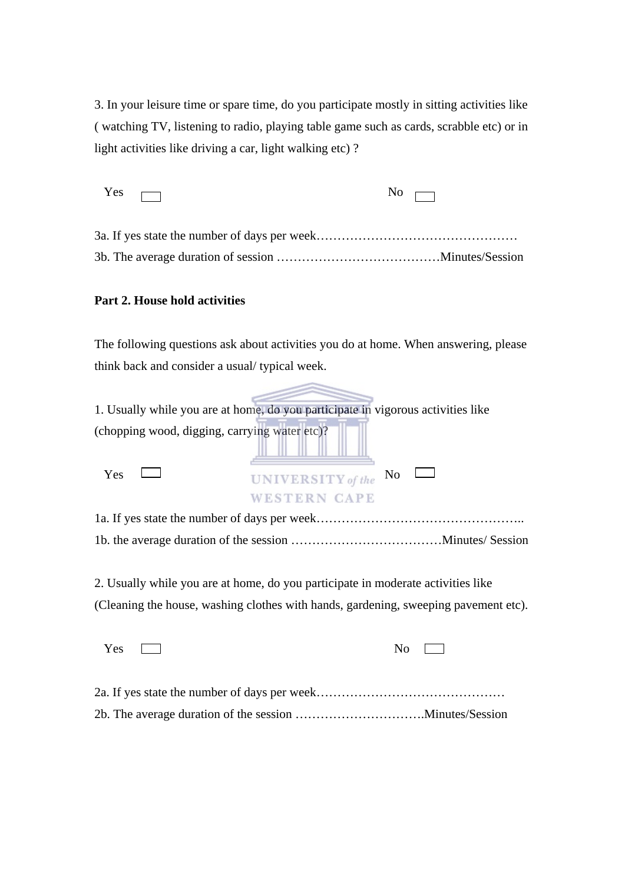3. In your leisure time or spare time, do you participate mostly in sitting activities like ( watching TV, listening to radio, playing table game such as cards, scrabble etc) or in light activities like driving a car, light walking etc) ?

Yes ☐ No ☐

3a. If yes state the number of days per week…………………………………………

3b. The average duration of session …………………………………Minutes/Session

**Part 2. House hold activities**

The following questions ask about activities you do at home. When answering, please think back and consider a usual/ typical week.

1. Usually while you are at home, do you participate in vigorous activities like (chopping wood, digging, carrying water etc)?

Yes ☐ No ☐

1a. If yes state the number of days per week…………………………………………..

1b. the average duration of the session ………………………………Minutes/ Session

2. Usually while you are at home, do you participate in moderate activities like (Cleaning the house, washing clothes with hands, gardening, sweeping pavement etc).

Yes ☐ No ☐

2a. If yes state the number of days per week………………………………………

2b. The average duration of the session ………………………….Minutes/Session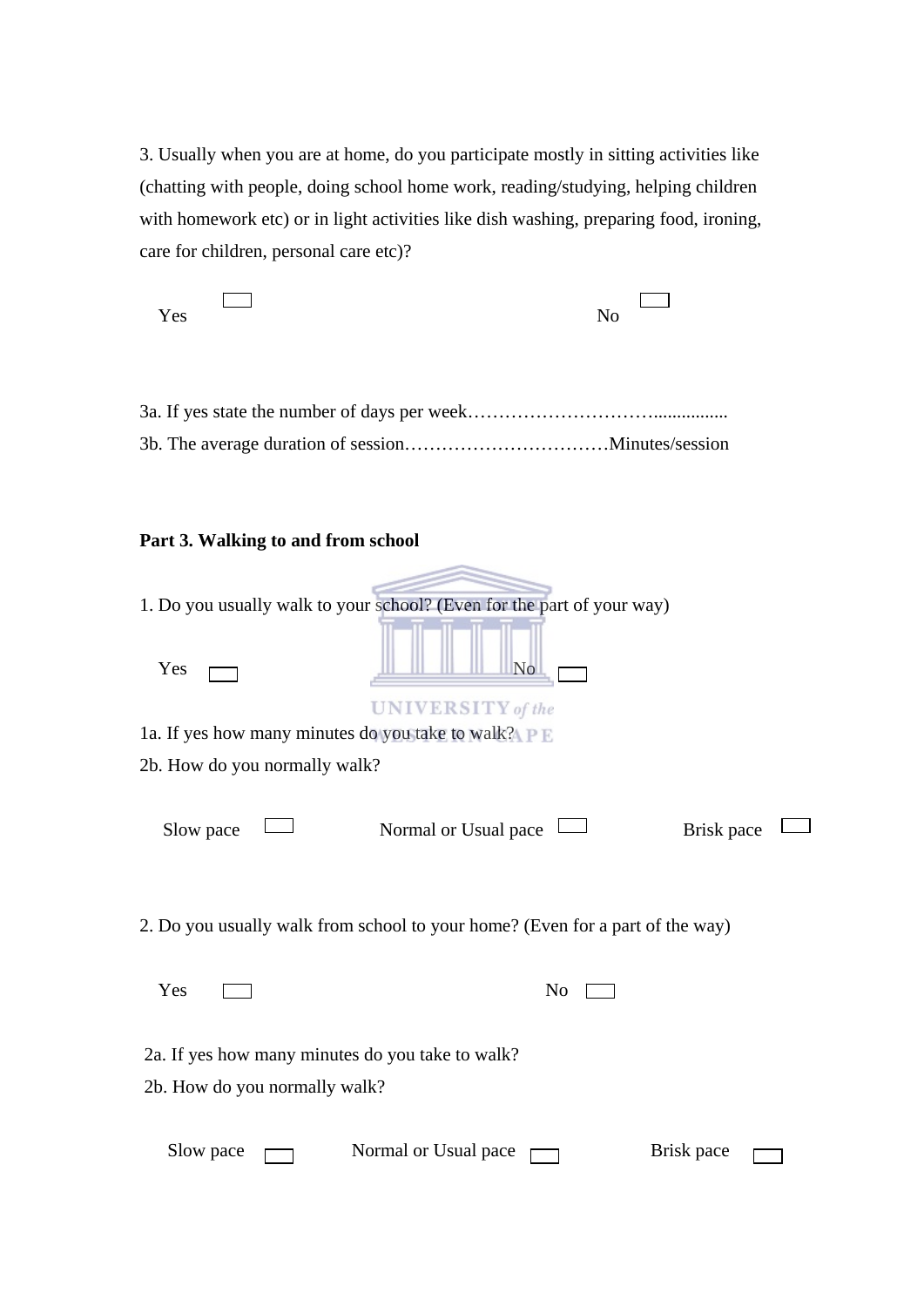3. Usually when you are at home, do you participate mostly in sitting activities like (chatting with people, doing school home work, reading/studying, helping children with homework etc) or in light activities like dish washing, preparing food, ironing, care for children, personal care etc)?

Yes ☐ No ☐

3a. If yes state the number of days per week………………………….................

3b. The average duration of session……………………………Minutes/session

**Part 3. Walking to and from school**

1. Do you usually walk to your school? (Even for the part of your way)

Yes ☐ No ☐

1a. If yes how many minutes do you take to walk?

2b. How do you normally walk?

Slow pace ☐ Normal or Usual pace ☐ Brisk pace ☐

2. Do you usually walk from school to your home? (Even for a part of the way)

Yes ☐ No ☐

2a. If yes how many minutes do you take to walk?

2b. How do you normally walk?

Slow pace ☐ Normal or Usual pace ☐ Brisk pace ☐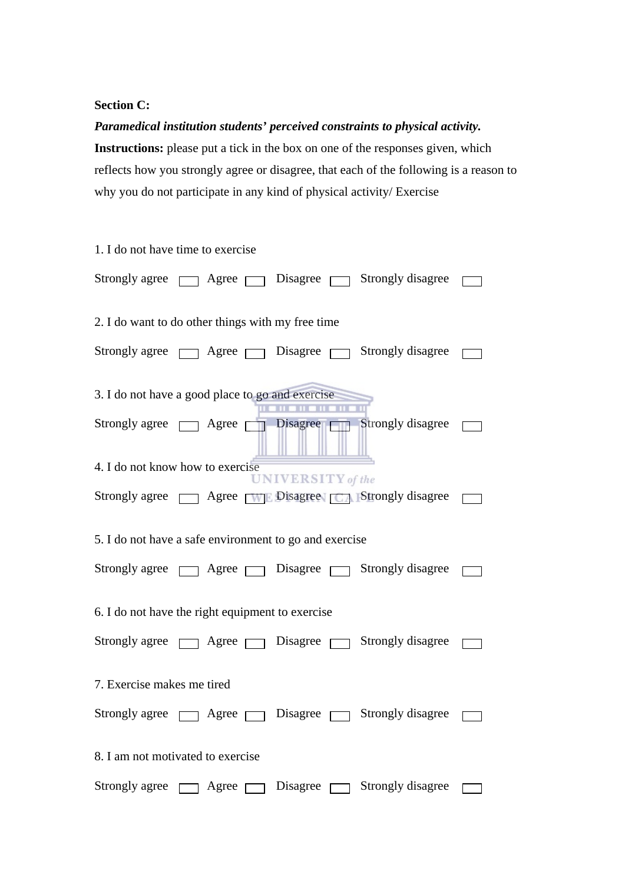**Section C:**

***Paramedical institution students' perceived constraints to physical activity.***

**Instructions:** please put a tick in the box on one of the responses given, which reflects how you strongly agree or disagree, that each of the following is a reason to why you do not participate in any kind of physical activity/ Exercise

1. I do not have time to exercise

Strongly agree ☐ Agree ☐ Disagree ☐ Strongly disagree ☐

2. I do want to do other things with my free time

Strongly agree ☐ Agree ☐ Disagree ☐ Strongly disagree ☐

3. I do not have a good place to go and exercise

Strongly agree ☐ Agree ☐ Disagree ☐ Strongly disagree ☐

4. I do not know how to exercise

Strongly agree ☐ Agree ☐ Disagree ☐ Strongly disagree ☐

5. I do not have a safe environment to go and exercise

Strongly agree ☐ Agree ☐ Disagree ☐ Strongly disagree ☐

6. I do not have the right equipment to exercise

Strongly agree ☐ Agree ☐ Disagree ☐ Strongly disagree ☐

7. Exercise makes me tired

Strongly agree ☐ Agree ☐ Disagree ☐ Strongly disagree ☐

8. I am not motivated to exercise

Strongly agree ☐ Agree ☐ Disagree ☐ Strongly disagree ☐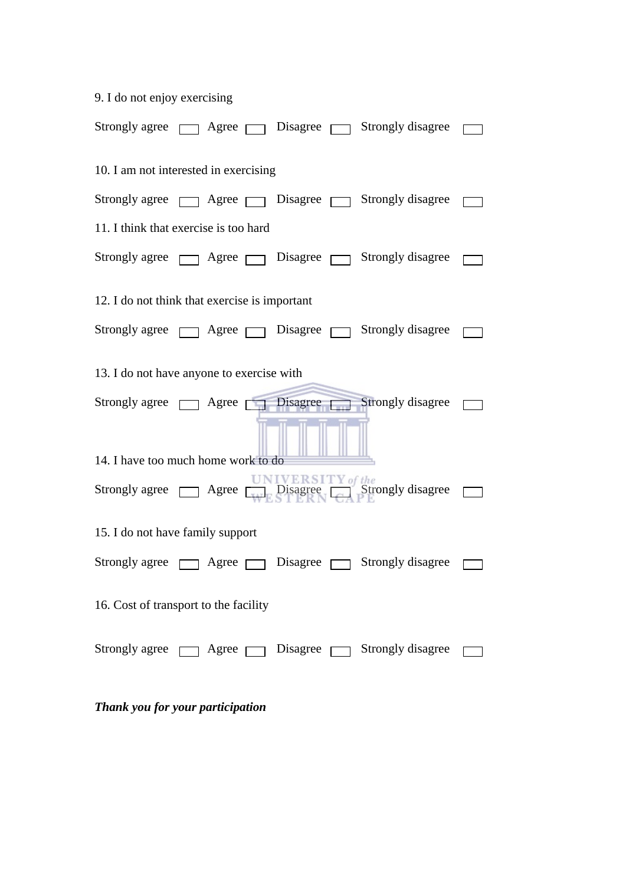9. I do not enjoy exercising

Strongly agree ☐ Agree ☐ Disagree ☐ Strongly disagree ☐

10. I am not interested in exercising

Strongly agree ☐ Agree ☐ Disagree ☐ Strongly disagree ☐

11. I think that exercise is too hard

Strongly agree ☐ Agree ☐ Disagree ☐ Strongly disagree ☐

12. I do not think that exercise is important

Strongly agree ☐ Agree ☐ Disagree ☐ Strongly disagree ☐

13. I do not have anyone to exercise with

Strongly agree ☐ Agree ☐ Disagree ☐ Strongly disagree ☐

14. I have too much home work to do

Strongly agree ☐ Agree ☐ Disagree ☐ Strongly disagree ☐

15. I do not have family support

Strongly agree ☐ Agree ☐ Disagree ☐ Strongly disagree ☐

16. Cost of transport to the facility

Strongly agree ☐ Agree ☐ Disagree ☐ Strongly disagree ☐

***Thank you for your participation***